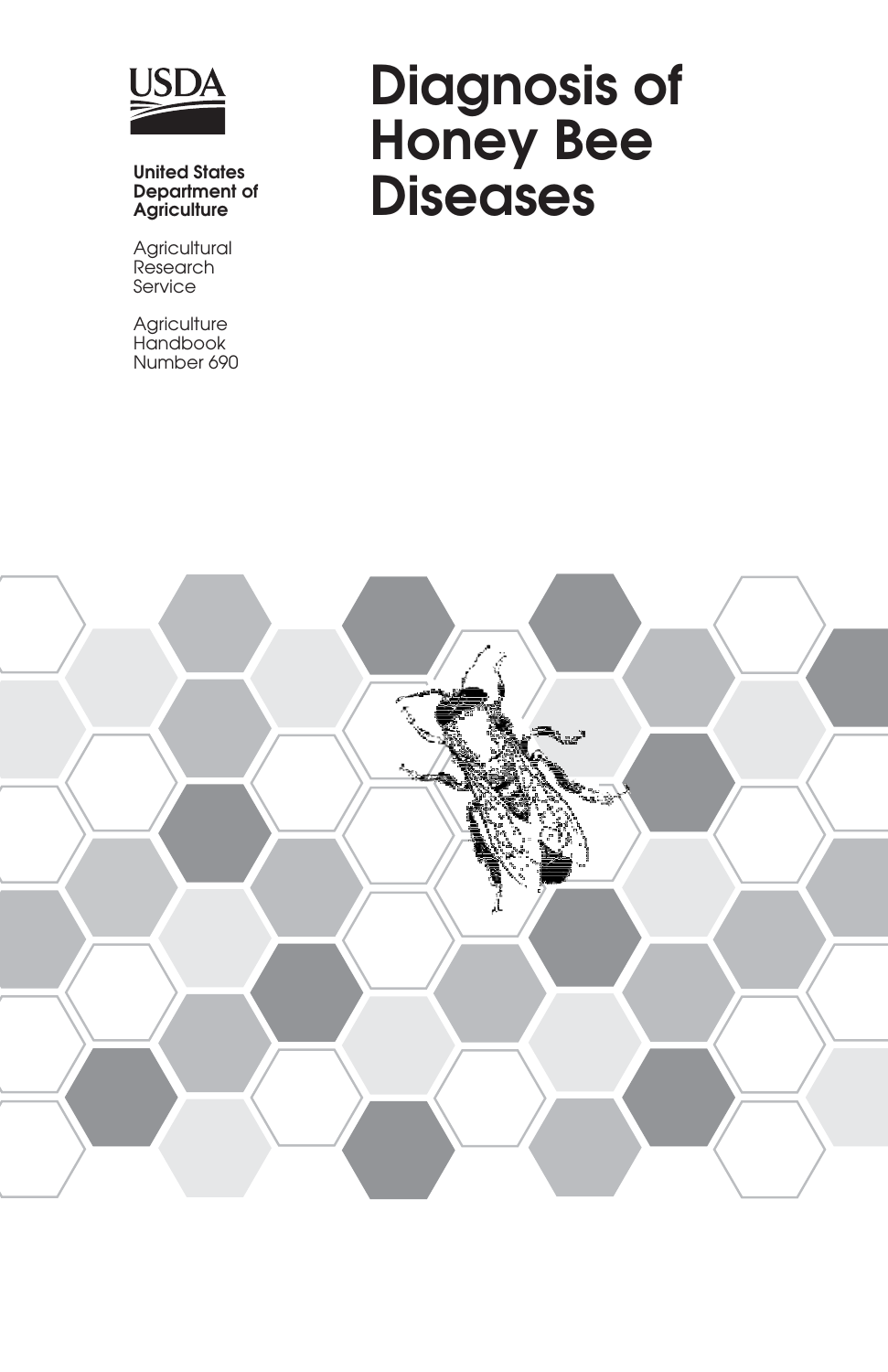USDA

**United States Department of Agriculture**

Agricultural Research Service

Agriculture Handbook Number 690

# Diagnosis of Honey Bee Diseases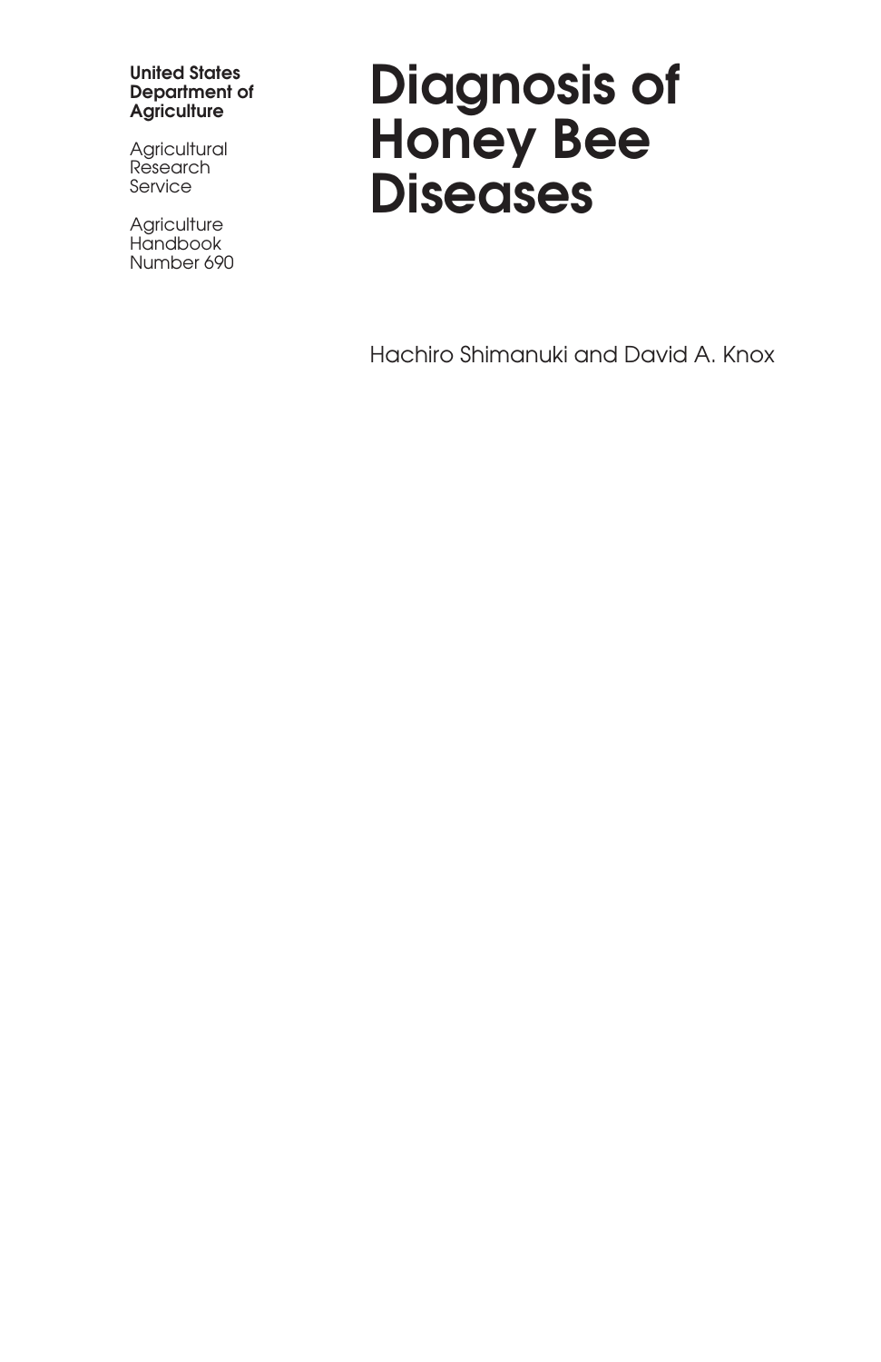**United States Department of Agriculture**

Agricultural Research Service

Agriculture Handbook Number 690

# Diagnosis of Honey Bee Diseases

Hachiro Shimanuki and David A. Knox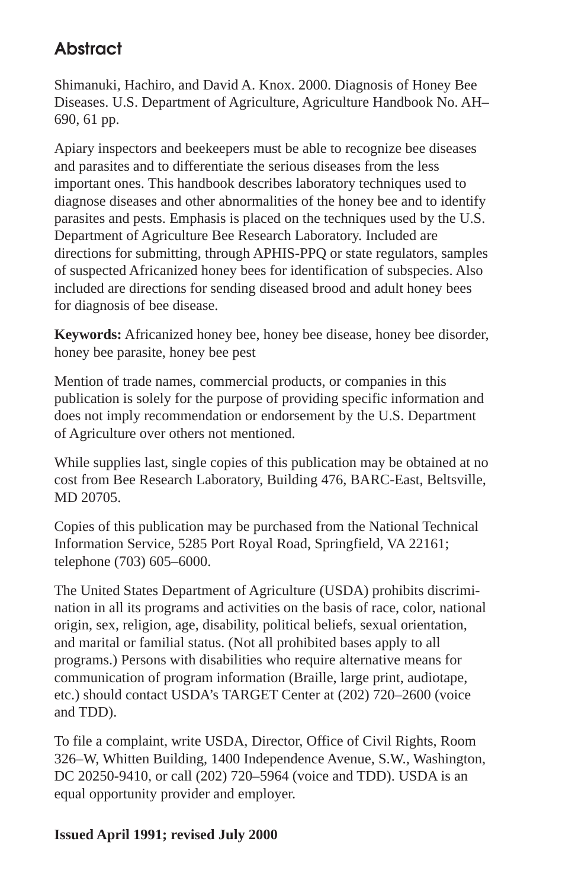## Abstract

Shimanuki, Hachiro, and David A. Knox. 2000. Diagnosis of Honey Bee Diseases. U.S. Department of Agriculture, Agriculture Handbook No. AH–690, 61 pp.

Apiary inspectors and beekeepers must be able to recognize bee diseases and parasites and to differentiate the serious diseases from the less important ones. This handbook describes laboratory techniques used to diagnose diseases and other abnormalities of the honey bee and to identify parasites and pests. Emphasis is placed on the techniques used by the U.S. Department of Agriculture Bee Research Laboratory. Included are directions for submitting, through APHIS-PPQ or state regulators, samples of suspected Africanized honey bees for identification of subspecies. Also included are directions for sending diseased brood and adult honey bees for diagnosis of bee disease.

**Keywords:** Africanized honey bee, honey bee disease, honey bee disorder, honey bee parasite, honey bee pest

Mention of trade names, commercial products, or companies in this publication is solely for the purpose of providing specific information and does not imply recommendation or endorsement by the U.S. Department of Agriculture over others not mentioned.

While supplies last, single copies of this publication may be obtained at no cost from Bee Research Laboratory, Building 476, BARC-East, Beltsville, MD 20705.

Copies of this publication may be purchased from the National Technical Information Service, 5285 Port Royal Road, Springfield, VA 22161; telephone (703) 605–6000.

The United States Department of Agriculture (USDA) prohibits discrimination in all its programs and activities on the basis of race, color, national origin, sex, religion, age, disability, political beliefs, sexual orientation, and marital or familial status. (Not all prohibited bases apply to all programs.) Persons with disabilities who require alternative means for communication of program information (Braille, large print, audiotape, etc.) should contact USDA's TARGET Center at (202) 720–2600 (voice and TDD).

To file a complaint, write USDA, Director, Office of Civil Rights, Room 326–W, Whitten Building, 1400 Independence Avenue, S.W., Washington, DC 20250-9410, or call (202) 720–5964 (voice and TDD). USDA is an equal opportunity provider and employer.

**Issued April 1991; revised July 2000**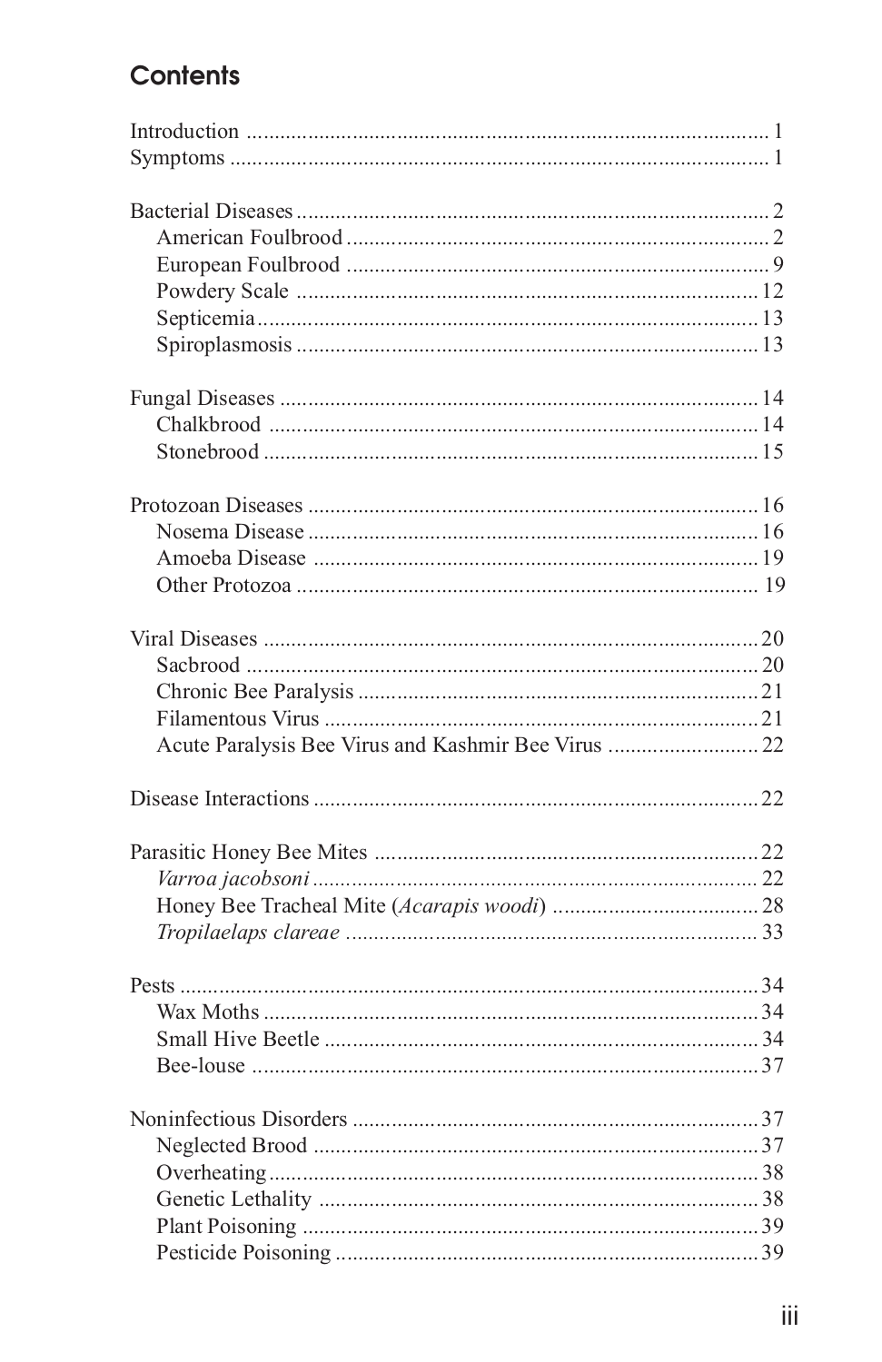## Contents

Introduction .......... 1
Symptoms .......... 1

Bacterial Diseases .......... 2
- American Foulbrood .......... 2
- European Foulbrood .......... 9
- Powdery Scale .......... 12
- Septicemia .......... 13
- Spiroplasmosis .......... 13

Fungal Diseases .......... 14
- Chalkbrood .......... 14
- Stonebrood .......... 15

Protozoan Diseases .......... 16
- Nosema Disease .......... 16
- Amoeba Disease .......... 19
- Other Protozoa .......... 19

Viral Diseases .......... 20
- Sacbrood .......... 20
- Chronic Bee Paralysis .......... 21
- Filamentous Virus .......... 21
- Acute Paralysis Bee Virus and Kashmir Bee Virus .......... 22

Disease Interactions .......... 22

Parasitic Honey Bee Mites .......... 22
- *Varroa jacobsoni* .......... 22
- Honey Bee Tracheal Mite (*Acarapis woodi*) .......... 28
- *Tropilaelaps clareae* .......... 33

Pests .......... 34
- Wax Moths .......... 34
- Small Hive Beetle .......... 34
- Bee-louse .......... 37

Noninfectious Disorders .......... 37
- Neglected Brood .......... 37
- Overheating .......... 38
- Genetic Lethality .......... 38
- Plant Poisoning .......... 39
- Pesticide Poisoning .......... 39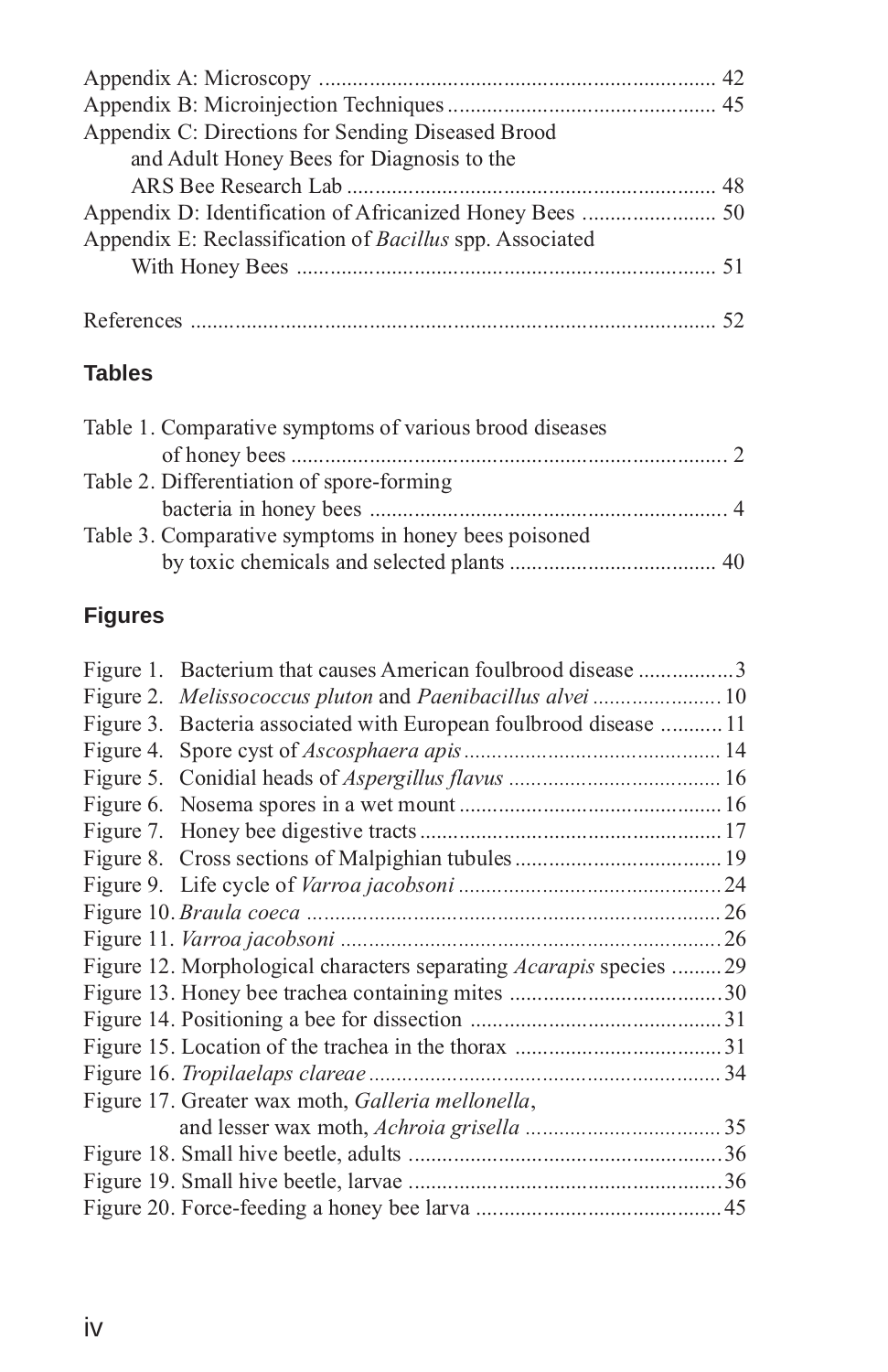Appendix A: Microscopy ........................................................................ 42
Appendix B: Microinjection Techniques ................................................. 45
Appendix C: Directions for Sending Diseased Brood and Adult Honey Bees for Diagnosis to the ARS Bee Research Lab .................................................................. 48
Appendix D: Identification of Africanized Honey Bees ......................... 50
Appendix E: Reclassification of *Bacillus* spp. Associated With Honey Bees ............................................................................ 51

References ............................................................................................. 52

## Tables

Table 1. Comparative symptoms of various brood diseases of honey bees ............................................................................. 2
Table 2. Differentiation of spore-forming bacteria in honey bees ................................................................ 4
Table 3. Comparative symptoms in honey bees poisoned by toxic chemicals and selected plants ..................................... 40

## Figures

Figure 1. Bacterium that causes American foulbrood disease .................3
Figure 2. *Melissococcus pluton* and *Paenibacillus alvei* .......................10
Figure 3. Bacteria associated with European foulbrood disease ...........11
Figure 4. Spore cyst of *Ascosphaera apis* ..............................................14
Figure 5. Conidial heads of *Aspergillus flavus* ......................................16
Figure 6. Nosema spores in a wet mount ...............................................16
Figure 7. Honey bee digestive tracts ......................................................17
Figure 8. Cross sections of Malpighian tubules .....................................19
Figure 9. Life cycle of *Varroa jacobsoni* ...............................................24
Figure 10. *Braula coeca* ..........................................................................26
Figure 11. *Varroa jacobsoni* ....................................................................26
Figure 12. Morphological characters separating *Acarapis* species .........29
Figure 13. Honey bee trachea containing mites ......................................30
Figure 14. Positioning a bee for dissection .............................................31
Figure 15. Location of the trachea in the thorax .....................................31
Figure 16. *Tropilaelaps clareae* ...............................................................34
Figure 17. Greater wax moth, *Galleria mellonella*, and lesser wax moth, *Achroia grisella* ...................................35
Figure 18. Small hive beetle, adults ........................................................36
Figure 19. Small hive beetle, larvae ........................................................36
Figure 20. Force-feeding a honey bee larva ............................................45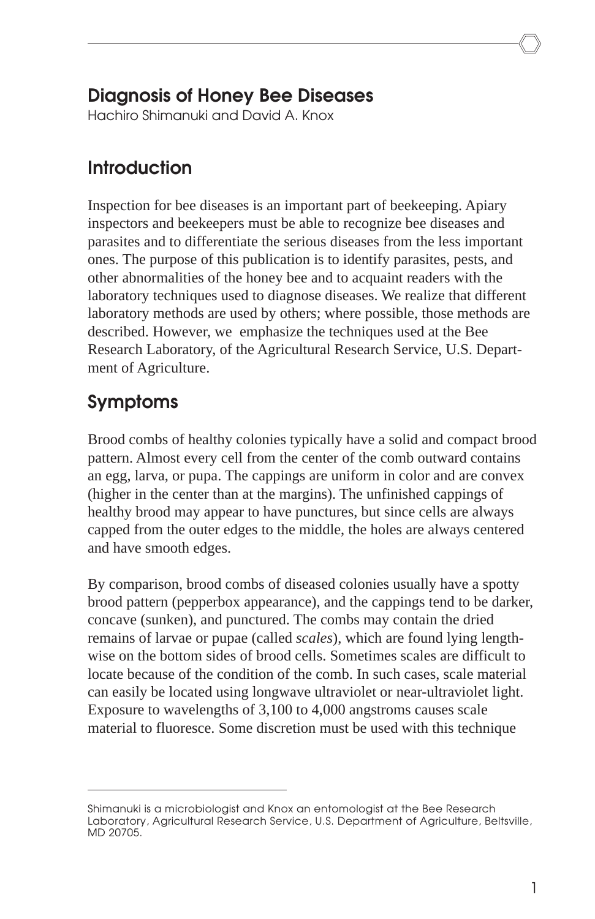# Diagnosis of Honey Bee Diseases

Hachiro Shimanuki and David A. Knox

## Introduction

Inspection for bee diseases is an important part of beekeeping. Apiary inspectors and beekeepers must be able to recognize bee diseases and parasites and to differentiate the serious diseases from the less important ones. The purpose of this publication is to identify parasites, pests, and other abnormalities of the honey bee and to acquaint readers with the laboratory techniques used to diagnose diseases. We realize that different laboratory methods are used by others; where possible, those methods are described. However, we emphasize the techniques used at the Bee Research Laboratory, of the Agricultural Research Service, U.S. Department of Agriculture.

## Symptoms

Brood combs of healthy colonies typically have a solid and compact brood pattern. Almost every cell from the center of the comb outward contains an egg, larva, or pupa. The cappings are uniform in color and are convex (higher in the center than at the margins). The unfinished cappings of healthy brood may appear to have punctures, but since cells are always capped from the outer edges to the middle, the holes are always centered and have smooth edges.

By comparison, brood combs of diseased colonies usually have a spotty brood pattern (pepperbox appearance), and the cappings tend to be darker, concave (sunken), and punctured. The combs may contain the dried remains of larvae or pupae (called *scales*), which are found lying lengthwise on the bottom sides of brood cells. Sometimes scales are difficult to locate because of the condition of the comb. In such cases, scale material can easily be located using longwave ultraviolet or near-ultraviolet light. Exposure to wavelengths of 3,100 to 4,000 angstroms causes scale material to fluoresce. Some discretion must be used with this technique

---

Shimanuki is a microbiologist and Knox an entomologist at the Bee Research Laboratory, Agricultural Research Service, U.S. Department of Agriculture, Beltsville, MD 20705.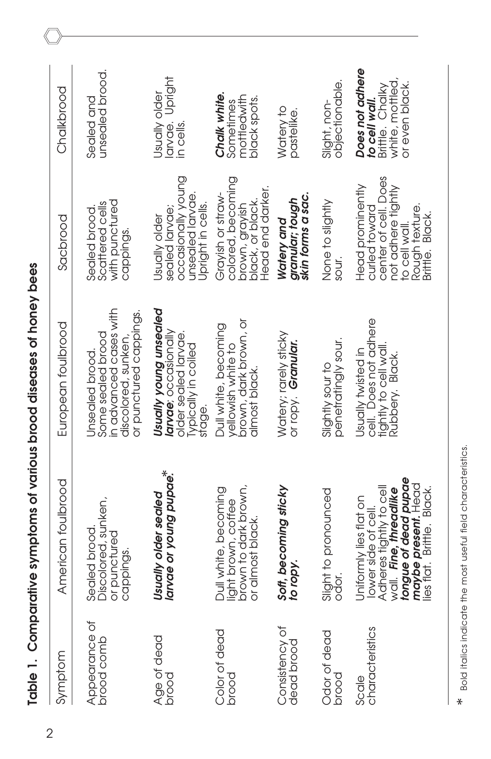**Table 1. Comparative symptoms of various brood diseases of honey bees**

| Symptom | American foulbrood | European foulbrood | Sacbrood | Chalkbrood |
|---|---|---|---|---|
| Appearance of brood comb | Sealed brood. Discolored, sunken, or punctured cappings. | Unsealed brood. Some sealed brood in advanced cases with discolored, sunken, or punctured cappings. | Sealed brood. Scattered cells with punctured cappings. | Sealed and unsealed brood. |
| Age of dead brood | ***Usually older sealed larvae or young pupae.**** | ***Usually young unsealed larvae***; occasionally older sealed larvae. Typically in coiled stage. | Usually older sealed larvae; occasionally young unsealed larvae. Upright in cells. | Usually older larvae. Upright in cells. |
| Color of dead brood | Dull white, becoming light brown, coffee brown to dark brown, or almost black. | Dull white, becoming yellowish white to brown, dark brown, or almost black. | Grayish or straw-colored, becoming brown, grayish black, or black. Head end darker. | ***Chalk white.*** Sometimes mottledwith black spots. |
| Consistency of dead brood | ***Soft, becoming sticky to ropy.*** | Watery; rarely sticky or ropy. ***Granular.*** | ***Watery and granular; tough skin forms a sac.*** | Watery to pastelike. |
| Odor of dead brood | Slight to pronounced odor. | Slightly sour to penetratingly sour. | None to slightly sour. | Slight, non-objectionable. |
| Scale characteristics | Uniformly lies flat on lower side of cell. Adheres tightly to cell wall. ***Fine, threadlike tongue of dead pupae maybe present.*** Head lies flat. Brittle. Black. | Usually twisted in cell. Does not adhere tightly to cell wall. Rubbery. Black. | Head prominently curled toward center of cell. Does not adhere tightly to cell wall. Rough texture. Brittle. Black. | ***Does not adhere to cell wall.*** Brittle. Chalky white, mottled, or even black. |

* Bold italics indicate the most useful field characteristics.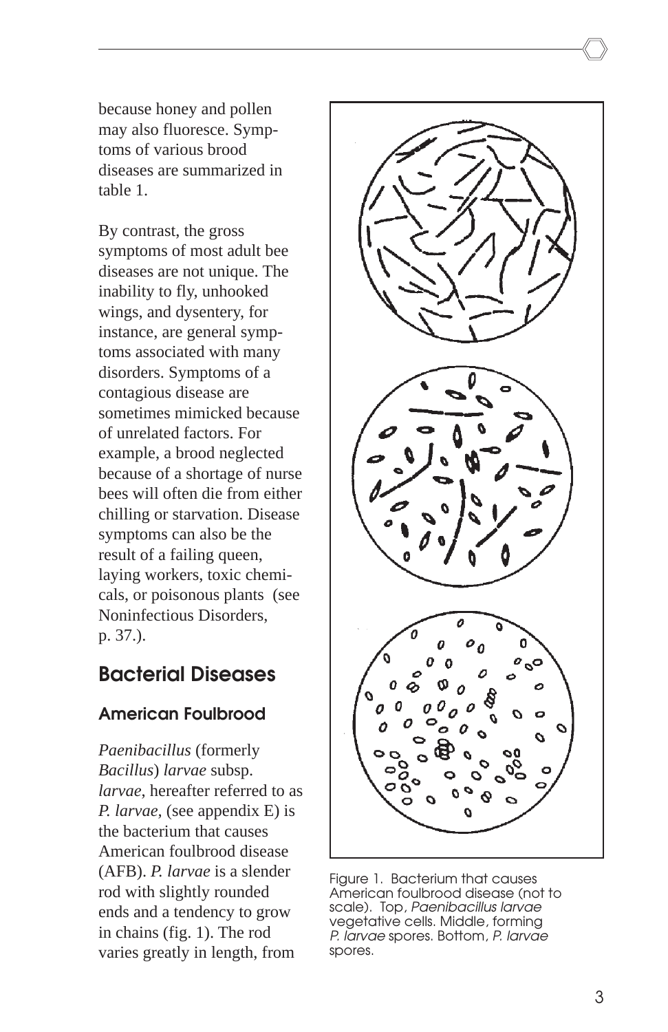because honey and pollen may also fluoresce. Symptoms of various brood diseases are summarized in table 1.

By contrast, the gross symptoms of most adult bee diseases are not unique. The inability to fly, unhooked wings, and dysentery, for instance, are general symptoms associated with many disorders. Symptoms of a contagious disease are sometimes mimicked because of unrelated factors. For example, a brood neglected because of a shortage of nurse bees will often die from either chilling or starvation. Disease symptoms can also be the result of a failing queen, laying workers, toxic chemicals, or poisonous plants (see Noninfectious Disorders, p. 37.).

## Bacterial Diseases

### American Foulbrood

*Paenibacillus* (formerly *Bacillus*) *larvae* subsp. *larvae*, hereafter referred to as *P. larvae*, (see appendix E) is the bacterium that causes American foulbrood disease (AFB). *P. larvae* is a slender rod with slightly rounded ends and a tendency to grow in chains (fig. 1). The rod varies greatly in length, from

Figure 1. Bacterium that causes American foulbrood disease (not to scale). Top, *Paenibacillus larvae* vegetative cells. Middle, forming *P. larvae* spores. Bottom, *P. larvae* spores.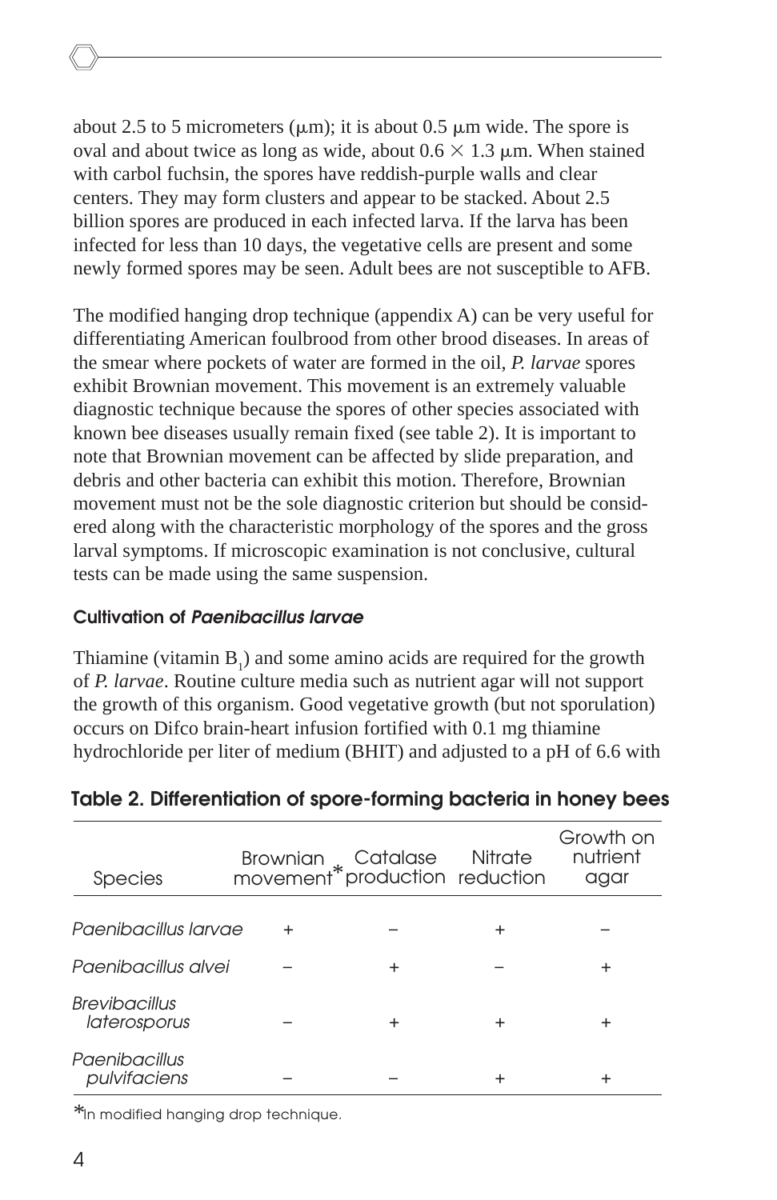about 2.5 to 5 micrometers (μm); it is about 0.5 μm wide. The spore is oval and about twice as long as wide, about $0.6 \times 1.3$ μm. When stained with carbol fuchsin, the spores have reddish-purple walls and clear centers. They may form clusters and appear to be stacked. About 2.5 billion spores are produced in each infected larva. If the larva has been infected for less than 10 days, the vegetative cells are present and some newly formed spores may be seen. Adult bees are not susceptible to AFB.

The modified hanging drop technique (appendix A) can be very useful for differentiating American foulbrood from other brood diseases. In areas of the smear where pockets of water are formed in the oil, *P. larvae* spores exhibit Brownian movement. This movement is an extremely valuable diagnostic technique because the spores of other species associated with known bee diseases usually remain fixed (see table 2). It is important to note that Brownian movement can be affected by slide preparation, and debris and other bacteria can exhibit this motion. Therefore, Brownian movement must not be the sole diagnostic criterion but should be considered along with the characteristic morphology of the spores and the gross larval symptoms. If microscopic examination is not conclusive, cultural tests can be made using the same suspension.

### Cultivation of *Paenibacillus larvae*

Thiamine (vitamin $B_1$) and some amino acids are required for the growth of *P. larvae*. Routine culture media such as nutrient agar will not support the growth of this organism. Good vegetative growth (but not sporulation) occurs on Difco brain-heart infusion fortified with 0.1 mg thiamine hydrochloride per liter of medium (BHIT) and adjusted to a pH of 6.6 with

**Table 2. Differentiation of spore-forming bacteria in honey bees**

| Species | Brownian movement* | Catalase production | Nitrate reduction | Growth on nutrient agar |
|---|---|---|---|---|
| *Paenibacillus larvae* | + | – | + | – |
| *Paenibacillus alvei* | – | + | – | + |
| *Brevibacillus laterosporus* | – | + | + | + |
| *Paenibacillus pulvifaciens* | – | – | + | + |

*In modified hanging drop technique.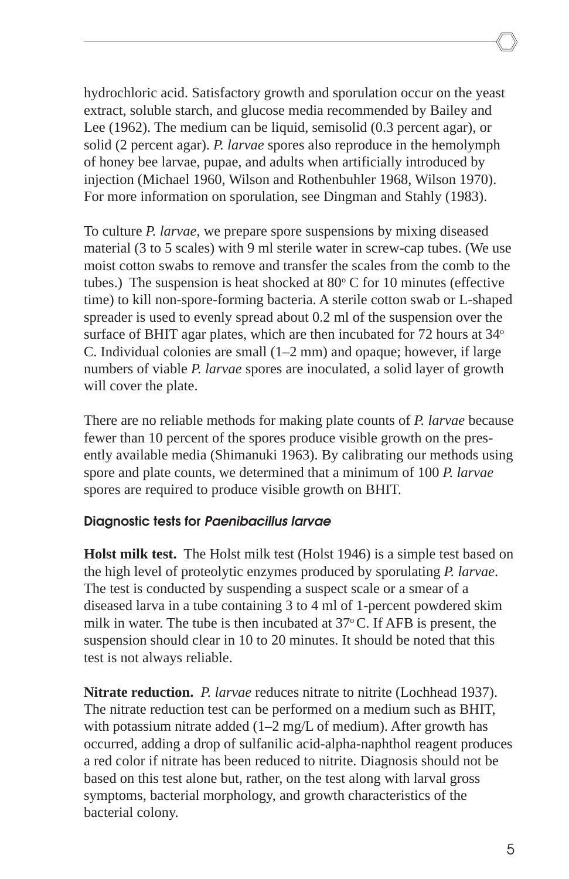hydrochloric acid. Satisfactory growth and sporulation occur on the yeast extract, soluble starch, and glucose media recommended by Bailey and Lee (1962). The medium can be liquid, semisolid (0.3 percent agar), or solid (2 percent agar). *P. larvae* spores also reproduce in the hemolymph of honey bee larvae, pupae, and adults when artificially introduced by injection (Michael 1960, Wilson and Rothenbuhler 1968, Wilson 1970). For more information on sporulation, see Dingman and Stahly (1983).

To culture *P. larvae*, we prepare spore suspensions by mixing diseased material (3 to 5 scales) with 9 ml sterile water in screw-cap tubes. (We use moist cotton swabs to remove and transfer the scales from the comb to the tubes.) The suspension is heat shocked at 80° C for 10 minutes (effective time) to kill non-spore-forming bacteria. A sterile cotton swab or L-shaped spreader is used to evenly spread about 0.2 ml of the suspension over the surface of BHIT agar plates, which are then incubated for 72 hours at 34° C. Individual colonies are small (1–2 mm) and opaque; however, if large numbers of viable *P. larvae* spores are inoculated, a solid layer of growth will cover the plate.

There are no reliable methods for making plate counts of *P. larvae* because fewer than 10 percent of the spores produce visible growth on the presently available media (Shimanuki 1963). By calibrating our methods using spore and plate counts, we determined that a minimum of 100 *P. larvae* spores are required to produce visible growth on BHIT.

### Diagnostic tests for *Paenibacillus larvae*

**Holst milk test.** The Holst milk test (Holst 1946) is a simple test based on the high level of proteolytic enzymes produced by sporulating *P. larvae*. The test is conducted by suspending a suspect scale or a smear of a diseased larva in a tube containing 3 to 4 ml of 1-percent powdered skim milk in water. The tube is then incubated at 37° C. If AFB is present, the suspension should clear in 10 to 20 minutes. It should be noted that this test is not always reliable.

**Nitrate reduction.** *P. larvae* reduces nitrate to nitrite (Lochhead 1937). The nitrate reduction test can be performed on a medium such as BHIT, with potassium nitrate added (1–2 mg/L of medium). After growth has occurred, adding a drop of sulfanilic acid-alpha-naphthol reagent produces a red color if nitrate has been reduced to nitrite. Diagnosis should not be based on this test alone but, rather, on the test along with larval gross symptoms, bacterial morphology, and growth characteristics of the bacterial colony.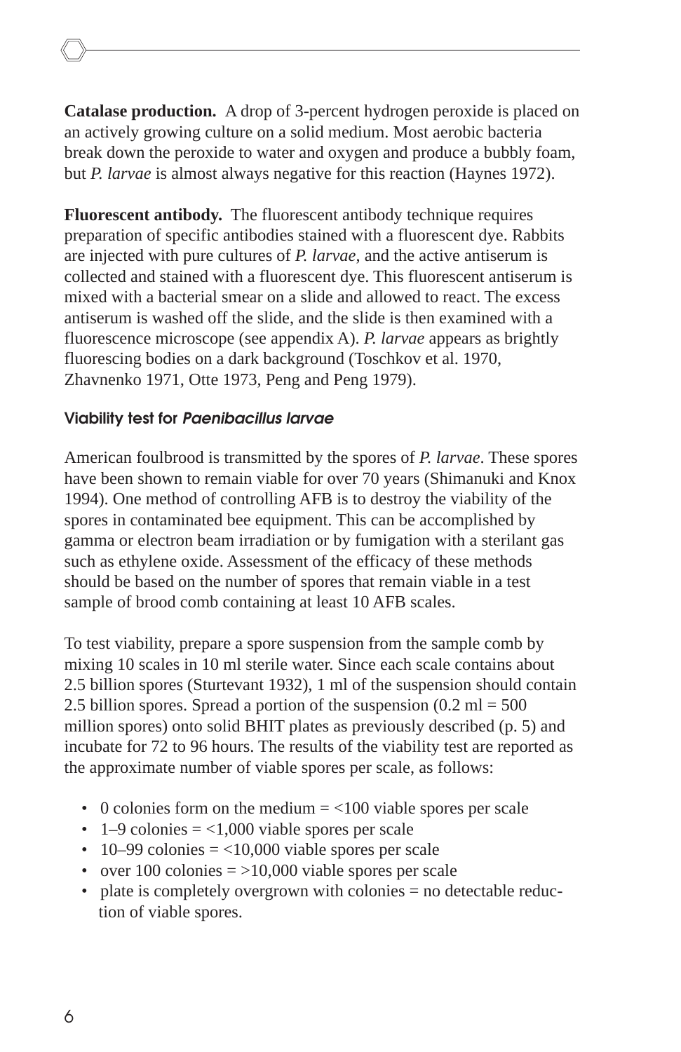**Catalase production.** A drop of 3-percent hydrogen peroxide is placed on an actively growing culture on a solid medium. Most aerobic bacteria break down the peroxide to water and oxygen and produce a bubbly foam, but *P. larvae* is almost always negative for this reaction (Haynes 1972).

**Fluorescent antibody.** The fluorescent antibody technique requires preparation of specific antibodies stained with a fluorescent dye. Rabbits are injected with pure cultures of *P. larvae*, and the active antiserum is collected and stained with a fluorescent dye. This fluorescent antiserum is mixed with a bacterial smear on a slide and allowed to react. The excess antiserum is washed off the slide, and the slide is then examined with a fluorescence microscope (see appendix A). *P. larvae* appears as brightly fluorescing bodies on a dark background (Toschkov et al. 1970, Zhavnenko 1971, Otte 1973, Peng and Peng 1979).

### Viability test for *Paenibacillus larvae*

American foulbrood is transmitted by the spores of *P. larvae*. These spores have been shown to remain viable for over 70 years (Shimanuki and Knox 1994). One method of controlling AFB is to destroy the viability of the spores in contaminated bee equipment. This can be accomplished by gamma or electron beam irradiation or by fumigation with a sterilant gas such as ethylene oxide. Assessment of the efficacy of these methods should be based on the number of spores that remain viable in a test sample of brood comb containing at least 10 AFB scales.

To test viability, prepare a spore suspension from the sample comb by mixing 10 scales in 10 ml sterile water. Since each scale contains about 2.5 billion spores (Sturtevant 1932), 1 ml of the suspension should contain 2.5 billion spores. Spread a portion of the suspension (0.2 ml = 500 million spores) onto solid BHIT plates as previously described (p. 5) and incubate for 72 to 96 hours. The results of the viability test are reported as the approximate number of viable spores per scale, as follows:

- 0 colonies form on the medium = <100 viable spores per scale
- 1–9 colonies = <1,000 viable spores per scale
- 10–99 colonies = <10,000 viable spores per scale
- over 100 colonies = >10,000 viable spores per scale
- plate is completely overgrown with colonies = no detectable reduction of viable spores.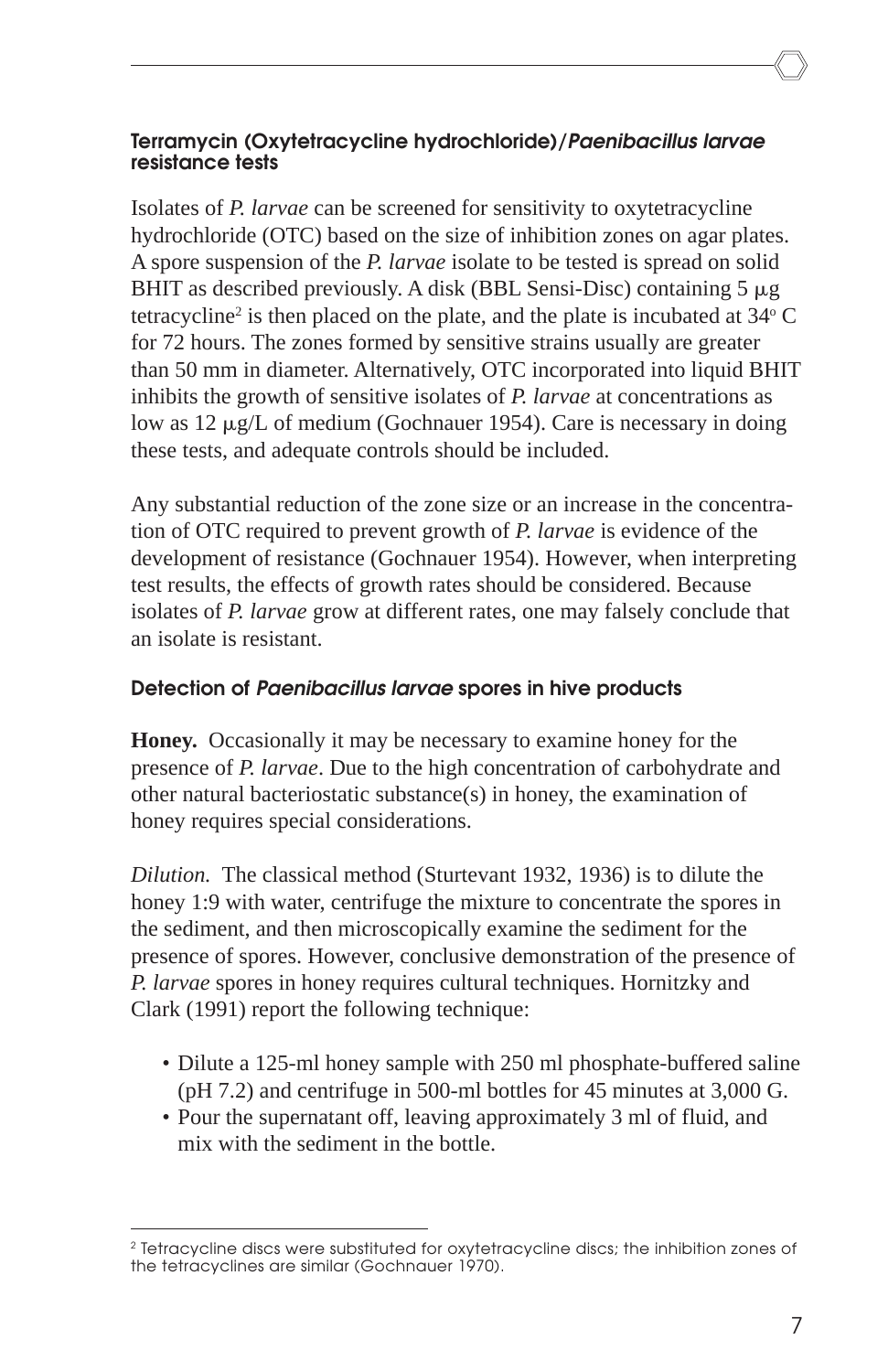### Terramycin (Oxytetracycline hydrochloride)/*Paenibacillus larvae* resistance tests

Isolates of *P. larvae* can be screened for sensitivity to oxytetracycline hydrochloride (OTC) based on the size of inhibition zones on agar plates. A spore suspension of the *P. larvae* isolate to be tested is spread on solid BHIT as described previously. A disk (BBL Sensi-Disc) containing 5 μg tetracycline[2] is then placed on the plate, and the plate is incubated at 34° C for 72 hours. The zones formed by sensitive strains usually are greater than 50 mm in diameter. Alternatively, OTC incorporated into liquid BHIT inhibits the growth of sensitive isolates of *P. larvae* at concentrations as low as 12 μg/L of medium (Gochnauer 1954). Care is necessary in doing these tests, and adequate controls should be included.

Any substantial reduction of the zone size or an increase in the concentration of OTC required to prevent growth of *P. larvae* is evidence of the development of resistance (Gochnauer 1954). However, when interpreting test results, the effects of growth rates should be considered. Because isolates of *P. larvae* grow at different rates, one may falsely conclude that an isolate is resistant.

### Detection of *Paenibacillus larvae* spores in hive products

**Honey.** Occasionally it may be necessary to examine honey for the presence of *P. larvae*. Due to the high concentration of carbohydrate and other natural bacteriostatic substance(s) in honey, the examination of honey requires special considerations.

*Dilution.* The classical method (Sturtevant 1932, 1936) is to dilute the honey 1:9 with water, centrifuge the mixture to concentrate the spores in the sediment, and then microscopically examine the sediment for the presence of spores. However, conclusive demonstration of the presence of *P. larvae* spores in honey requires cultural techniques. Hornitzky and Clark (1991) report the following technique:

- Dilute a 125-ml honey sample with 250 ml phosphate-buffered saline (pH 7.2) and centrifuge in 500-ml bottles for 45 minutes at 3,000 G.
- Pour the supernatant off, leaving approximately 3 ml of fluid, and mix with the sediment in the bottle.

[2] Tetracycline discs were substituted for oxytetracycline discs; the inhibition zones of the tetracyclines are similar (Gochnauer 1970).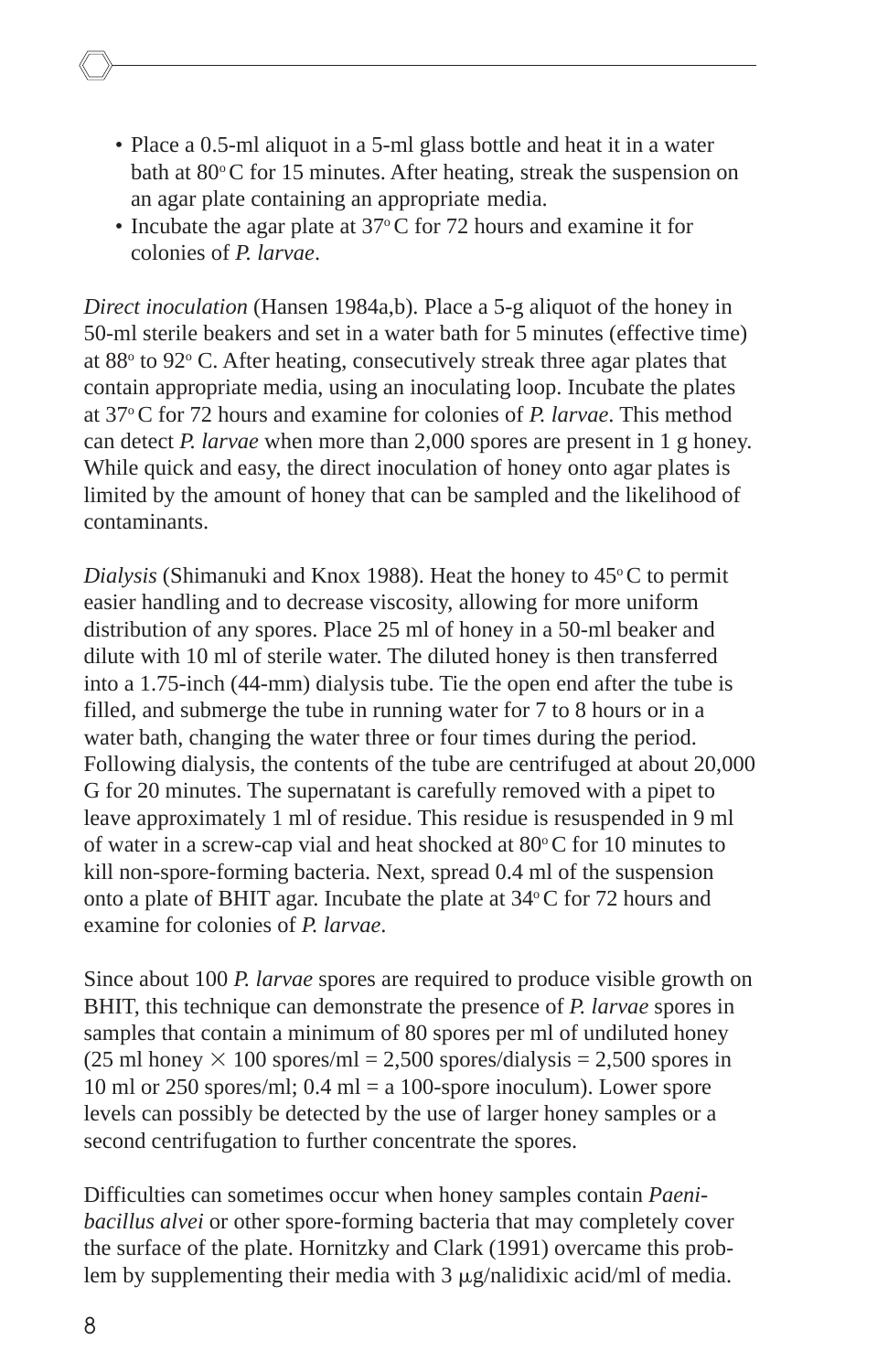- Place a 0.5-ml aliquot in a 5-ml glass bottle and heat it in a water bath at 80° C for 15 minutes. After heating, streak the suspension on an agar plate containing an appropriate media.
- Incubate the agar plate at 37° C for 72 hours and examine it for colonies of *P. larvae*.

*Direct inoculation* (Hansen 1984a,b). Place a 5-g aliquot of the honey in 50-ml sterile beakers and set in a water bath for 5 minutes (effective time) at 88° to 92° C. After heating, consecutively streak three agar plates that contain appropriate media, using an inoculating loop. Incubate the plates at 37° C for 72 hours and examine for colonies of *P. larvae*. This method can detect *P. larvae* when more than 2,000 spores are present in 1 g honey. While quick and easy, the direct inoculation of honey onto agar plates is limited by the amount of honey that can be sampled and the likelihood of contaminants.

*Dialysis* (Shimanuki and Knox 1988). Heat the honey to 45° C to permit easier handling and to decrease viscosity, allowing for more uniform distribution of any spores. Place 25 ml of honey in a 50-ml beaker and dilute with 10 ml of sterile water. The diluted honey is then transferred into a 1.75-inch (44-mm) dialysis tube. Tie the open end after the tube is filled, and submerge the tube in running water for 7 to 8 hours or in a water bath, changing the water three or four times during the period. Following dialysis, the contents of the tube are centrifuged at about 20,000 G for 20 minutes. The supernatant is carefully removed with a pipet to leave approximately 1 ml of residue. This residue is resuspended in 9 ml of water in a screw-cap vial and heat shocked at 80° C for 10 minutes to kill non-spore-forming bacteria. Next, spread 0.4 ml of the suspension onto a plate of BHIT agar. Incubate the plate at 34° C for 72 hours and examine for colonies of *P. larvae*.

Since about 100 *P. larvae* spores are required to produce visible growth on BHIT, this technique can demonstrate the presence of *P. larvae* spores in samples that contain a minimum of 80 spores per ml of undiluted honey (25 ml honey $\times$ 100 spores/ml = 2,500 spores/dialysis = 2,500 spores in 10 ml or 250 spores/ml; 0.4 ml = a 100-spore inoculum). Lower spore levels can possibly be detected by the use of larger honey samples or a second centrifugation to further concentrate the spores.

Difficulties can sometimes occur when honey samples contain *Paenibacillus alvei* or other spore-forming bacteria that may completely cover the surface of the plate. Hornitzky and Clark (1991) overcame this problem by supplementing their media with 3 $\mu$g/nalidixic acid/ml of media.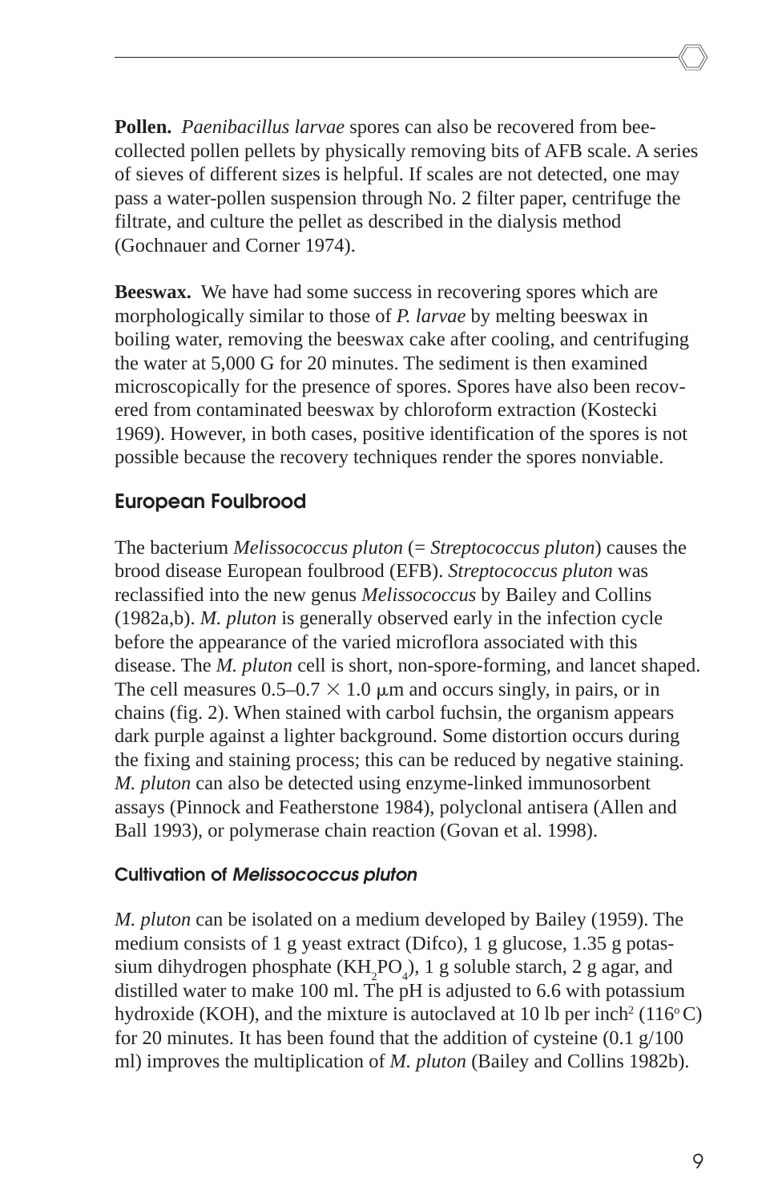**Pollen.** *Paenibacillus larvae* spores can also be recovered from bee-collected pollen pellets by physically removing bits of AFB scale. A series of sieves of different sizes is helpful. If scales are not detected, one may pass a water-pollen suspension through No. 2 filter paper, centrifuge the filtrate, and culture the pellet as described in the dialysis method (Gochnauer and Corner 1974).

**Beeswax.** We have had some success in recovering spores which are morphologically similar to those of *P. larvae* by melting beeswax in boiling water, removing the beeswax cake after cooling, and centrifuging the water at 5,000 G for 20 minutes. The sediment is then examined microscopically for the presence of spores. Spores have also been recovered from contaminated beeswax by chloroform extraction (Kostecki 1969). However, in both cases, positive identification of the spores is not possible because the recovery techniques render the spores nonviable.

## European Foulbrood

The bacterium *Melissococcus pluton* (= *Streptococcus pluton*) causes the brood disease European foulbrood (EFB). *Streptococcus pluton* was reclassified into the new genus *Melissococcus* by Bailey and Collins (1982a,b). *M. pluton* is generally observed early in the infection cycle before the appearance of the varied microflora associated with this disease. The *M. pluton* cell is short, non-spore-forming, and lancet shaped. The cell measures $0.5–0.7 \times 1.0$ μm and occurs singly, in pairs, or in chains (fig. 2). When stained with carbol fuchsin, the organism appears dark purple against a lighter background. Some distortion occurs during the fixing and staining process; this can be reduced by negative staining. *M. pluton* can also be detected using enzyme-linked immunosorbent assays (Pinnock and Featherstone 1984), polyclonal antisera (Allen and Ball 1993), or polymerase chain reaction (Govan et al. 1998).

### Cultivation of *Melissococcus pluton*

*M. pluton* can be isolated on a medium developed by Bailey (1959). The medium consists of 1 g yeast extract (Difco), 1 g glucose, 1.35 g potassium dihydrogen phosphate ($KH_2PO_4$), 1 g soluble starch, 2 g agar, and distilled water to make 100 ml. The pH is adjusted to 6.6 with potassium hydroxide (KOH), and the mixture is autoclaved at 10 lb per inch$^2$ (116$^\circ$C) for 20 minutes. It has been found that the addition of cysteine (0.1 g/100 ml) improves the multiplication of *M. pluton* (Bailey and Collins 1982b).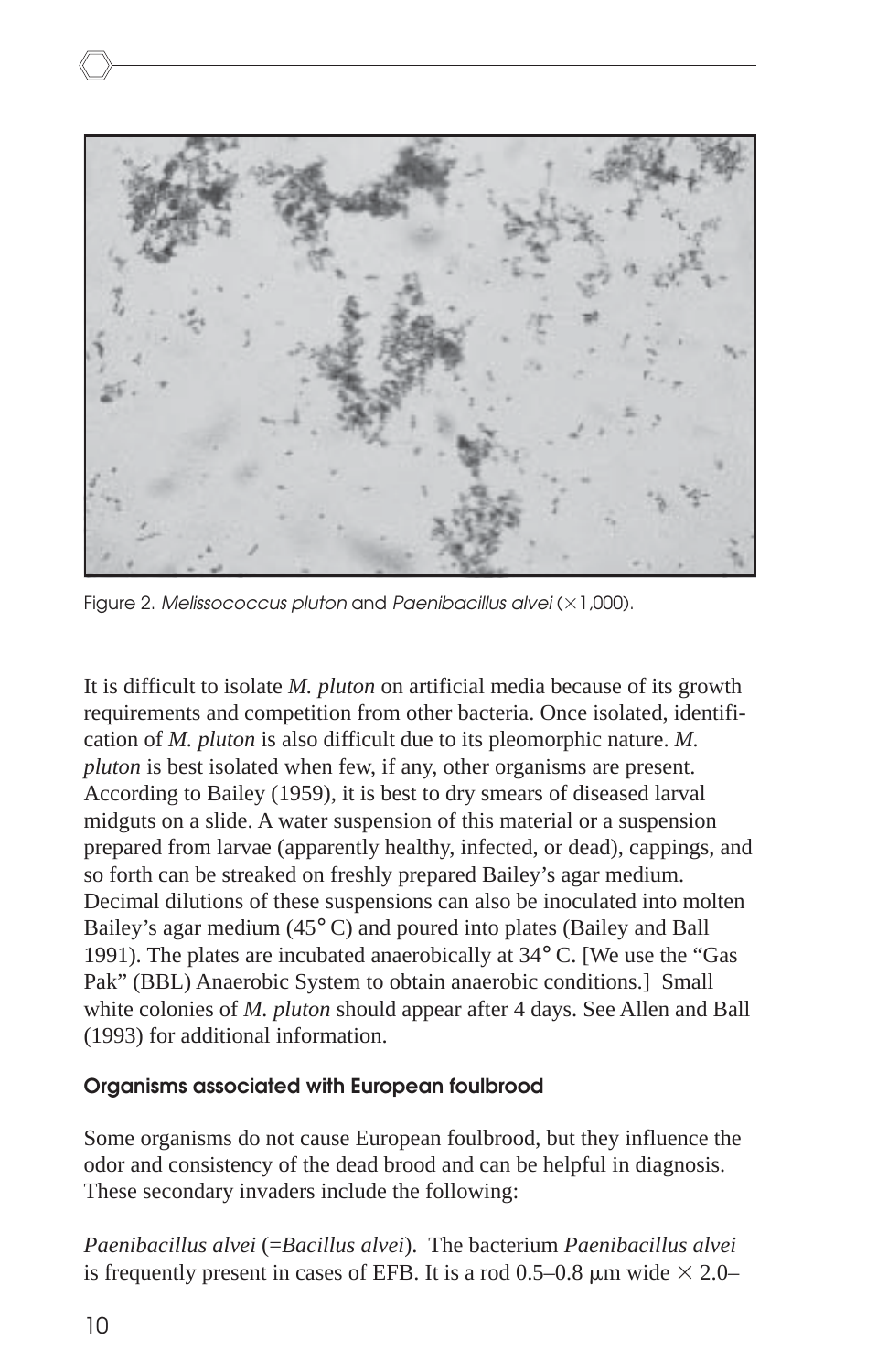Figure 2. *Melissococcus pluton* and *Paenibacillus alvei* (×1,000).

It is difficult to isolate *M. pluton* on artificial media because of its growth requirements and competition from other bacteria. Once isolated, identification of *M. pluton* is also difficult due to its pleomorphic nature. *M. pluton* is best isolated when few, if any, other organisms are present. According to Bailey (1959), it is best to dry smears of diseased larval midguts on a slide. A water suspension of this material or a suspension prepared from larvae (apparently healthy, infected, or dead), cappings, and so forth can be streaked on freshly prepared Bailey's agar medium. Decimal dilutions of these suspensions can also be inoculated into molten Bailey's agar medium (45° C) and poured into plates (Bailey and Ball 1991). The plates are incubated anaerobically at 34° C. [We use the "Gas Pak" (BBL) Anaerobic System to obtain anaerobic conditions.] Small white colonies of *M. pluton* should appear after 4 days. See Allen and Ball (1993) for additional information.

### Organisms associated with European foulbrood

Some organisms do not cause European foulbrood, but they influence the odor and consistency of the dead brood and can be helpful in diagnosis. These secondary invaders include the following:

*Paenibacillus alvei* (=*Bacillus alvei*). The bacterium *Paenibacillus alvei* is frequently present in cases of EFB. It is a rod 0.5–0.8 μm wide × 2.0–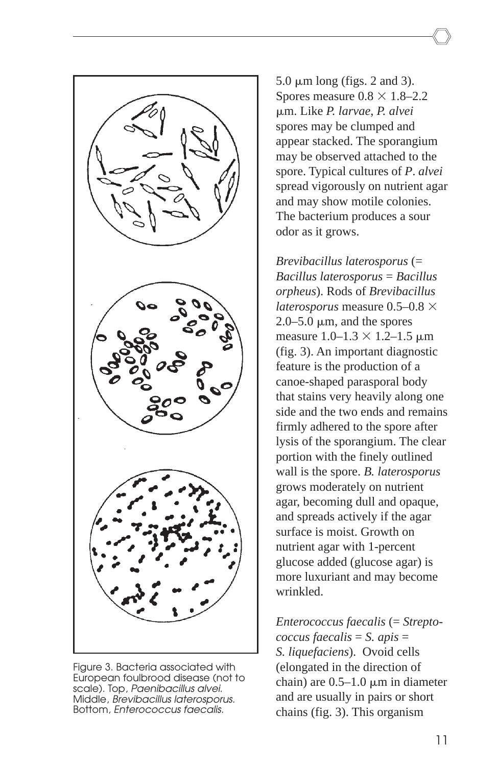Figure 3. Bacteria associated with European foulbrood disease (not to scale). Top, *Paenibacillus alvei.* Middle, *Brevibacillus laterosporus.* Bottom, *Enterococcus faecalis.*

5.0 μm long (figs. 2 and 3). Spores measure 0.8 × 1.8–2.2 μm. Like *P. larvae*, *P. alvei* spores may be clumped and appear stacked. The sporangium may be observed attached to the spore. Typical cultures of *P. alvei* spread vigorously on nutrient agar and may show motile colonies. The bacterium produces a sour odor as it grows.

*Brevibacillus laterosporus* (= *Bacillus laterosporus* = *Bacillus orpheus*). Rods of *Brevibacillus laterosporus* measure 0.5–0.8 × 2.0–5.0 μm, and the spores measure 1.0–1.3 × 1.2–1.5 μm (fig. 3). An important diagnostic feature is the production of a canoe-shaped parasporal body that stains very heavily along one side and the two ends and remains firmly adhered to the spore after lysis of the sporangium. The clear portion with the finely outlined wall is the spore. *B. laterosporus* grows moderately on nutrient agar, becoming dull and opaque, and spreads actively if the agar surface is moist. Growth on nutrient agar with 1-percent glucose added (glucose agar) is more luxuriant and may become wrinkled.

*Enterococcus faecalis* (= *Streptococcus faecalis* = *S. apis* = *S. liquefaciens*). Ovoid cells (elongated in the direction of chain) are 0.5–1.0 μm in diameter and are usually in pairs or short chains (fig. 3). This organism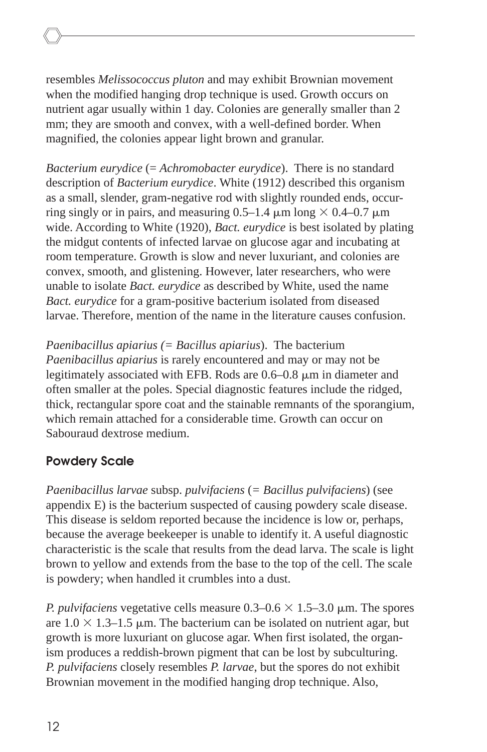resembles *Melissococcus pluton* and may exhibit Brownian movement when the modified hanging drop technique is used. Growth occurs on nutrient agar usually within 1 day. Colonies are generally smaller than 2 mm; they are smooth and convex, with a well-defined border. When magnified, the colonies appear light brown and granular.

*Bacterium eurydice* (= *Achromobacter eurydice*). There is no standard description of *Bacterium eurydice*. White (1912) described this organism as a small, slender, gram-negative rod with slightly rounded ends, occurring singly or in pairs, and measuring 0.5–1.4 μm long × 0.4–0.7 μm wide. According to White (1920), *Bact. eurydice* is best isolated by plating the midgut contents of infected larvae on glucose agar and incubating at room temperature. Growth is slow and never luxuriant, and colonies are convex, smooth, and glistening. However, later researchers, who were unable to isolate *Bact. eurydice* as described by White, used the name *Bact. eurydice* for a gram-positive bacterium isolated from diseased larvae. Therefore, mention of the name in the literature causes confusion.

*Paenibacillus apiarius (= Bacillus apiarius*). The bacterium *Paenibacillus apiarius* is rarely encountered and may or may not be legitimately associated with EFB. Rods are 0.6–0.8 μm in diameter and often smaller at the poles. Special diagnostic features include the ridged, thick, rectangular spore coat and the stainable remnants of the sporangium, which remain attached for a considerable time. Growth can occur on Sabouraud dextrose medium.

## Powdery Scale

*Paenibacillus larvae* subsp. *pulvifaciens* (= *Bacillus pulvifaciens*) (see appendix E) is the bacterium suspected of causing powdery scale disease. This disease is seldom reported because the incidence is low or, perhaps, because the average beekeeper is unable to identify it. A useful diagnostic characteristic is the scale that results from the dead larva. The scale is light brown to yellow and extends from the base to the top of the cell. The scale is powdery; when handled it crumbles into a dust.

*P. pulvifaciens* vegetative cells measure 0.3–0.6 × 1.5–3.0 μm. The spores are 1.0 × 1.3–1.5 μm. The bacterium can be isolated on nutrient agar, but growth is more luxuriant on glucose agar. When first isolated, the organism produces a reddish-brown pigment that can be lost by subculturing. *P. pulvifaciens* closely resembles *P. larvae*, but the spores do not exhibit Brownian movement in the modified hanging drop technique. Also,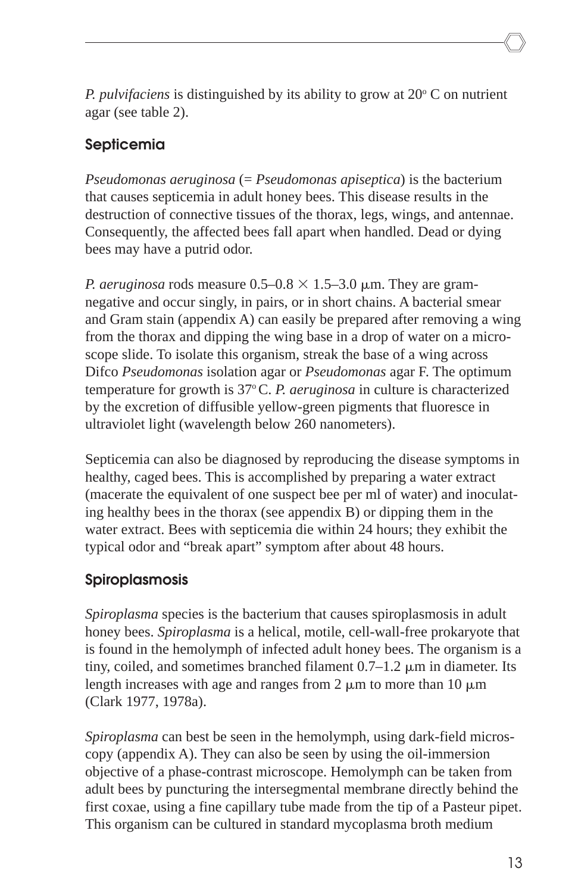*P. pulvifaciens* is distinguished by its ability to grow at 20° C on nutrient agar (see table 2).

## Septicemia

*Pseudomonas aeruginosa* (= *Pseudomonas apiseptica*) is the bacterium that causes septicemia in adult honey bees. This disease results in the destruction of connective tissues of the thorax, legs, wings, and antennae. Consequently, the affected bees fall apart when handled. Dead or dying bees may have a putrid odor.

*P. aeruginosa* rods measure 0.5–0.8 × 1.5–3.0 µm. They are gram-negative and occur singly, in pairs, or in short chains. A bacterial smear and Gram stain (appendix A) can easily be prepared after removing a wing from the thorax and dipping the wing base in a drop of water on a microscope slide. To isolate this organism, streak the base of a wing across Difco *Pseudomonas* isolation agar or *Pseudomonas* agar F. The optimum temperature for growth is 37° C. *P. aeruginosa* in culture is characterized by the excretion of diffusible yellow-green pigments that fluoresce in ultraviolet light (wavelength below 260 nanometers).

Septicemia can also be diagnosed by reproducing the disease symptoms in healthy, caged bees. This is accomplished by preparing a water extract (macerate the equivalent of one suspect bee per ml of water) and inoculating healthy bees in the thorax (see appendix B) or dipping them in the water extract. Bees with septicemia die within 24 hours; they exhibit the typical odor and "break apart" symptom after about 48 hours.

## Spiroplasmosis

*Spiroplasma* species is the bacterium that causes spiroplasmosis in adult honey bees. *Spiroplasma* is a helical, motile, cell-wall-free prokaryote that is found in the hemolymph of infected adult honey bees. The organism is a tiny, coiled, and sometimes branched filament 0.7–1.2 µm in diameter. Its length increases with age and ranges from 2 µm to more than 10 µm (Clark 1977, 1978a).

*Spiroplasma* can best be seen in the hemolymph, using dark-field microscopy (appendix A). They can also be seen by using the oil-immersion objective of a phase-contrast microscope. Hemolymph can be taken from adult bees by puncturing the intersegmental membrane directly behind the first coxae, using a fine capillary tube made from the tip of a Pasteur pipet. This organism can be cultured in standard mycoplasma broth medium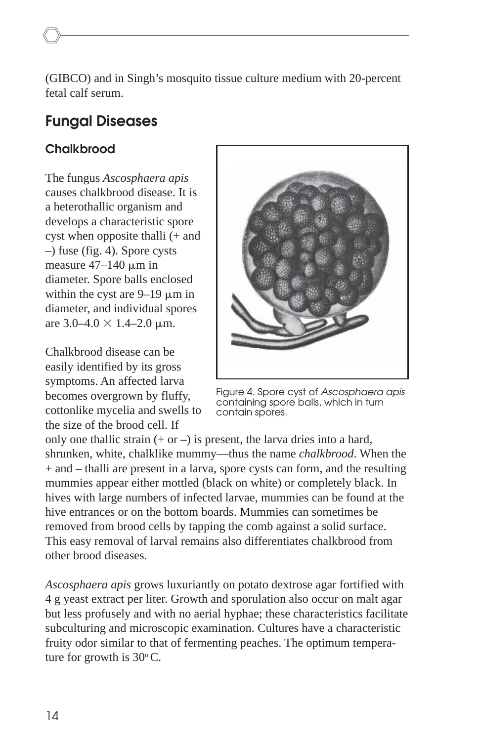(GIBCO) and in Singh's mosquito tissue culture medium with 20-percent fetal calf serum.

## Fungal Diseases

### Chalkbrood

The fungus *Ascosphaera apis* causes chalkbrood disease. It is a heterothallic organism and develops a characteristic spore cyst when opposite thalli (+ and –) fuse (fig. 4). Spore cysts measure 47–140 μm in diameter. Spore balls enclosed within the cyst are 9–19 μm in diameter, and individual spores are 3.0–4.0 × 1.4–2.0 μm.

Figure 4. Spore cyst of *Ascosphaera apis* containing spore balls, which in turn contain spores.

Chalkbrood disease can be easily identified by its gross symptoms. An affected larva becomes overgrown by fluffy, cottonlike mycelia and swells to the size of the brood cell. If only one thallic strain (+ or –) is present, the larva dries into a hard, shrunken, white, chalklike mummy—thus the name *chalkbrood*. When the + and – thalli are present in a larva, spore cysts can form, and the resulting mummies appear either mottled (black on white) or completely black. In hives with large numbers of infected larvae, mummies can be found at the hive entrances or on the bottom boards. Mummies can sometimes be removed from brood cells by tapping the comb against a solid surface. This easy removal of larval remains also differentiates chalkbrood from other brood diseases.

*Ascosphaera apis* grows luxuriantly on potato dextrose agar fortified with 4 g yeast extract per liter. Growth and sporulation also occur on malt agar but less profusely and with no aerial hyphae; these characteristics facilitate subculturing and microscopic examination. Cultures have a characteristic fruity odor similar to that of fermenting peaches. The optimum temperature for growth is 30° C.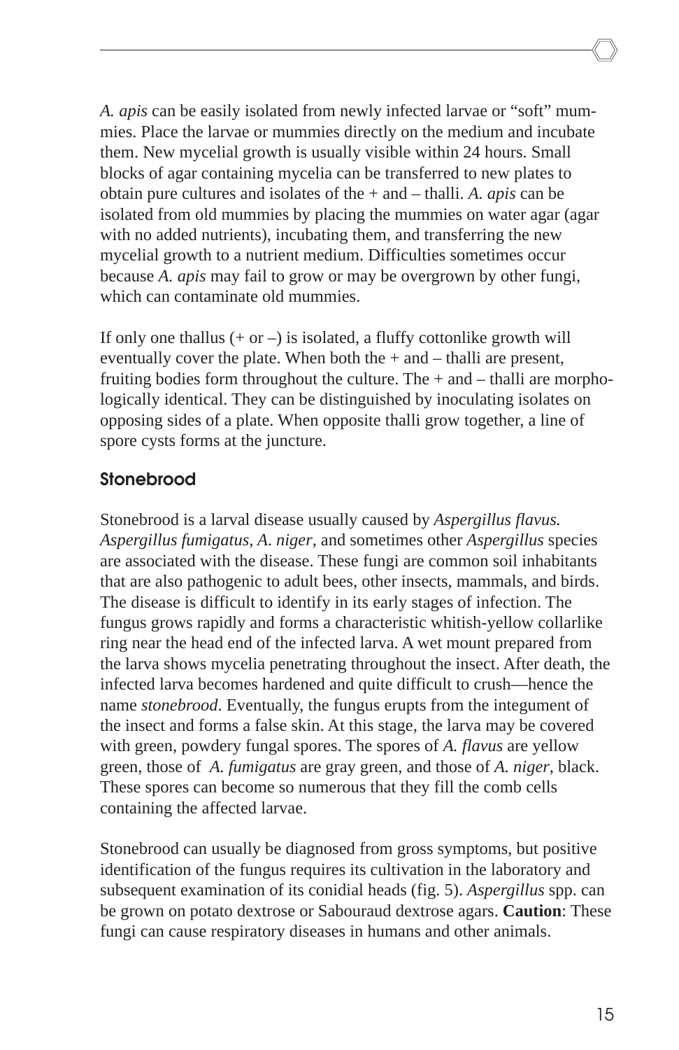*A. apis* can be easily isolated from newly infected larvae or "soft" mummies. Place the larvae or mummies directly on the medium and incubate them. New mycelial growth is usually visible within 24 hours. Small blocks of agar containing mycelia can be transferred to new plates to obtain pure cultures and isolates of the + and – thalli. *A. apis* can be isolated from old mummies by placing the mummies on water agar (agar with no added nutrients), incubating them, and transferring the new mycelial growth to a nutrient medium. Difficulties sometimes occur because *A. apis* may fail to grow or may be overgrown by other fungi, which can contaminate old mummies.

If only one thallus (+ or –) is isolated, a fluffy cottonlike growth will eventually cover the plate. When both the + and – thalli are present, fruiting bodies form throughout the culture. The + and – thalli are morphologically identical. They can be distinguished by inoculating isolates on opposing sides of a plate. When opposite thalli grow together, a line of spore cysts forms at the juncture.

### Stonebrood

Stonebrood is a larval disease usually caused by *Aspergillus flavus. Aspergillus fumigatus*, *A. niger*, and sometimes other *Aspergillus* species are associated with the disease. These fungi are common soil inhabitants that are also pathogenic to adult bees, other insects, mammals, and birds. The disease is difficult to identify in its early stages of infection. The fungus grows rapidly and forms a characteristic whitish-yellow collarlike ring near the head end of the infected larva. A wet mount prepared from the larva shows mycelia penetrating throughout the insect. After death, the infected larva becomes hardened and quite difficult to crush—hence the name *stonebrood*. Eventually, the fungus erupts from the integument of the insect and forms a false skin. At this stage, the larva may be covered with green, powdery fungal spores. The spores of *A. flavus* are yellow green, those of *A. fumigatus* are gray green, and those of *A. niger*, black. These spores can become so numerous that they fill the comb cells containing the affected larvae.

Stonebrood can usually be diagnosed from gross symptoms, but positive identification of the fungus requires its cultivation in the laboratory and subsequent examination of its conidial heads (fig. 5). *Aspergillus* spp. can be grown on potato dextrose or Sabouraud dextrose agars. **Caution**: These fungi can cause respiratory diseases in humans and other animals.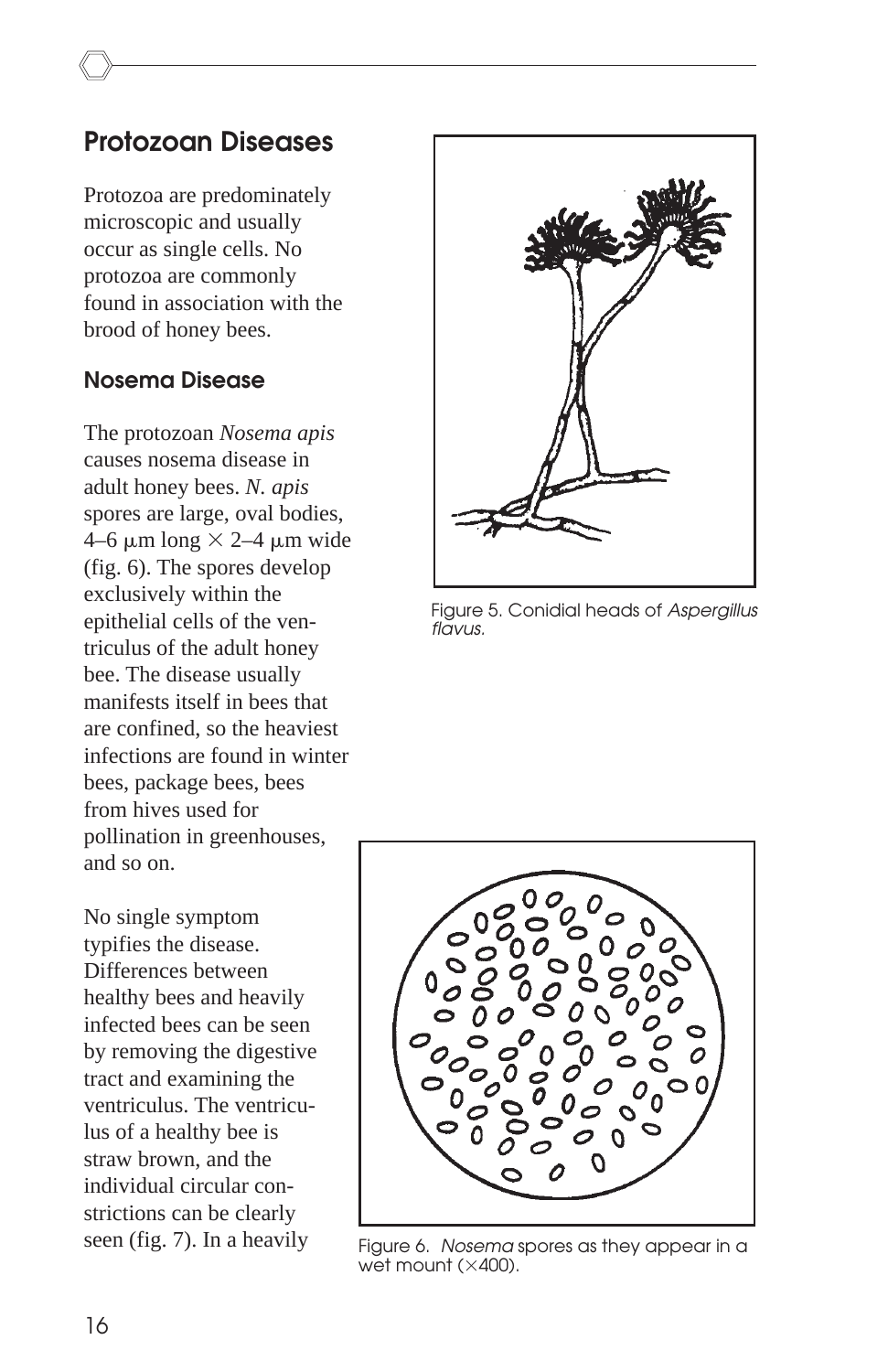## Protozoan Diseases

Protozoa are predominately microscopic and usually occur as single cells. No protozoa are commonly found in association with the brood of honey bees.

### Nosema Disease

The protozoan *Nosema apis* causes nosema disease in adult honey bees. *N. apis* spores are large, oval bodies, 4–6 μm long × 2–4 μm wide (fig. 6). The spores develop exclusively within the epithelial cells of the ventriculus of the adult honey bee. The disease usually manifests itself in bees that are confined, so the heaviest infections are found in winter bees, package bees, bees from hives used for pollination in greenhouses, and so on.

No single symptom typifies the disease. Differences between healthy bees and heavily infected bees can be seen by removing the digestive tract and examining the ventriculus. The ventriculus of a healthy bee is straw brown, and the individual circular constrictions can be clearly seen (fig. 7). In a heavily

Figure 5. Conidial heads of *Aspergillus flavus.*

Figure 6. *Nosema* spores as they appear in a wet mount (×400).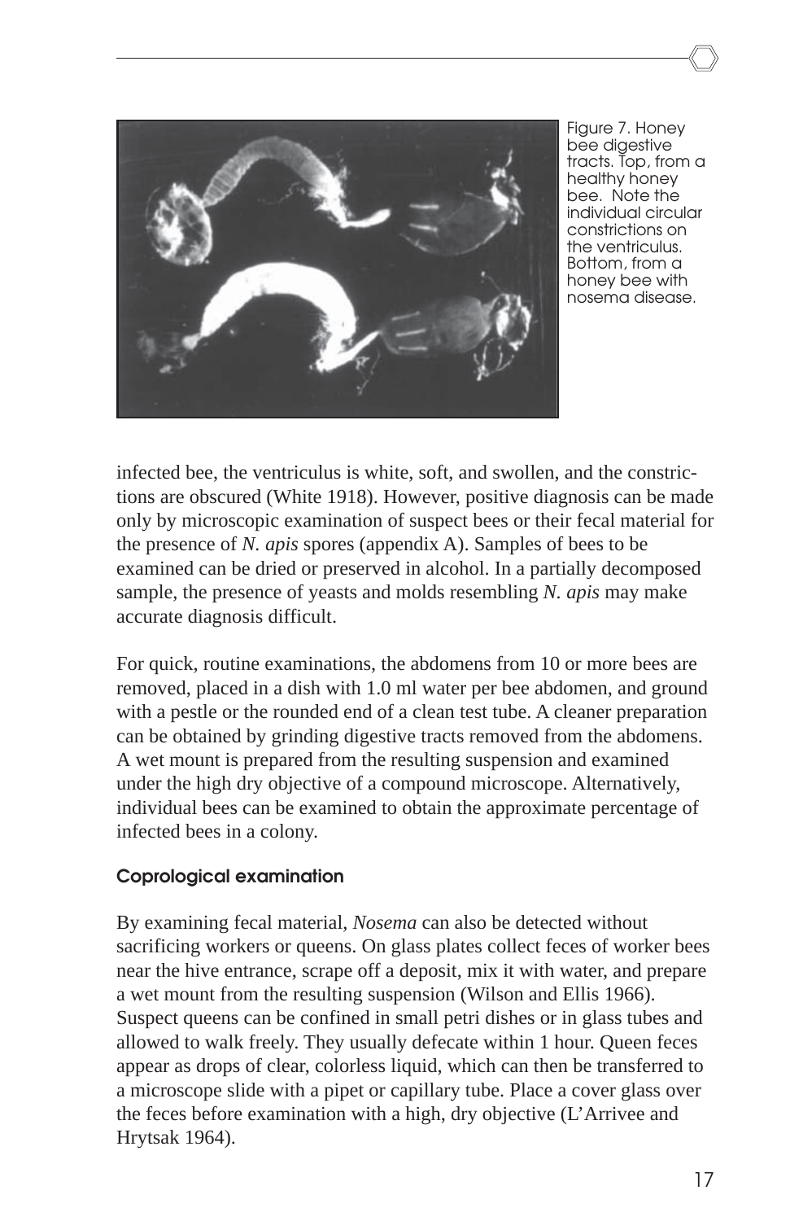Figure 7. Honey bee digestive tracts. Top, from a healthy honey bee. Note the individual circular constrictions on the ventriculus. Bottom, from a honey bee with nosema disease.

infected bee, the ventriculus is white, soft, and swollen, and the constrictions are obscured (White 1918). However, positive diagnosis can be made only by microscopic examination of suspect bees or their fecal material for the presence of *N. apis* spores (appendix A). Samples of bees to be examined can be dried or preserved in alcohol. In a partially decomposed sample, the presence of yeasts and molds resembling *N. apis* may make accurate diagnosis difficult.

For quick, routine examinations, the abdomens from 10 or more bees are removed, placed in a dish with 1.0 ml water per bee abdomen, and ground with a pestle or the rounded end of a clean test tube. A cleaner preparation can be obtained by grinding digestive tracts removed from the abdomens. A wet mount is prepared from the resulting suspension and examined under the high dry objective of a compound microscope. Alternatively, individual bees can be examined to obtain the approximate percentage of infected bees in a colony.

#### Coprological examination

By examining fecal material, *Nosema* can also be detected without sacrificing workers or queens. On glass plates collect feces of worker bees near the hive entrance, scrape off a deposit, mix it with water, and prepare a wet mount from the resulting suspension (Wilson and Ellis 1966). Suspect queens can be confined in small petri dishes or in glass tubes and allowed to walk freely. They usually defecate within 1 hour. Queen feces appear as drops of clear, colorless liquid, which can then be transferred to a microscope slide with a pipet or capillary tube. Place a cover glass over the feces before examination with a high, dry objective (L'Arrivee and Hrytsak 1964).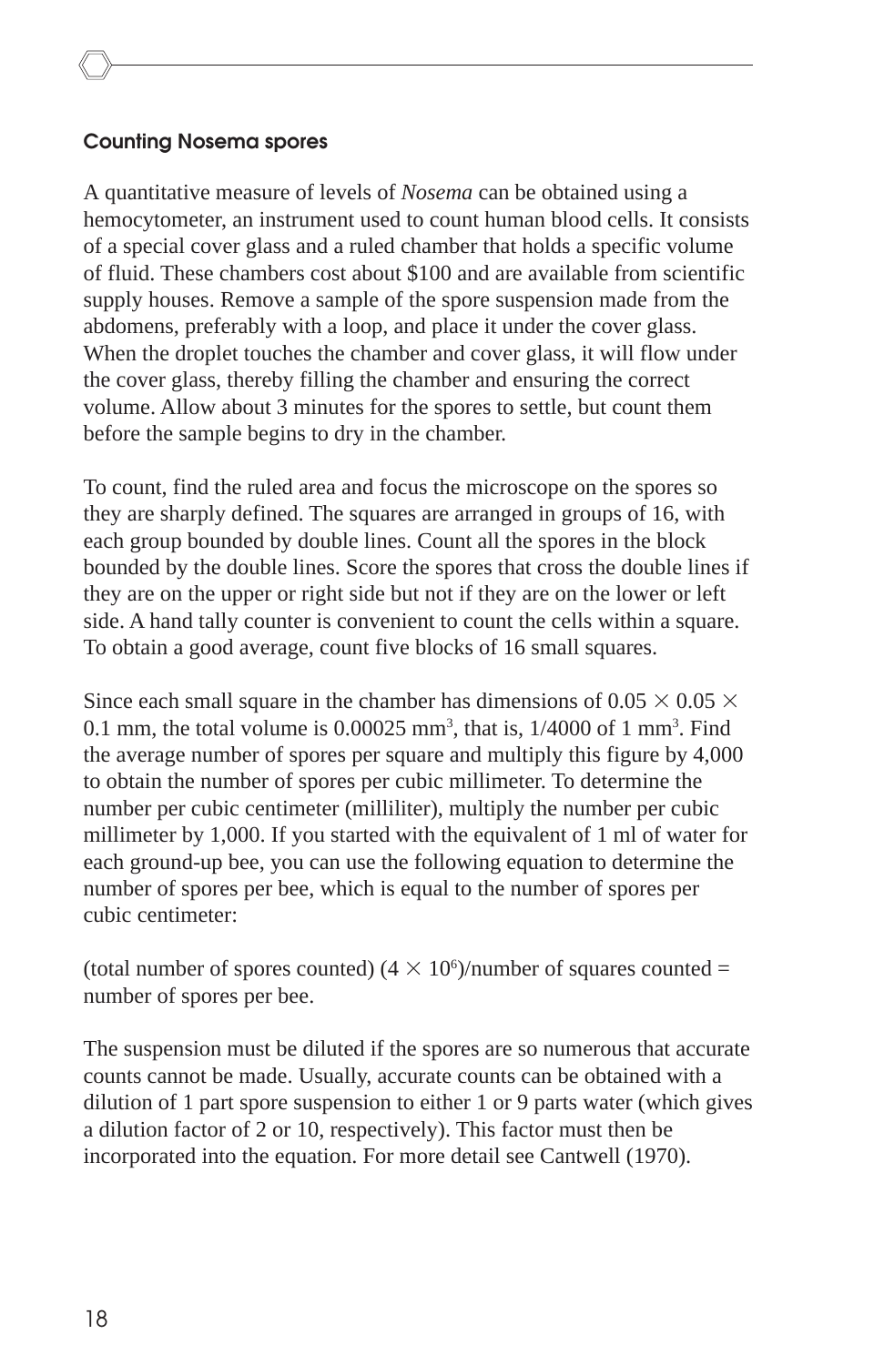### Counting Nosema spores

A quantitative measure of levels of *Nosema* can be obtained using a hemocytometer, an instrument used to count human blood cells. It consists of a special cover glass and a ruled chamber that holds a specific volume of fluid. These chambers cost about $100 and are available from scientific supply houses. Remove a sample of the spore suspension made from the abdomens, preferably with a loop, and place it under the cover glass. When the droplet touches the chamber and cover glass, it will flow under the cover glass, thereby filling the chamber and ensuring the correct volume. Allow about 3 minutes for the spores to settle, but count them before the sample begins to dry in the chamber.

To count, find the ruled area and focus the microscope on the spores so they are sharply defined. The squares are arranged in groups of 16, with each group bounded by double lines. Count all the spores in the block bounded by the double lines. Score the spores that cross the double lines if they are on the upper or right side but not if they are on the lower or left side. A hand tally counter is convenient to count the cells within a square. To obtain a good average, count five blocks of 16 small squares.

Since each small square in the chamber has dimensions of $0.05 \times 0.05 \times 0.1$ mm, the total volume is 0.00025 $mm^3$, that is, 1/4000 of 1 $mm^3$. Find the average number of spores per square and multiply this figure by 4,000 to obtain the number of spores per cubic millimeter. To determine the number per cubic centimeter (milliliter), multiply the number per cubic millimeter by 1,000. If you started with the equivalent of 1 ml of water for each ground-up bee, you can use the following equation to determine the number of spores per bee, which is equal to the number of spores per cubic centimeter:

(total number of spores counted) $(4 \times 10^6)$/number of squares counted = number of spores per bee.

The suspension must be diluted if the spores are so numerous that accurate counts cannot be made. Usually, accurate counts can be obtained with a dilution of 1 part spore suspension to either 1 or 9 parts water (which gives a dilution factor of 2 or 10, respectively). This factor must then be incorporated into the equation. For more detail see Cantwell (1970).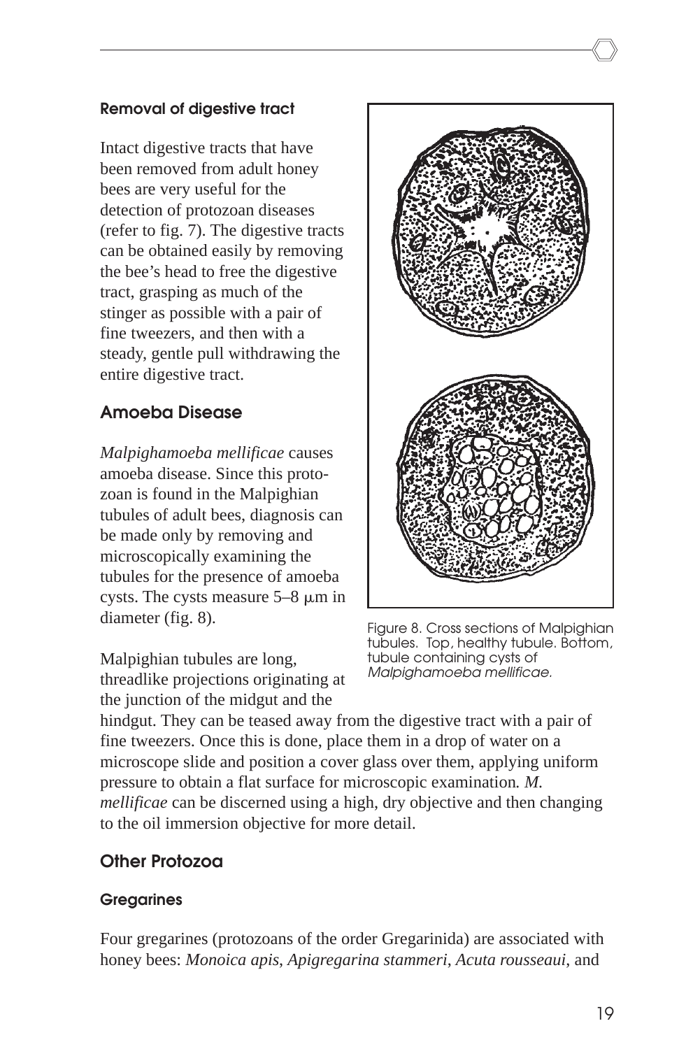### Removal of digestive tract

Intact digestive tracts that have been removed from adult honey bees are very useful for the detection of protozoan diseases (refer to fig. 7). The digestive tracts can be obtained easily by removing the bee's head to free the digestive tract, grasping as much of the stinger as possible with a pair of fine tweezers, and then with a steady, gentle pull withdrawing the entire digestive tract.

## Amoeba Disease

*Malpighamoeba mellificae* causes amoeba disease. Since this protozoan is found in the Malpighian tubules of adult bees, diagnosis can be made only by removing and microscopically examining the tubules for the presence of amoeba cysts. The cysts measure 5–8 μm in diameter (fig. 8).

Figure 8. Cross sections of Malpighian tubules. Top, healthy tubule. Bottom, tubule containing cysts of *Malpighamoeba mellificae.*

Malpighian tubules are long, threadlike projections originating at the junction of the midgut and the hindgut. They can be teased away from the digestive tract with a pair of fine tweezers. Once this is done, place them in a drop of water on a microscope slide and position a cover glass over them, applying uniform pressure to obtain a flat surface for microscopic examination. *M. mellificae* can be discerned using a high, dry objective and then changing to the oil immersion objective for more detail.

## Other Protozoa

### Gregarines

Four gregarines (protozoans of the order Gregarinida) are associated with honey bees: *Monoica apis*, *Apigregarina stammeri*, *Acuta rousseaui*, and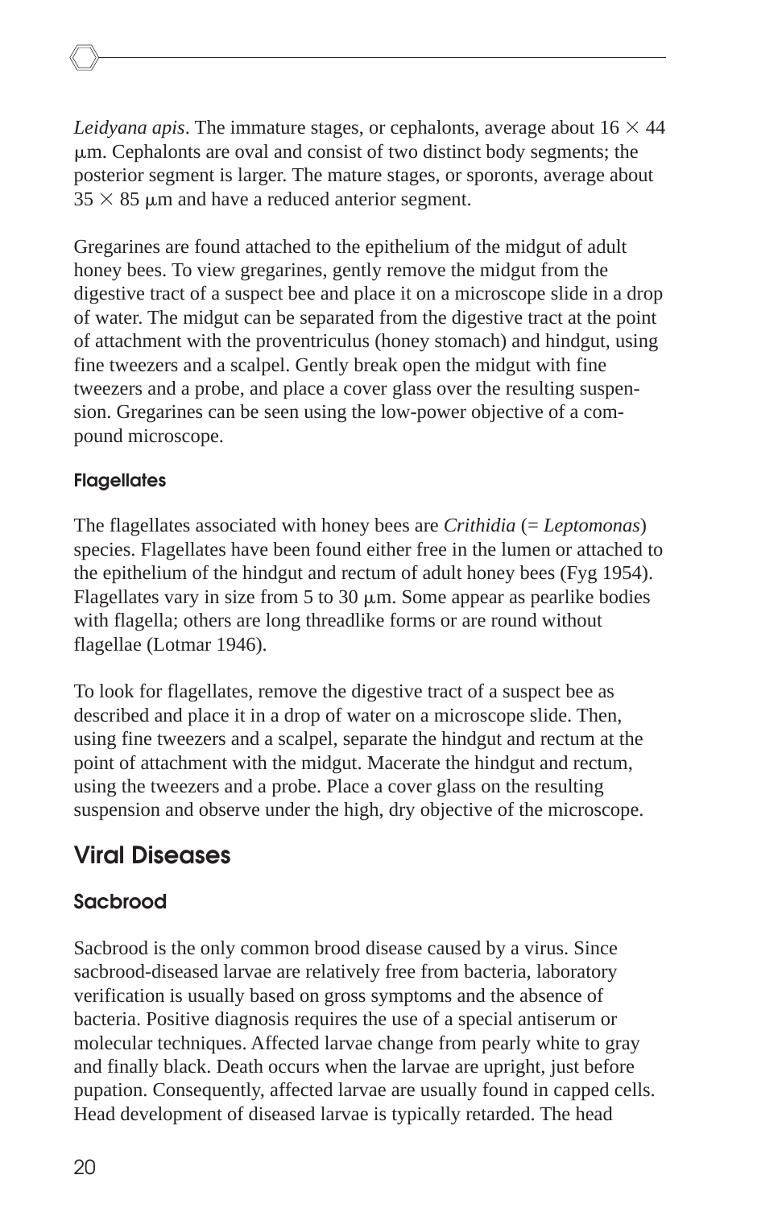*Leidyana apis*. The immature stages, or cephalonts, average about 16 × 44 µm. Cephalonts are oval and consist of two distinct body segments; the posterior segment is larger. The mature stages, or sporonts, average about 35 × 85 µm and have a reduced anterior segment.

Gregarines are found attached to the epithelium of the midgut of adult honey bees. To view gregarines, gently remove the midgut from the digestive tract of a suspect bee and place it on a microscope slide in a drop of water. The midgut can be separated from the digestive tract at the point of attachment with the proventriculus (honey stomach) and hindgut, using fine tweezers and a scalpel. Gently break open the midgut with fine tweezers and a probe, and place a cover glass over the resulting suspension. Gregarines can be seen using the low-power objective of a compound microscope.

### Flagellates

The flagellates associated with honey bees are *Crithidia* (= *Leptomonas*) species. Flagellates have been found either free in the lumen or attached to the epithelium of the hindgut and rectum of adult honey bees (Fyg 1954). Flagellates vary in size from 5 to 30 µm. Some appear as pearlike bodies with flagella; others are long threadlike forms or are round without flagellae (Lotmar 1946).

To look for flagellates, remove the digestive tract of a suspect bee as described and place it in a drop of water on a microscope slide. Then, using fine tweezers and a scalpel, separate the hindgut and rectum at the point of attachment with the midgut. Macerate the hindgut and rectum, using the tweezers and a probe. Place a cover glass on the resulting suspension and observe under the high, dry objective of the microscope.

## Viral Diseases

### Sacbrood

Sacbrood is the only common brood disease caused by a virus. Since sacbrood-diseased larvae are relatively free from bacteria, laboratory verification is usually based on gross symptoms and the absence of bacteria. Positive diagnosis requires the use of a special antiserum or molecular techniques. Affected larvae change from pearly white to gray and finally black. Death occurs when the larvae are upright, just before pupation. Consequently, affected larvae are usually found in capped cells. Head development of diseased larvae is typically retarded. The head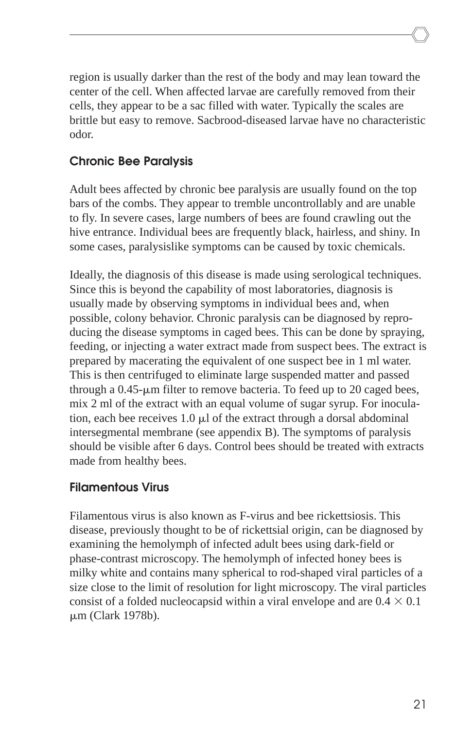region is usually darker than the rest of the body and may lean toward the center of the cell. When affected larvae are carefully removed from their cells, they appear to be a sac filled with water. Typically the scales are brittle but easy to remove. Sacbrood-diseased larvae have no characteristic odor.

### Chronic Bee Paralysis

Adult bees affected by chronic bee paralysis are usually found on the top bars of the combs. They appear to tremble uncontrollably and are unable to fly. In severe cases, large numbers of bees are found crawling out the hive entrance. Individual bees are frequently black, hairless, and shiny. In some cases, paralysislike symptoms can be caused by toxic chemicals.

Ideally, the diagnosis of this disease is made using serological techniques. Since this is beyond the capability of most laboratories, diagnosis is usually made by observing symptoms in individual bees and, when possible, colony behavior. Chronic paralysis can be diagnosed by reproducing the disease symptoms in caged bees. This can be done by spraying, feeding, or injecting a water extract made from suspect bees. The extract is prepared by macerating the equivalent of one suspect bee in 1 ml water. This is then centrifuged to eliminate large suspended matter and passed through a 0.45-μm filter to remove bacteria. To feed up to 20 caged bees, mix 2 ml of the extract with an equal volume of sugar syrup. For inoculation, each bee receives 1.0 μl of the extract through a dorsal abdominal intersegmental membrane (see appendix B). The symptoms of paralysis should be visible after 6 days. Control bees should be treated with extracts made from healthy bees.

### Filamentous Virus

Filamentous virus is also known as F-virus and bee rickettsiosis. This disease, previously thought to be of rickettsial origin, can be diagnosed by examining the hemolymph of infected adult bees using dark-field or phase-contrast microscopy. The hemolymph of infected honey bees is milky white and contains many spherical to rod-shaped viral particles of a size close to the limit of resolution for light microscopy. The viral particles consist of a folded nucleocapsid within a viral envelope and are $0.4 \times 0.1$ μm (Clark 1978b).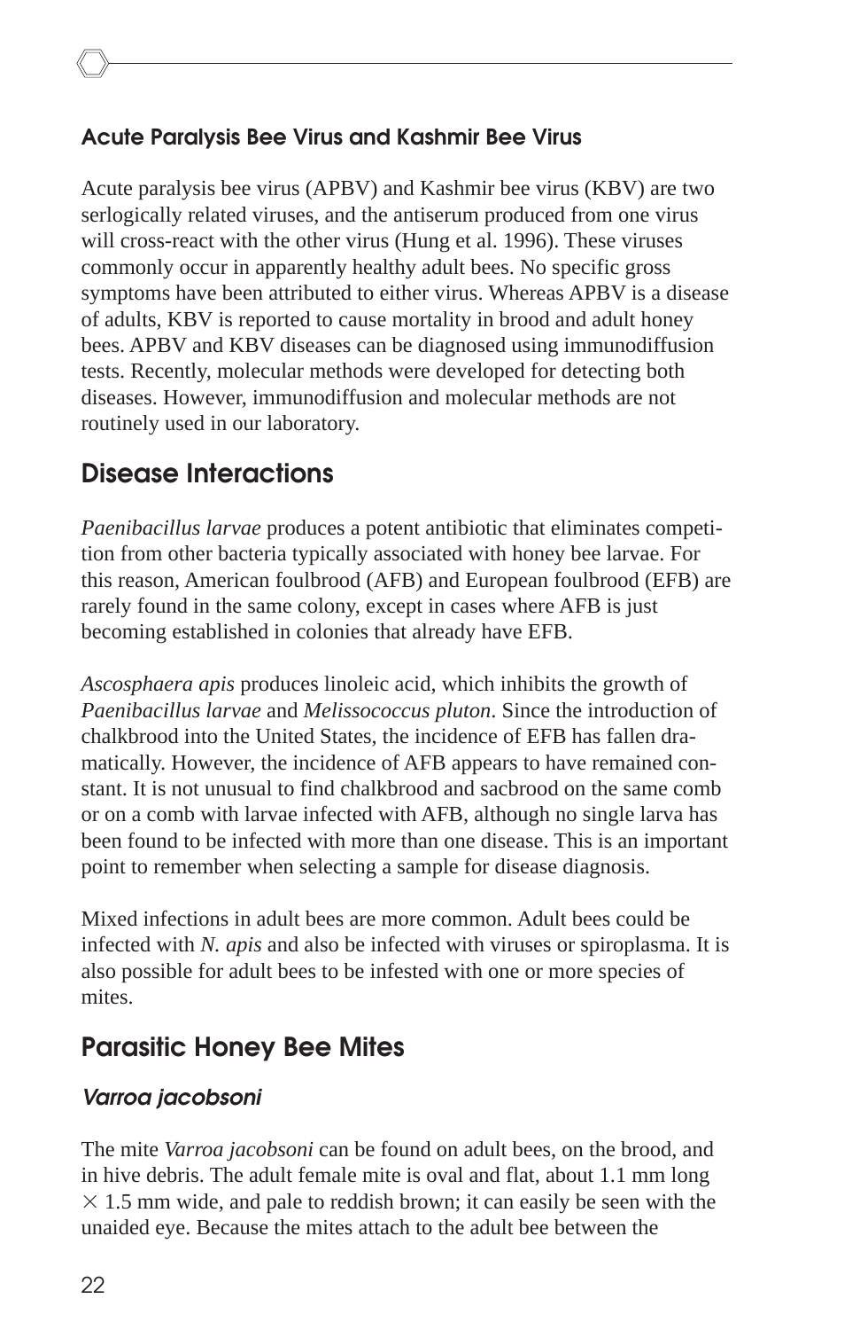### Acute Paralysis Bee Virus and Kashmir Bee Virus

Acute paralysis bee virus (APBV) and Kashmir bee virus (KBV) are two serlogically related viruses, and the antiserum produced from one virus will cross-react with the other virus (Hung et al. 1996). These viruses commonly occur in apparently healthy adult bees. No specific gross symptoms have been attributed to either virus. Whereas APBV is a disease of adults, KBV is reported to cause mortality in brood and adult honey bees. APBV and KBV diseases can be diagnosed using immunodiffusion tests. Recently, molecular methods were developed for detecting both diseases. However, immunodiffusion and molecular methods are not routinely used in our laboratory.

## Disease Interactions

*Paenibacillus larvae* produces a potent antibiotic that eliminates competition from other bacteria typically associated with honey bee larvae. For this reason, American foulbrood (AFB) and European foulbrood (EFB) are rarely found in the same colony, except in cases where AFB is just becoming established in colonies that already have EFB.

*Ascosphaera apis* produces linoleic acid, which inhibits the growth of *Paenibacillus larvae* and *Melissococcus pluton*. Since the introduction of chalkbrood into the United States, the incidence of EFB has fallen dramatically. However, the incidence of AFB appears to have remained constant. It is not unusual to find chalkbrood and sacbrood on the same comb or on a comb with larvae infected with AFB, although no single larva has been found to be infected with more than one disease. This is an important point to remember when selecting a sample for disease diagnosis.

Mixed infections in adult bees are more common. Adult bees could be infected with *N. apis* and also be infected with viruses or spiroplasma. It is also possible for adult bees to be infested with one or more species of mites.

## Parasitic Honey Bee Mites

### *Varroa jacobsoni*

The mite *Varroa jacobsoni* can be found on adult bees, on the brood, and in hive debris. The adult female mite is oval and flat, about 1.1 mm long $\times$ 1.5 mm wide, and pale to reddish brown; it can easily be seen with the unaided eye. Because the mites attach to the adult bee between the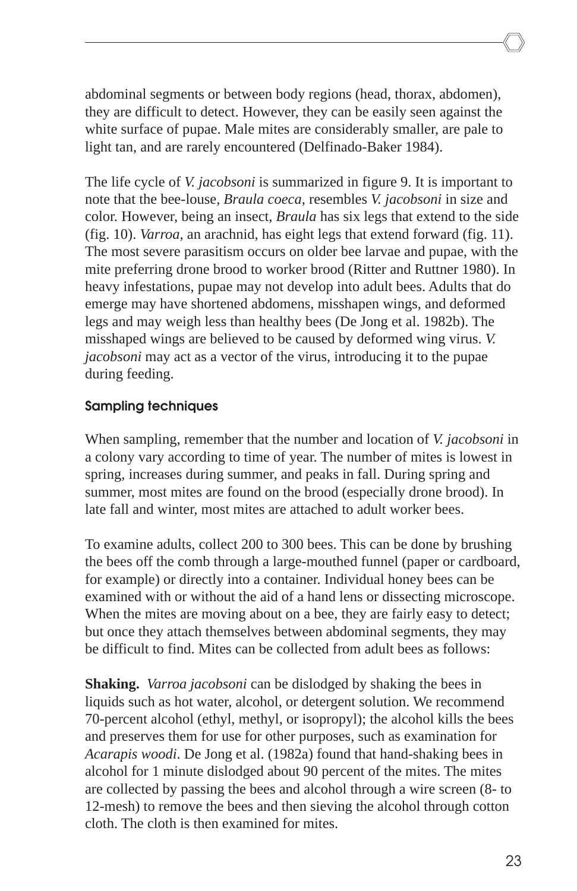abdominal segments or between body regions (head, thorax, abdomen), they are difficult to detect. However, they can be easily seen against the white surface of pupae. Male mites are considerably smaller, are pale to light tan, and are rarely encountered (Delfinado-Baker 1984).

The life cycle of *V. jacobsoni* is summarized in figure 9. It is important to note that the bee-louse, *Braula coeca*, resembles *V. jacobsoni* in size and color. However, being an insect, *Braula* has six legs that extend to the side (fig. 10). *Varroa*, an arachnid, has eight legs that extend forward (fig. 11). The most severe parasitism occurs on older bee larvae and pupae, with the mite preferring drone brood to worker brood (Ritter and Ruttner 1980). In heavy infestations, pupae may not develop into adult bees. Adults that do emerge may have shortened abdomens, misshapen wings, and deformed legs and may weigh less than healthy bees (De Jong et al. 1982b). The misshaped wings are believed to be caused by deformed wing virus. *V. jacobsoni* may act as a vector of the virus, introducing it to the pupae during feeding.

### Sampling techniques

When sampling, remember that the number and location of *V. jacobsoni* in a colony vary according to time of year. The number of mites is lowest in spring, increases during summer, and peaks in fall. During spring and summer, most mites are found on the brood (especially drone brood). In late fall and winter, most mites are attached to adult worker bees.

To examine adults, collect 200 to 300 bees. This can be done by brushing the bees off the comb through a large-mouthed funnel (paper or cardboard, for example) or directly into a container. Individual honey bees can be examined with or without the aid of a hand lens or dissecting microscope. When the mites are moving about on a bee, they are fairly easy to detect; but once they attach themselves between abdominal segments, they may be difficult to find. Mites can be collected from adult bees as follows:

**Shaking.** *Varroa jacobsoni* can be dislodged by shaking the bees in liquids such as hot water, alcohol, or detergent solution. We recommend 70-percent alcohol (ethyl, methyl, or isopropyl); the alcohol kills the bees and preserves them for use for other purposes, such as examination for *Acarapis woodi*. De Jong et al. (1982a) found that hand-shaking bees in alcohol for 1 minute dislodged about 90 percent of the mites. The mites are collected by passing the bees and alcohol through a wire screen (8- to 12-mesh) to remove the bees and then sieving the alcohol through cotton cloth. The cloth is then examined for mites.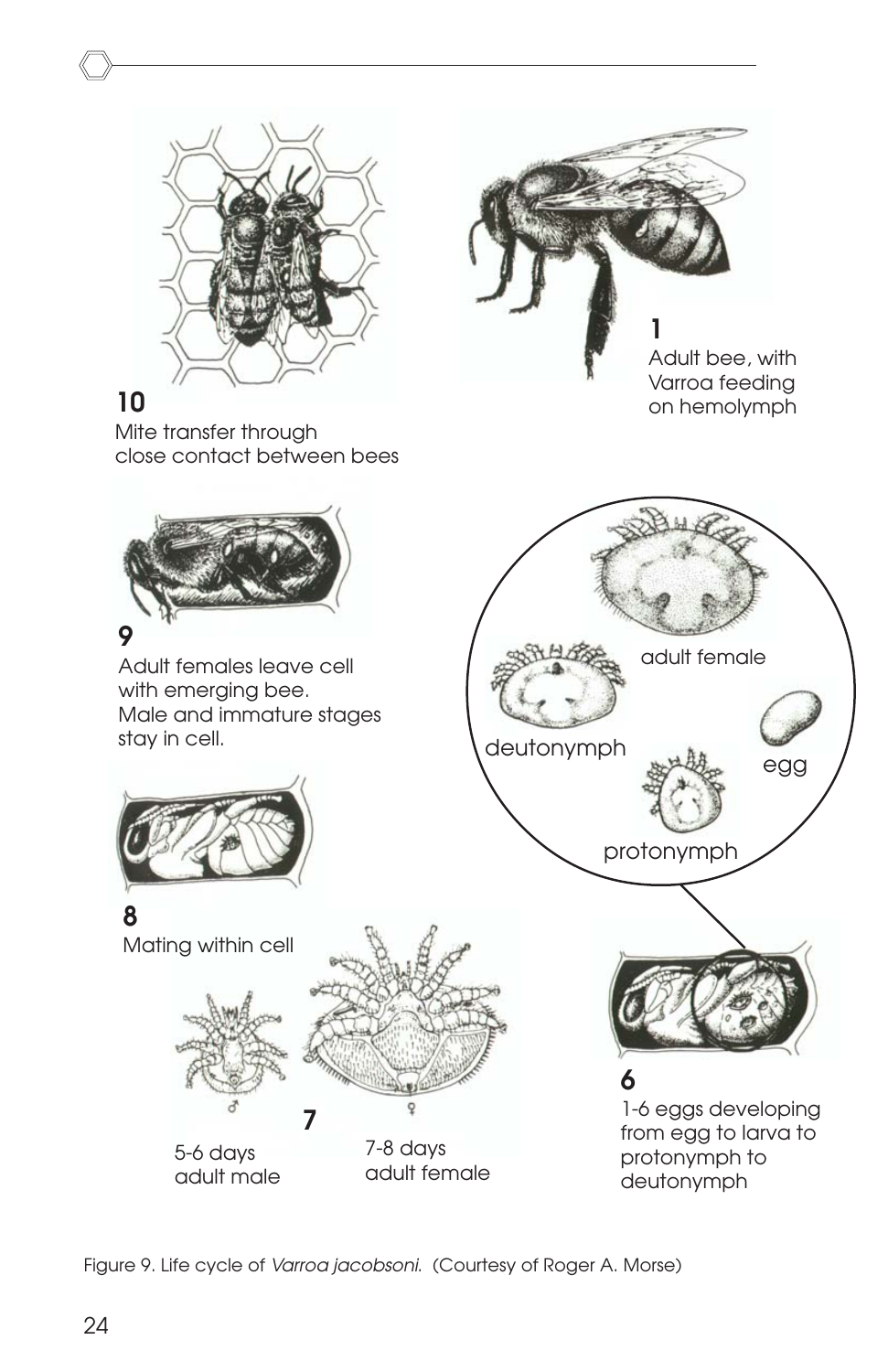**1**
Adult bee, with Varroa feeding on hemolymph

**10**
Mite transfer through close contact between bees

**9**
Adult females leave cell with emerging bee.
Male and immature stages stay in cell.

adult female

deutonymph

egg

protonymph

**8**
Mating within cell

**7**

5-6 days
adult male

7-8 days
adult female

**6**
1-6 eggs developing from egg to larva to protonymph to deutonymph

Figure 9. Life cycle of *Varroa jacobsoni*. (Courtesy of Roger A. Morse)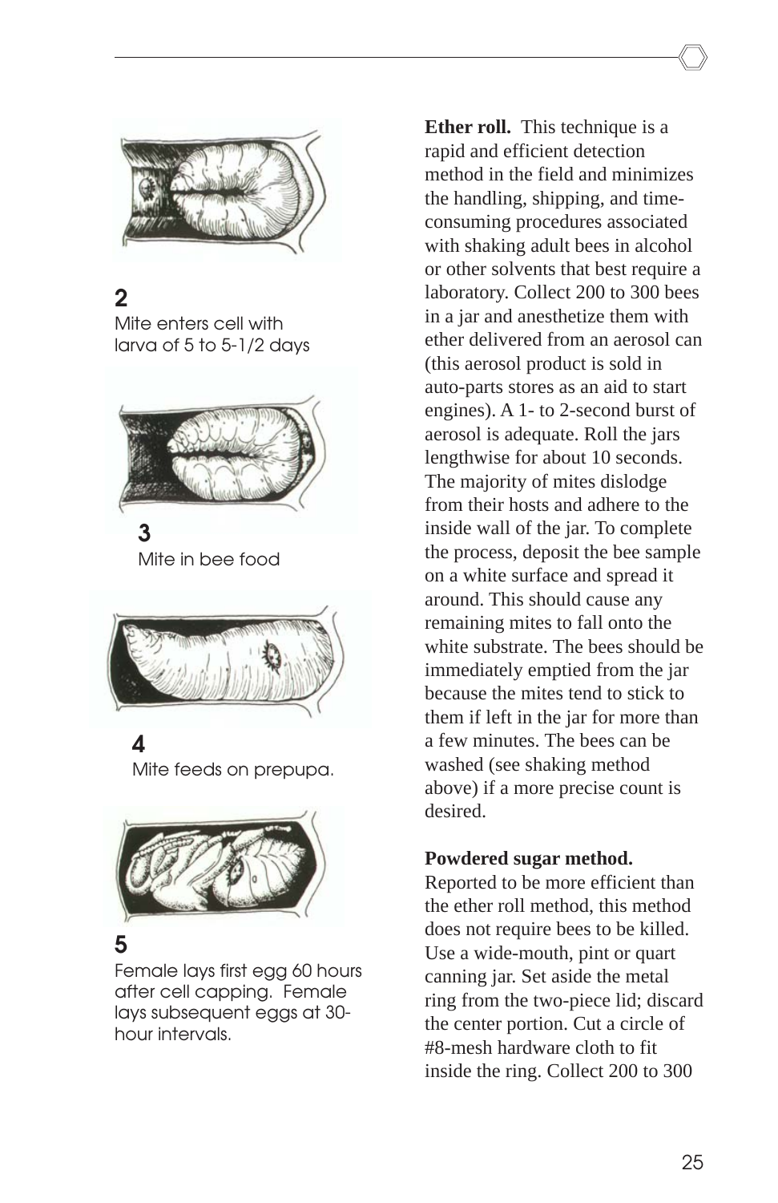2

Mite enters cell with larva of 5 to 5-1/2 days

3

Mite in bee food

4

Mite feeds on prepupa.

5

Female lays first egg 60 hours after cell capping. Female lays subsequent eggs at 30-hour intervals.

**Ether roll.** This technique is a rapid and efficient detection method in the field and minimizes the handling, shipping, and time-consuming procedures associated with shaking adult bees in alcohol or other solvents that best require a laboratory. Collect 200 to 300 bees in a jar and anesthetize them with ether delivered from an aerosol can (this aerosol product is sold in auto-parts stores as an aid to start engines). A 1- to 2-second burst of aerosol is adequate. Roll the jars lengthwise for about 10 seconds. The majority of mites dislodge from their hosts and adhere to the inside wall of the jar. To complete the process, deposit the bee sample on a white surface and spread it around. This should cause any remaining mites to fall onto the white substrate. The bees should be immediately emptied from the jar because the mites tend to stick to them if left in the jar for more than a few minutes. The bees can be washed (see shaking method above) if a more precise count is desired.

**Powdered sugar method.** Reported to be more efficient than the ether roll method, this method does not require bees to be killed. Use a wide-mouth, pint or quart canning jar. Set aside the metal ring from the two-piece lid; discard the center portion. Cut a circle of #8-mesh hardware cloth to fit inside the ring. Collect 200 to 300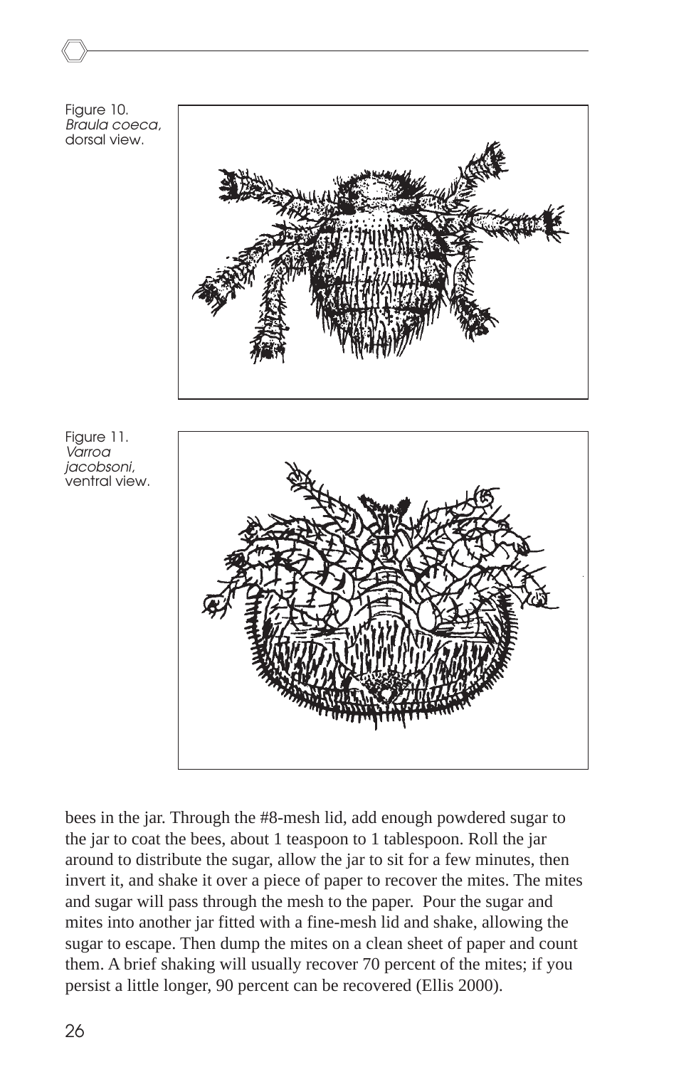Figure 10. *Braula coeca*, dorsal view.

Figure 11. *Varroa jacobsoni*, ventral view.

bees in the jar. Through the #8-mesh lid, add enough powdered sugar to the jar to coat the bees, about 1 teaspoon to 1 tablespoon. Roll the jar around to distribute the sugar, allow the jar to sit for a few minutes, then invert it, and shake it over a piece of paper to recover the mites. The mites and sugar will pass through the mesh to the paper. Pour the sugar and mites into another jar fitted with a fine-mesh lid and shake, allowing the sugar to escape. Then dump the mites on a clean sheet of paper and count them. A brief shaking will usually recover 70 percent of the mites; if you persist a little longer, 90 percent can be recovered (Ellis 2000).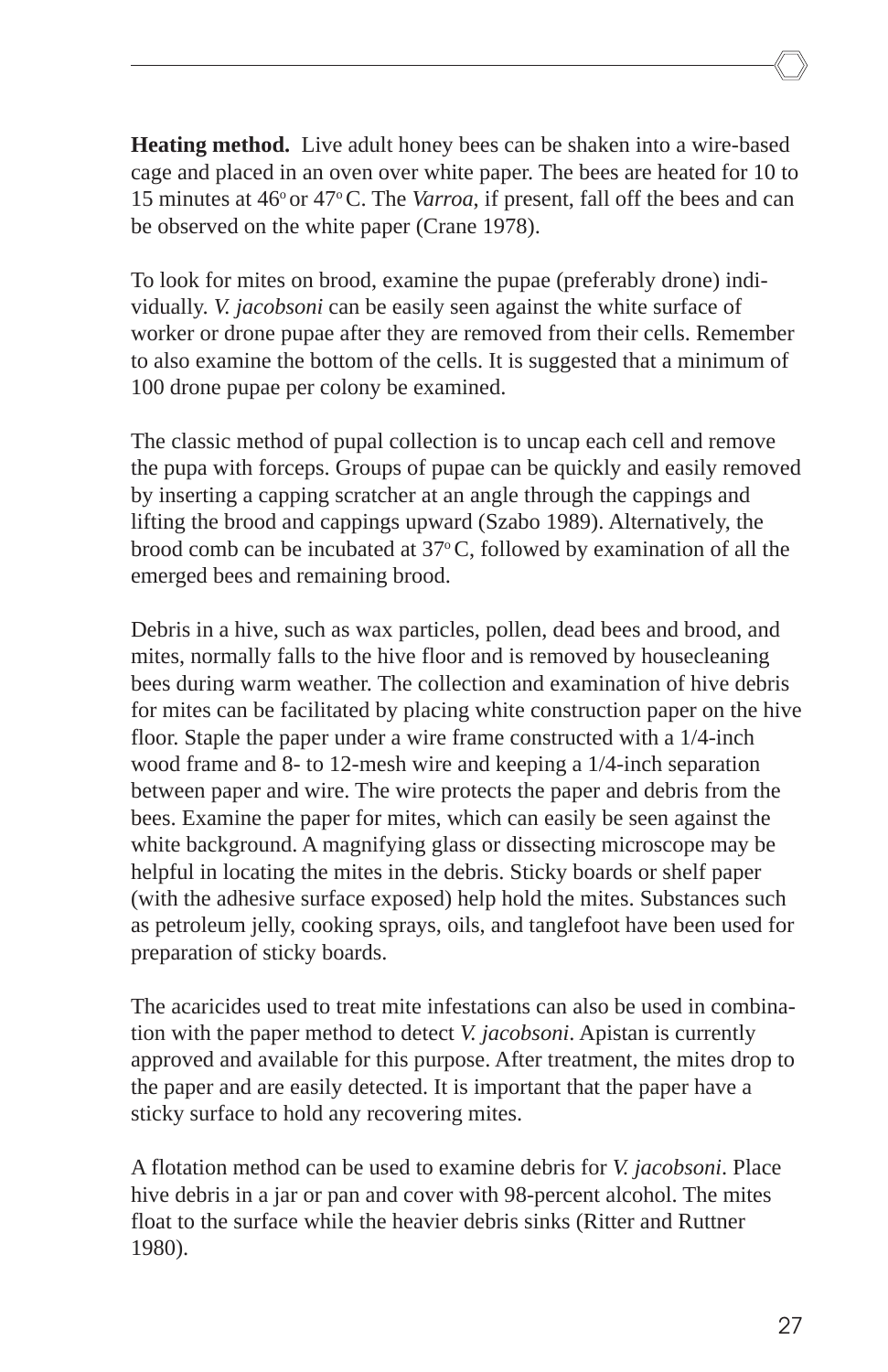**Heating method.** Live adult honey bees can be shaken into a wire-based cage and placed in an oven over white paper. The bees are heated for 10 to 15 minutes at 46$^{o}$ or 47$^{o}$ C. The *Varroa*, if present, fall off the bees and can be observed on the white paper (Crane 1978).

To look for mites on brood, examine the pupae (preferably drone) individually. *V. jacobsoni* can be easily seen against the white surface of worker or drone pupae after they are removed from their cells. Remember to also examine the bottom of the cells. It is suggested that a minimum of 100 drone pupae per colony be examined.

The classic method of pupal collection is to uncap each cell and remove the pupa with forceps. Groups of pupae can be quickly and easily removed by inserting a capping scratcher at an angle through the cappings and lifting the brood and cappings upward (Szabo 1989). Alternatively, the brood comb can be incubated at 37$^{o}$ C, followed by examination of all the emerged bees and remaining brood.

Debris in a hive, such as wax particles, pollen, dead bees and brood, and mites, normally falls to the hive floor and is removed by housecleaning bees during warm weather. The collection and examination of hive debris for mites can be facilitated by placing white construction paper on the hive floor. Staple the paper under a wire frame constructed with a 1/4-inch wood frame and 8- to 12-mesh wire and keeping a 1/4-inch separation between paper and wire. The wire protects the paper and debris from the bees. Examine the paper for mites, which can easily be seen against the white background. A magnifying glass or dissecting microscope may be helpful in locating the mites in the debris. Sticky boards or shelf paper (with the adhesive surface exposed) help hold the mites. Substances such as petroleum jelly, cooking sprays, oils, and tanglefoot have been used for preparation of sticky boards.

The acaricides used to treat mite infestations can also be used in combination with the paper method to detect *V. jacobsoni*. Apistan is currently approved and available for this purpose. After treatment, the mites drop to the paper and are easily detected. It is important that the paper have a sticky surface to hold any recovering mites.

A flotation method can be used to examine debris for *V. jacobsoni*. Place hive debris in a jar or pan and cover with 98-percent alcohol. The mites float to the surface while the heavier debris sinks (Ritter and Ruttner 1980).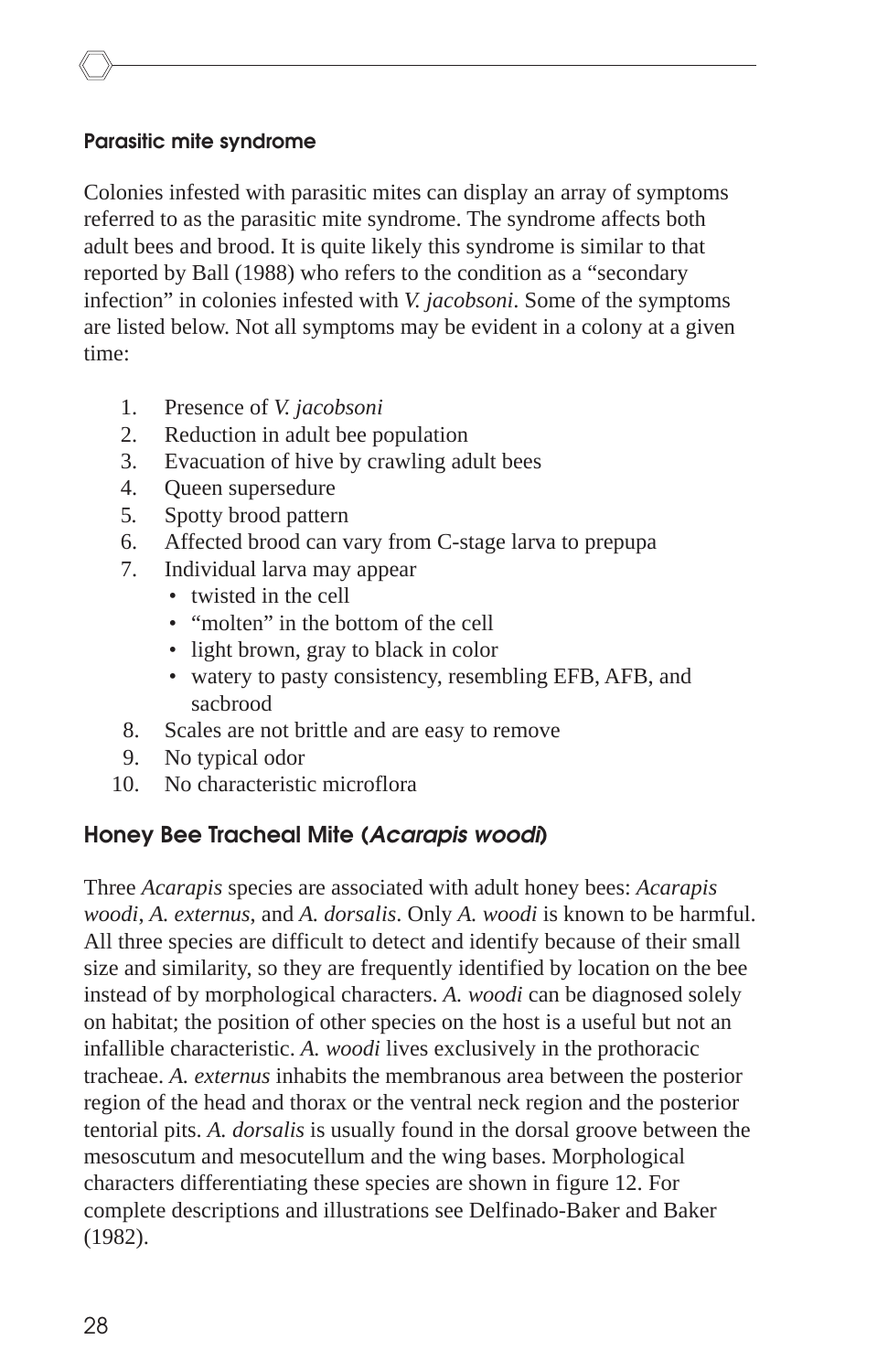### Parasitic mite syndrome

Colonies infested with parasitic mites can display an array of symptoms referred to as the parasitic mite syndrome. The syndrome affects both adult bees and brood. It is quite likely this syndrome is similar to that reported by Ball (1988) who refers to the condition as a "secondary infection" in colonies infested with *V. jacobsoni*. Some of the symptoms are listed below. Not all symptoms may be evident in a colony at a given time:

1. Presence of *V. jacobsoni*
2. Reduction in adult bee population
3. Evacuation of hive by crawling adult bees
4. Queen supersedure
5. Spotty brood pattern
6. Affected brood can vary from C-stage larva to prepupa
7. Individual larva may appear
   - twisted in the cell
   - "molten" in the bottom of the cell
   - light brown, gray to black in color
   - watery to pasty consistency, resembling EFB, AFB, and sacbrood
8. Scales are not brittle and are easy to remove
9. No typical odor
10. No characteristic microflora

## Honey Bee Tracheal Mite (*Acarapis woodi*)

Three *Acarapis* species are associated with adult honey bees: *Acarapis woodi*, *A. externus*, and *A. dorsalis*. Only *A. woodi* is known to be harmful. All three species are difficult to detect and identify because of their small size and similarity, so they are frequently identified by location on the bee instead of by morphological characters. *A. woodi* can be diagnosed solely on habitat; the position of other species on the host is a useful but not an infallible characteristic. *A. woodi* lives exclusively in the prothoracic tracheae. *A. externus* inhabits the membranous area between the posterior region of the head and thorax or the ventral neck region and the posterior tentorial pits. *A. dorsalis* is usually found in the dorsal groove between the mesoscutum and mesocutellum and the wing bases. Morphological characters differentiating these species are shown in figure 12. For complete descriptions and illustrations see Delfinado-Baker and Baker (1982).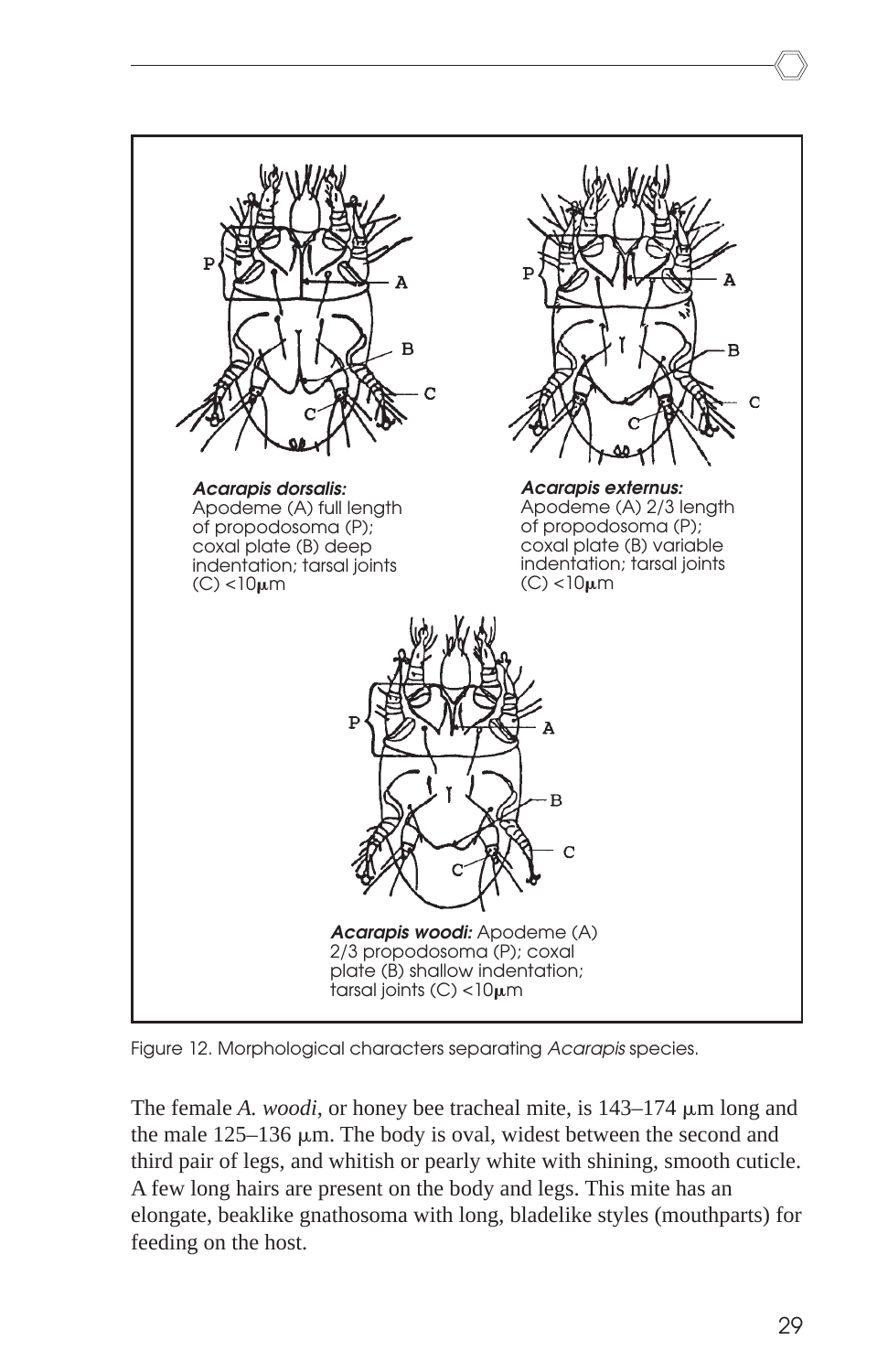***Acarapis dorsalis:*** Apodeme (A) full length of propodosoma (P); coxal plate (B) deep indentation; tarsal joints (C) <10μm

***Acarapis externus:*** Apodeme (A) 2/3 length of propodosoma (P); coxal plate (B) variable indentation; tarsal joints (C) <10μm

***Acarapis woodi:*** Apodeme (A) 2/3 propodosoma (P); coxal plate (B) shallow indentation; tarsal joints (C) <10μm

Figure 12. Morphological characters separating *Acarapis* species.

The female *A. woodi*, or honey bee tracheal mite, is 143–174 μm long and the male 125–136 μm. The body is oval, widest between the second and third pair of legs, and whitish or pearly white with shining, smooth cuticle. A few long hairs are present on the body and legs. This mite has an elongate, beaklike gnathosoma with long, bladelike styles (mouthparts) for feeding on the host.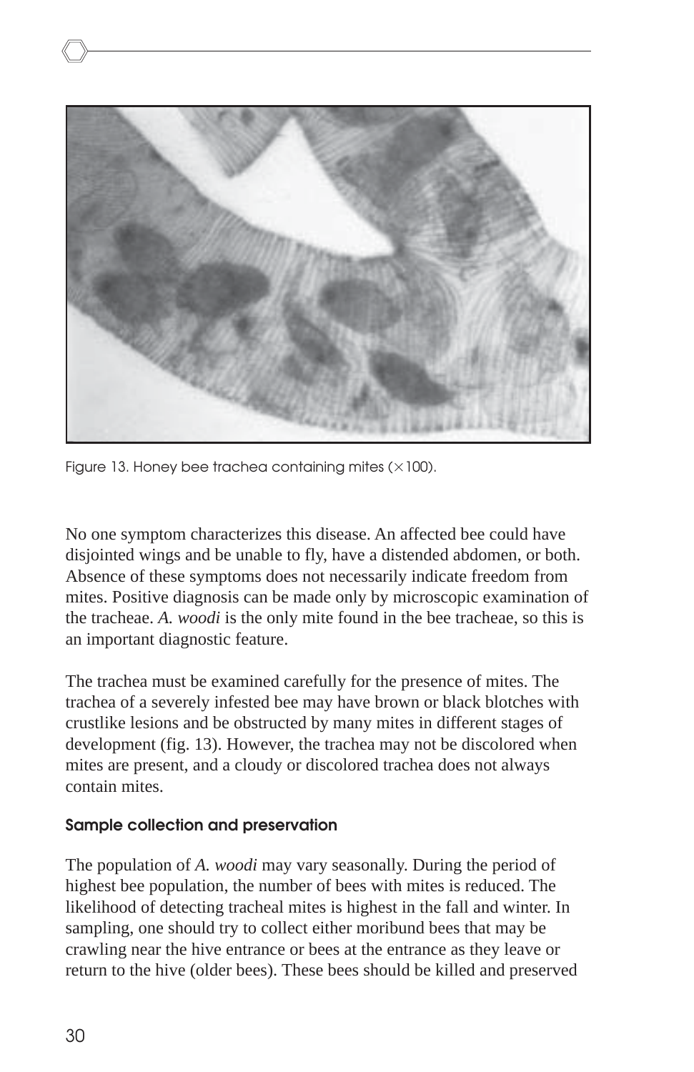Figure 13. Honey bee trachea containing mites (×100).

No one symptom characterizes this disease. An affected bee could have disjointed wings and be unable to fly, have a distended abdomen, or both. Absence of these symptoms does not necessarily indicate freedom from mites. Positive diagnosis can be made only by microscopic examination of the tracheae. *A. woodi* is the only mite found in the bee tracheae, so this is an important diagnostic feature.

The trachea must be examined carefully for the presence of mites. The trachea of a severely infested bee may have brown or black blotches with crustlike lesions and be obstructed by many mites in different stages of development (fig. 13). However, the trachea may not be discolored when mites are present, and a cloudy or discolored trachea does not always contain mites.

### Sample collection and preservation

The population of *A. woodi* may vary seasonally. During the period of highest bee population, the number of bees with mites is reduced. The likelihood of detecting tracheal mites is highest in the fall and winter. In sampling, one should try to collect either moribund bees that may be crawling near the hive entrance or bees at the entrance as they leave or return to the hive (older bees). These bees should be killed and preserved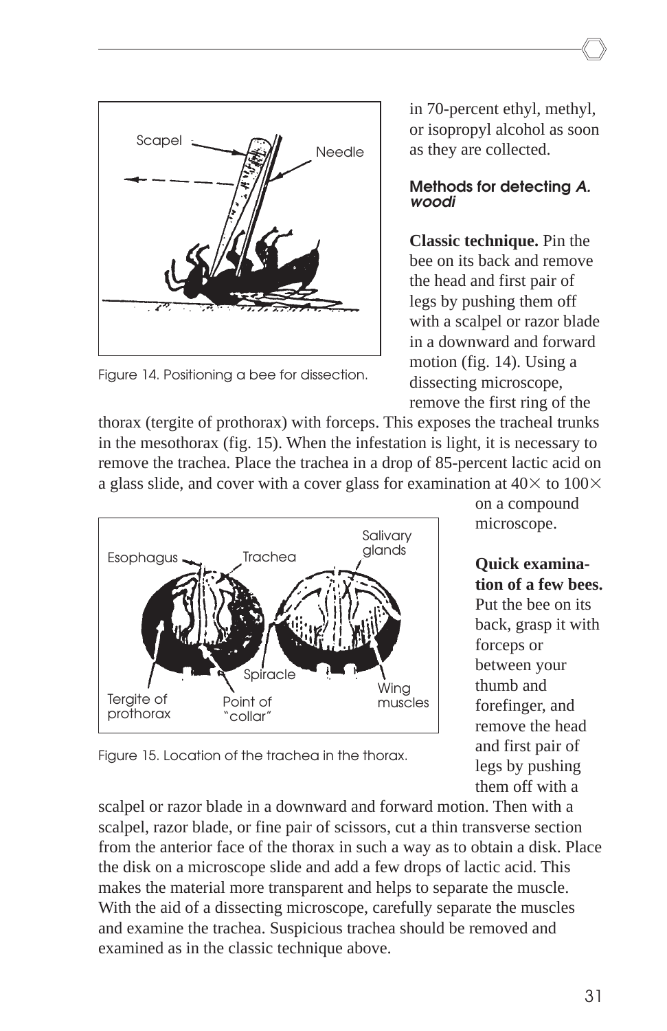Figure 14. Positioning a bee for dissection.

in 70-percent ethyl, methyl, or isopropyl alcohol as soon as they are collected.

### Methods for detecting *A. woodi*

**Classic technique.** Pin the bee on its back and remove the head and first pair of legs by pushing them off with a scalpel or razor blade in a downward and forward motion (fig. 14). Using a dissecting microscope, remove the first ring of the thorax (tergite of prothorax) with forceps. This exposes the tracheal trunks in the mesothorax (fig. 15). When the infestation is light, it is necessary to remove the trachea. Place the trachea in a drop of 85-percent lactic acid on a glass slide, and cover with a cover glass for examination at 40× to 100× on a compound microscope.

Figure 15. Location of the trachea in the thorax.

**Quick examination of a few bees.** Put the bee on its back, grasp it with forceps or between your thumb and forefinger, and remove the head and first pair of legs by pushing them off with a scalpel or razor blade in a downward and forward motion. Then with a scalpel, razor blade, or fine pair of scissors, cut a thin transverse section from the anterior face of the thorax in such a way as to obtain a disk. Place the disk on a microscope slide and add a few drops of lactic acid. This makes the material more transparent and helps to separate the muscle. With the aid of a dissecting microscope, carefully separate the muscles and examine the trachea. Suspicious trachea should be removed and examined as in the classic technique above.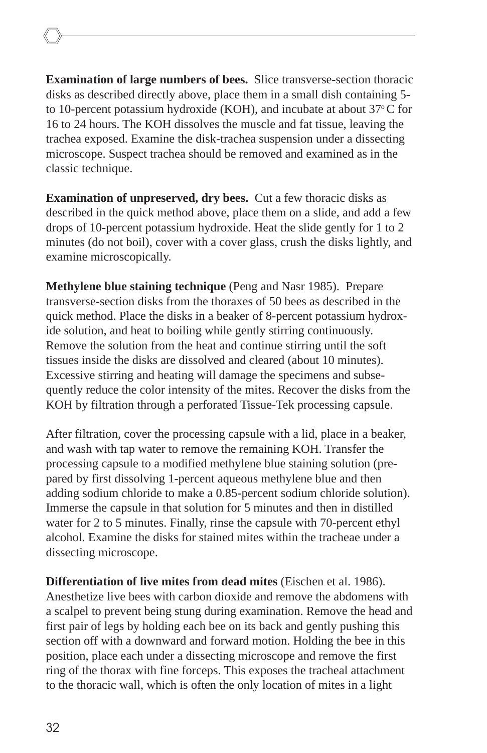**Examination of large numbers of bees.** Slice transverse-section thoracic disks as described directly above, place them in a small dish containing 5- to 10-percent potassium hydroxide (KOH), and incubate at about 37$^{o}$ C for 16 to 24 hours. The KOH dissolves the muscle and fat tissue, leaving the trachea exposed. Examine the disk-trachea suspension under a dissecting microscope. Suspect trachea should be removed and examined as in the classic technique.

**Examination of unpreserved, dry bees.** Cut a few thoracic disks as described in the quick method above, place them on a slide, and add a few drops of 10-percent potassium hydroxide. Heat the slide gently for 1 to 2 minutes (do not boil), cover with a cover glass, crush the disks lightly, and examine microscopically.

**Methylene blue staining technique** (Peng and Nasr 1985). Prepare transverse-section disks from the thoraxes of 50 bees as described in the quick method. Place the disks in a beaker of 8-percent potassium hydroxide solution, and heat to boiling while gently stirring continuously. Remove the solution from the heat and continue stirring until the soft tissues inside the disks are dissolved and cleared (about 10 minutes). Excessive stirring and heating will damage the specimens and subsequently reduce the color intensity of the mites. Recover the disks from the KOH by filtration through a perforated Tissue-Tek processing capsule.

After filtration, cover the processing capsule with a lid, place in a beaker, and wash with tap water to remove the remaining KOH. Transfer the processing capsule to a modified methylene blue staining solution (prepared by first dissolving 1-percent aqueous methylene blue and then adding sodium chloride to make a 0.85-percent sodium chloride solution). Immerse the capsule in that solution for 5 minutes and then in distilled water for 2 to 5 minutes. Finally, rinse the capsule with 70-percent ethyl alcohol. Examine the disks for stained mites within the tracheae under a dissecting microscope.

**Differentiation of live mites from dead mites** (Eischen et al. 1986). Anesthetize live bees with carbon dioxide and remove the abdomens with a scalpel to prevent being stung during examination. Remove the head and first pair of legs by holding each bee on its back and gently pushing this section off with a downward and forward motion. Holding the bee in this position, place each under a dissecting microscope and remove the first ring of the thorax with fine forceps. This exposes the tracheal attachment to the thoracic wall, which is often the only location of mites in a light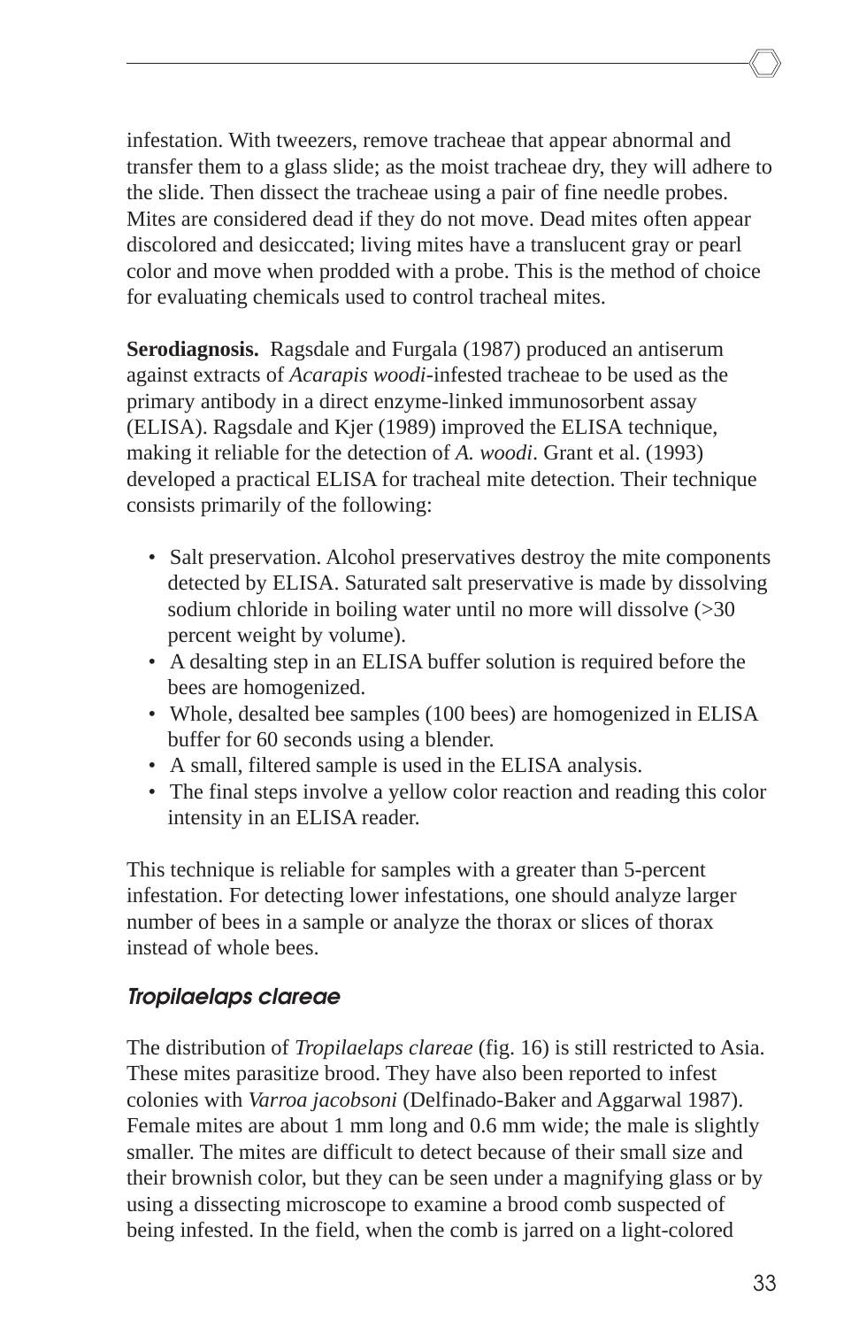infestation. With tweezers, remove tracheae that appear abnormal and transfer them to a glass slide; as the moist tracheae dry, they will adhere to the slide. Then dissect the tracheae using a pair of fine needle probes. Mites are considered dead if they do not move. Dead mites often appear discolored and desiccated; living mites have a translucent gray or pearl color and move when prodded with a probe. This is the method of choice for evaluating chemicals used to control tracheal mites.

**Serodiagnosis.** Ragsdale and Furgala (1987) produced an antiserum against extracts of *Acarapis woodi*-infested tracheae to be used as the primary antibody in a direct enzyme-linked immunosorbent assay (ELISA). Ragsdale and Kjer (1989) improved the ELISA technique, making it reliable for the detection of *A. woodi*. Grant et al. (1993) developed a practical ELISA for tracheal mite detection. Their technique consists primarily of the following:

- Salt preservation. Alcohol preservatives destroy the mite components detected by ELISA. Saturated salt preservative is made by dissolving sodium chloride in boiling water until no more will dissolve (>30 percent weight by volume).
- A desalting step in an ELISA buffer solution is required before the bees are homogenized.
- Whole, desalted bee samples (100 bees) are homogenized in ELISA buffer for 60 seconds using a blender.
- A small, filtered sample is used in the ELISA analysis.
- The final steps involve a yellow color reaction and reading this color intensity in an ELISA reader.

This technique is reliable for samples with a greater than 5-percent infestation. For detecting lower infestations, one should analyze larger number of bees in a sample or analyze the thorax or slices of thorax instead of whole bees.

### *Tropilaelaps clareae*

The distribution of *Tropilaelaps clareae* (fig. 16) is still restricted to Asia. These mites parasitize brood. They have also been reported to infest colonies with *Varroa jacobsoni* (Delfinado-Baker and Aggarwal 1987). Female mites are about 1 mm long and 0.6 mm wide; the male is slightly smaller. The mites are difficult to detect because of their small size and their brownish color, but they can be seen under a magnifying glass or by using a dissecting microscope to examine a brood comb suspected of being infested. In the field, when the comb is jarred on a light-colored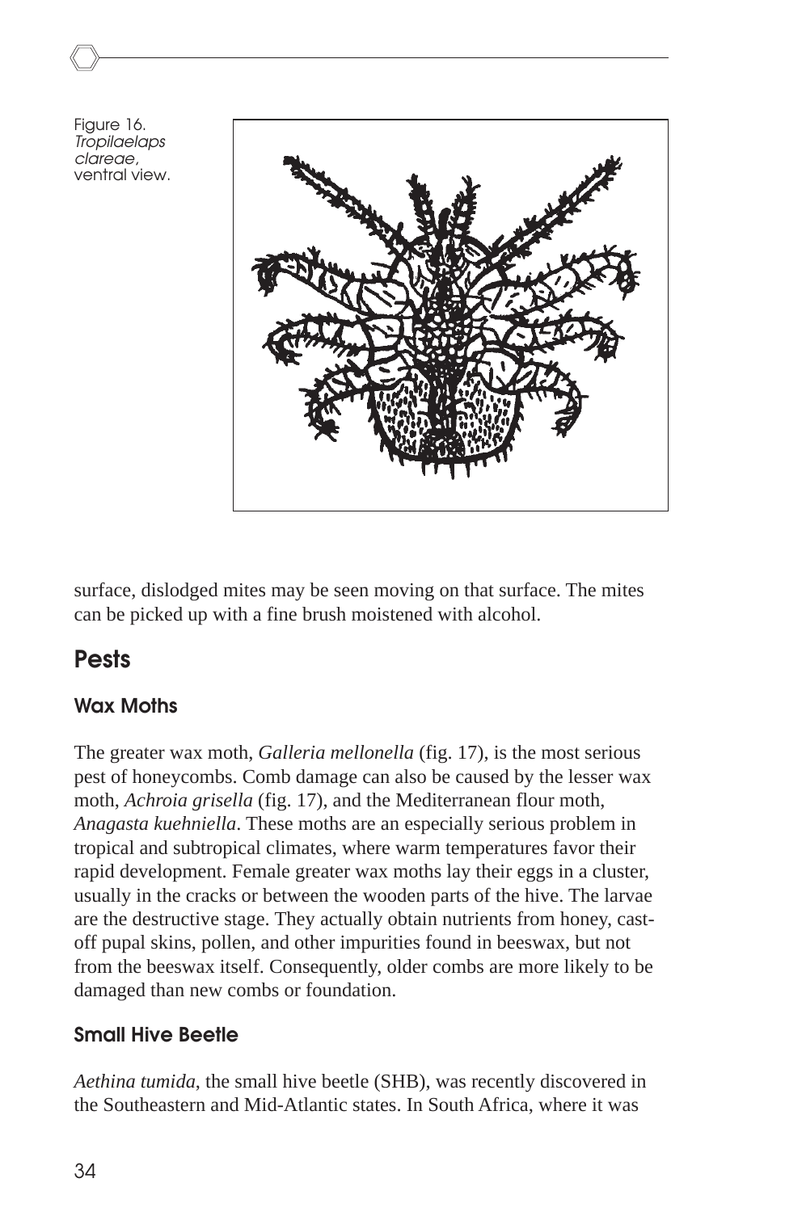Figure 16. *Tropilaelaps clareae*, ventral view.

surface, dislodged mites may be seen moving on that surface. The mites can be picked up with a fine brush moistened with alcohol.

## Pests

### Wax Moths

The greater wax moth, *Galleria mellonella* (fig. 17), is the most serious pest of honeycombs. Comb damage can also be caused by the lesser wax moth, *Achroia grisella* (fig. 17), and the Mediterranean flour moth, *Anagasta kuehniella*. These moths are an especially serious problem in tropical and subtropical climates, where warm temperatures favor their rapid development. Female greater wax moths lay their eggs in a cluster, usually in the cracks or between the wooden parts of the hive. The larvae are the destructive stage. They actually obtain nutrients from honey, cast-off pupal skins, pollen, and other impurities found in beeswax, but not from the beeswax itself. Consequently, older combs are more likely to be damaged than new combs or foundation.

### Small Hive Beetle

*Aethina tumida*, the small hive beetle (SHB), was recently discovered in the Southeastern and Mid-Atlantic states. In South Africa, where it was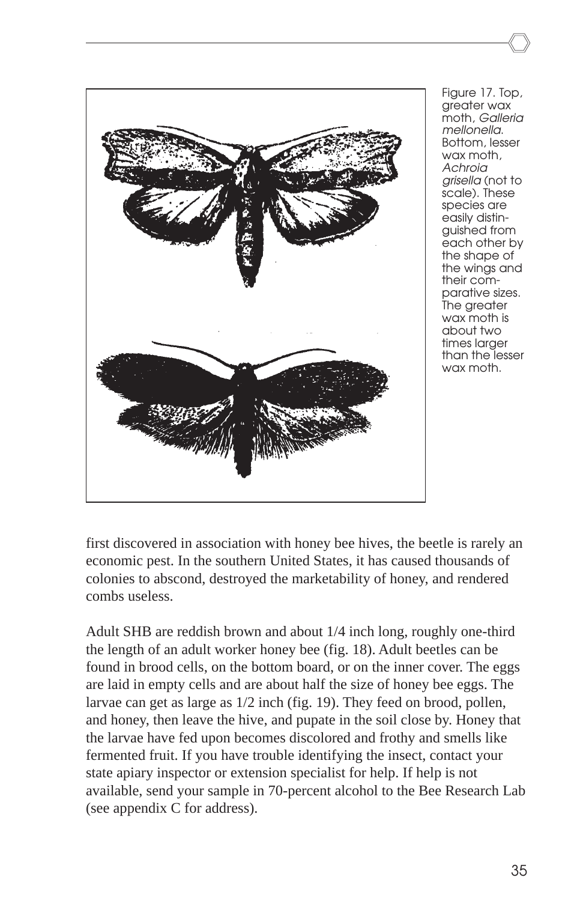Figure 17. Top, greater wax moth, *Galleria mellonella*. Bottom, lesser wax moth, *Achroia grisella* (not to scale). These species are easily distinguished from each other by the shape of the wings and their comparative sizes. The greater wax moth is about two times larger than the lesser wax moth.

first discovered in association with honey bee hives, the beetle is rarely an economic pest. In the southern United States, it has caused thousands of colonies to abscond, destroyed the marketability of honey, and rendered combs useless.

Adult SHB are reddish brown and about 1/4 inch long, roughly one-third the length of an adult worker honey bee (fig. 18). Adult beetles can be found in brood cells, on the bottom board, or on the inner cover. The eggs are laid in empty cells and are about half the size of honey bee eggs. The larvae can get as large as 1/2 inch (fig. 19). They feed on brood, pollen, and honey, then leave the hive, and pupate in the soil close by. Honey that the larvae have fed upon becomes discolored and frothy and smells like fermented fruit. If you have trouble identifying the insect, contact your state apiary inspector or extension specialist for help. If help is not available, send your sample in 70-percent alcohol to the Bee Research Lab (see appendix C for address).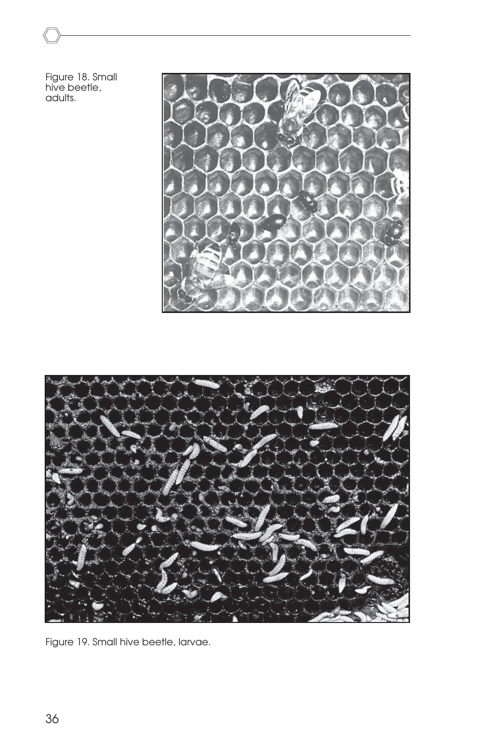Figure 18. Small hive beetle, adults.

Figure 19. Small hive beetle, larvae.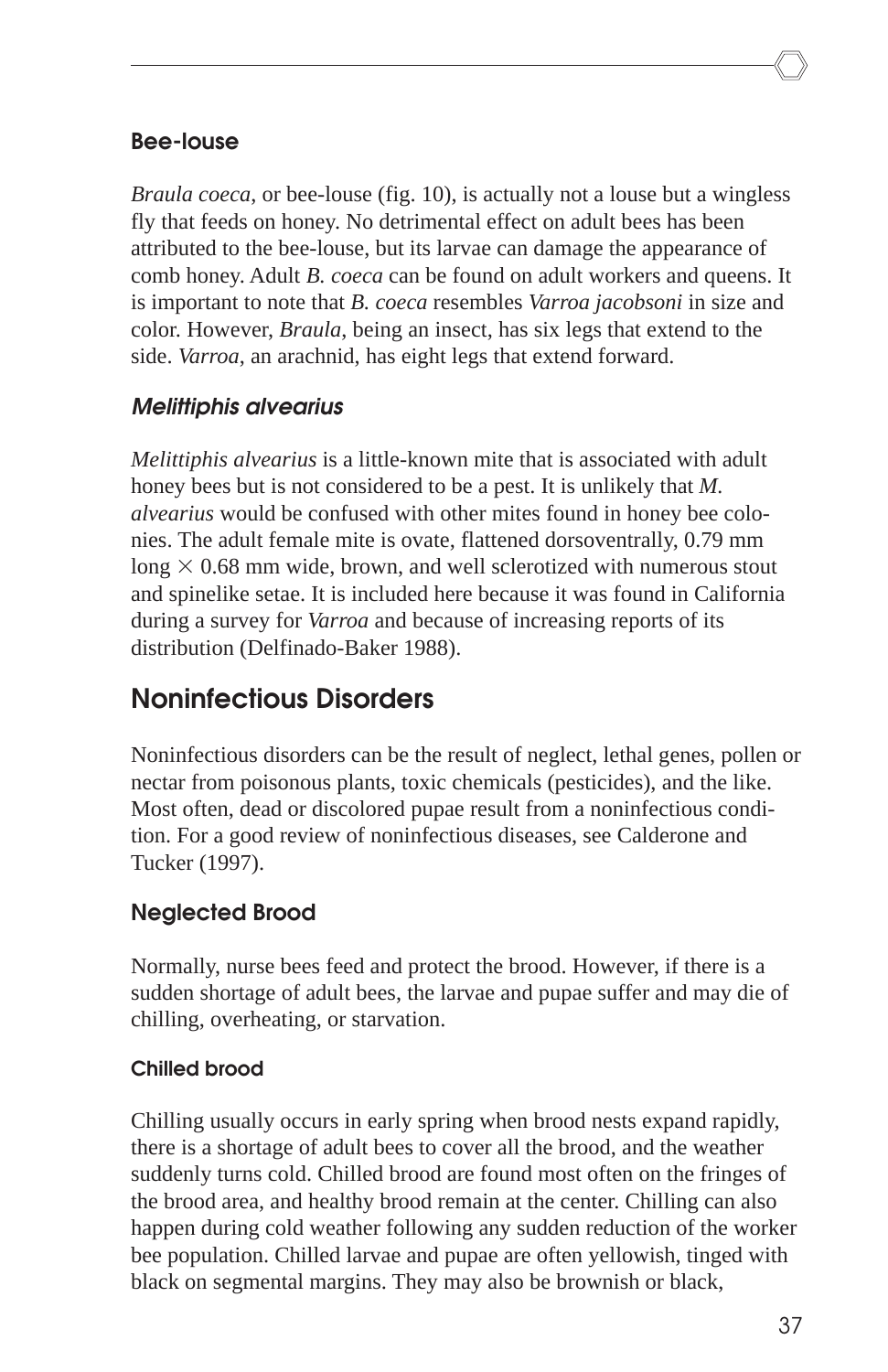### Bee-louse

*Braula coeca*, or bee-louse (fig. 10), is actually not a louse but a wingless fly that feeds on honey. No detrimental effect on adult bees has been attributed to the bee-louse, but its larvae can damage the appearance of comb honey. Adult *B. coeca* can be found on adult workers and queens. It is important to note that *B. coeca* resembles *Varroa jacobsoni* in size and color. However, *Braula*, being an insect, has six legs that extend to the side. *Varroa*, an arachnid, has eight legs that extend forward.

### *Melittiphis alvearius*

*Melittiphis alvearius* is a little-known mite that is associated with adult honey bees but is not considered to be a pest. It is unlikely that *M. alvearius* would be confused with other mites found in honey bee colonies. The adult female mite is ovate, flattened dorsoventrally, 0.79 mm long × 0.68 mm wide, brown, and well sclerotized with numerous stout and spinelike setae. It is included here because it was found in California during a survey for *Varroa* and because of increasing reports of its distribution (Delfinado-Baker 1988).

## Noninfectious Disorders

Noninfectious disorders can be the result of neglect, lethal genes, pollen or nectar from poisonous plants, toxic chemicals (pesticides), and the like. Most often, dead or discolored pupae result from a noninfectious condition. For a good review of noninfectious diseases, see Calderone and Tucker (1997).

### Neglected Brood

Normally, nurse bees feed and protect the brood. However, if there is a sudden shortage of adult bees, the larvae and pupae suffer and may die of chilling, overheating, or starvation.

#### Chilled brood

Chilling usually occurs in early spring when brood nests expand rapidly, there is a shortage of adult bees to cover all the brood, and the weather suddenly turns cold. Chilled brood are found most often on the fringes of the brood area, and healthy brood remain at the center. Chilling can also happen during cold weather following any sudden reduction of the worker bee population. Chilled larvae and pupae are often yellowish, tinged with black on segmental margins. They may also be brownish or black,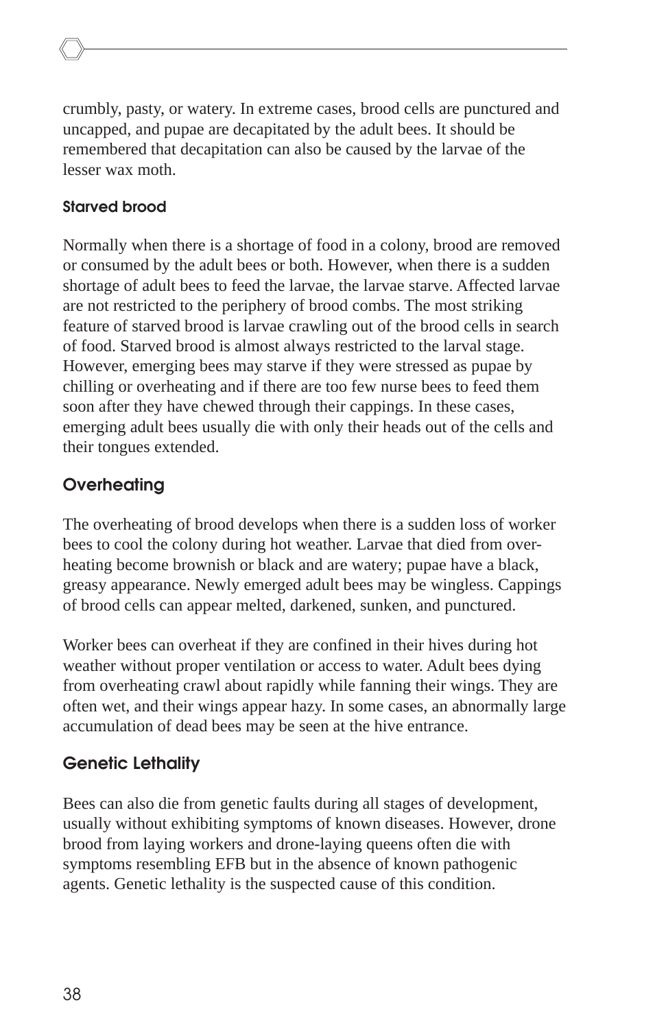crumbly, pasty, or watery. In extreme cases, brood cells are punctured and uncapped, and pupae are decapitated by the adult bees. It should be remembered that decapitation can also be caused by the larvae of the lesser wax moth.

#### Starved brood

Normally when there is a shortage of food in a colony, brood are removed or consumed by the adult bees or both. However, when there is a sudden shortage of adult bees to feed the larvae, the larvae starve. Affected larvae are not restricted to the periphery of brood combs. The most striking feature of starved brood is larvae crawling out of the brood cells in search of food. Starved brood is almost always restricted to the larval stage. However, emerging bees may starve if they were stressed as pupae by chilling or overheating and if there are too few nurse bees to feed them soon after they have chewed through their cappings. In these cases, emerging adult bees usually die with only their heads out of the cells and their tongues extended.

### Overheating

The overheating of brood develops when there is a sudden loss of worker bees to cool the colony during hot weather. Larvae that died from overheating become brownish or black and are watery; pupae have a black, greasy appearance. Newly emerged adult bees may be wingless. Cappings of brood cells can appear melted, darkened, sunken, and punctured.

Worker bees can overheat if they are confined in their hives during hot weather without proper ventilation or access to water. Adult bees dying from overheating crawl about rapidly while fanning their wings. They are often wet, and their wings appear hazy. In some cases, an abnormally large accumulation of dead bees may be seen at the hive entrance.

### Genetic Lethality

Bees can also die from genetic faults during all stages of development, usually without exhibiting symptoms of known diseases. However, drone brood from laying workers and drone-laying queens often die with symptoms resembling EFB but in the absence of known pathogenic agents. Genetic lethality is the suspected cause of this condition.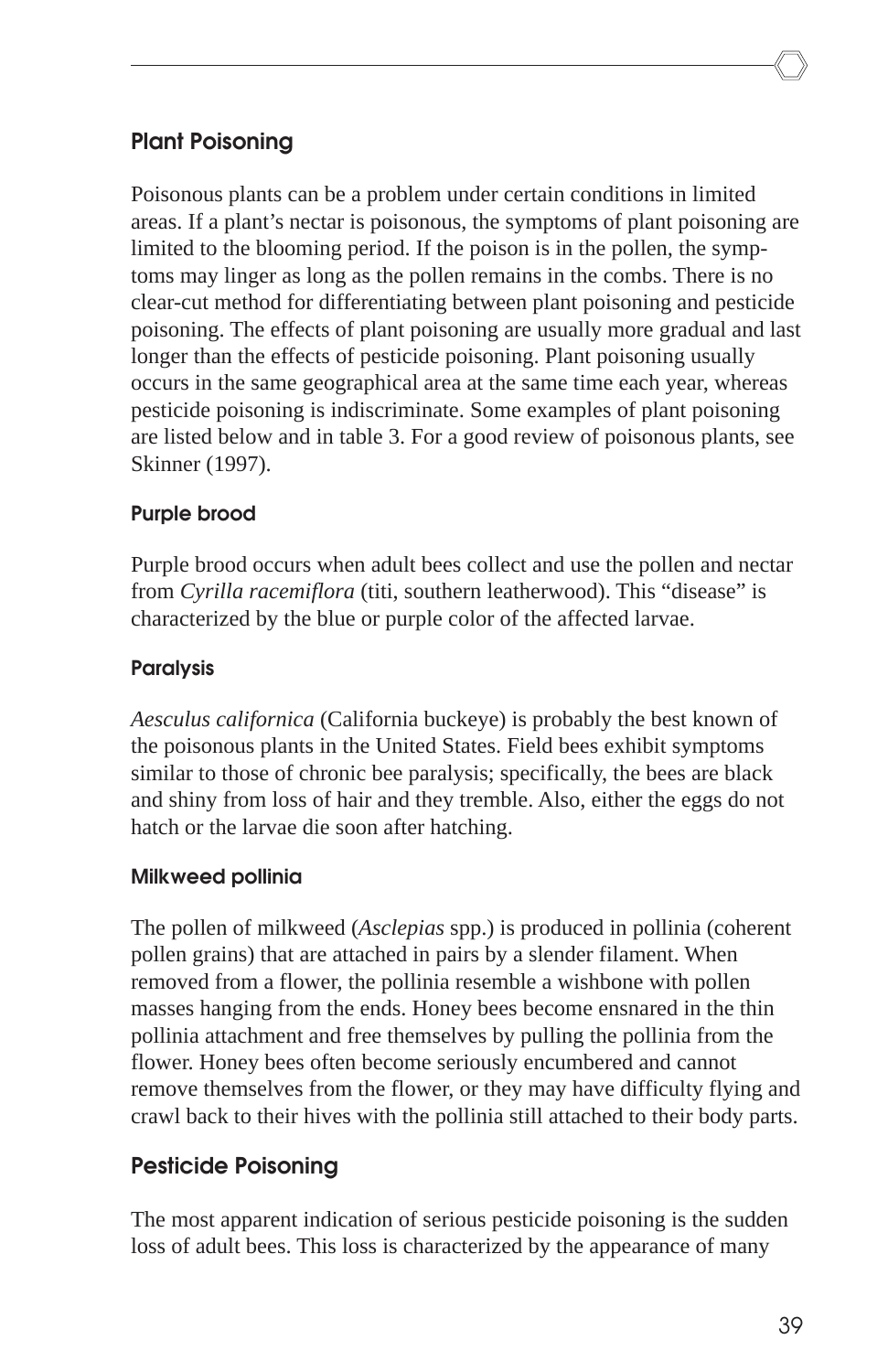## Plant Poisoning

Poisonous plants can be a problem under certain conditions in limited areas. If a plant's nectar is poisonous, the symptoms of plant poisoning are limited to the blooming period. If the poison is in the pollen, the symptoms may linger as long as the pollen remains in the combs. There is no clear-cut method for differentiating between plant poisoning and pesticide poisoning. The effects of plant poisoning are usually more gradual and last longer than the effects of pesticide poisoning. Plant poisoning usually occurs in the same geographical area at the same time each year, whereas pesticide poisoning is indiscriminate. Some examples of plant poisoning are listed below and in table 3. For a good review of poisonous plants, see Skinner (1997).

### Purple brood

Purple brood occurs when adult bees collect and use the pollen and nectar from *Cyrilla racemiflora* (titi, southern leatherwood). This "disease" is characterized by the blue or purple color of the affected larvae.

### Paralysis

*Aesculus californica* (California buckeye) is probably the best known of the poisonous plants in the United States. Field bees exhibit symptoms similar to those of chronic bee paralysis; specifically, the bees are black and shiny from loss of hair and they tremble. Also, either the eggs do not hatch or the larvae die soon after hatching.

### Milkweed pollinia

The pollen of milkweed (*Asclepias* spp.) is produced in pollinia (coherent pollen grains) that are attached in pairs by a slender filament. When removed from a flower, the pollinia resemble a wishbone with pollen masses hanging from the ends. Honey bees become ensnared in the thin pollinia attachment and free themselves by pulling the pollinia from the flower. Honey bees often become seriously encumbered and cannot remove themselves from the flower, or they may have difficulty flying and crawl back to their hives with the pollinia still attached to their body parts.

## Pesticide Poisoning

The most apparent indication of serious pesticide poisoning is the sudden loss of adult bees. This loss is characterized by the appearance of many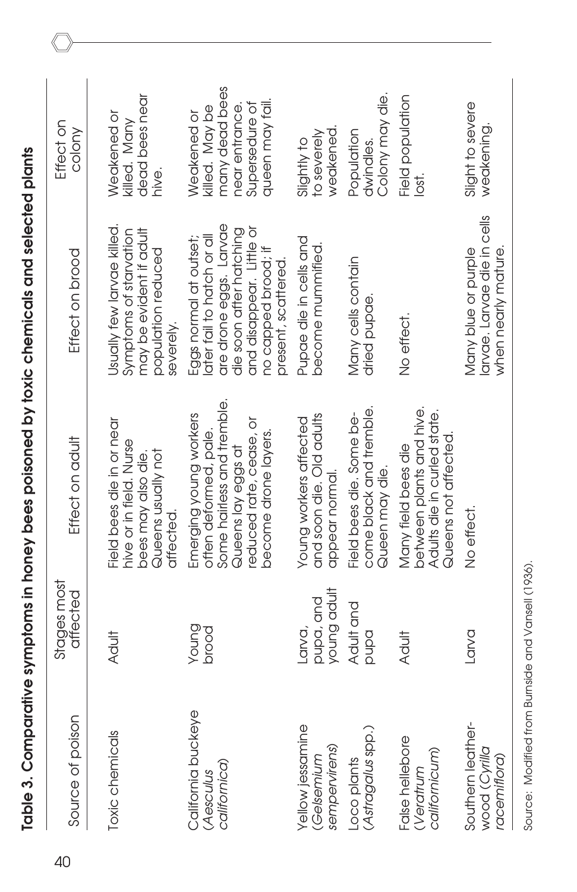**Table 3. Comparative symptoms in honey bees poisoned by toxic chemicals and selected plants**

| Source of poison | Stages most affected | Effect on adult | Effect on brood | Effect on colony |
|---|---|---|---|---|
| Toxic chemicals | Adult | Field bees die in or near hive or in field. Nurse bees may also die. Queens usually not affected. | Usually few larvae killed. Symptoms of starvation may be evident if adult population reduced severely. | Weakened or killed. Many dead bees near hive. |
| California buckeye (*Aesculus californica*) | Young brood | Emerging young workers often deformed, pale. Some hairless and tremble. Queens lay eggs at reduced rate, cease, or become drone layers. | Eggs normal at outset; later fail to hatch or all are drone eggs. Larvae die soon after hatching and disappear. Little or no capped brood; if present, scattered. | Weakened or killed. May be many dead bees near entrance. Supersedure of queen may fail. |
| Yellow jessamine (*Gelsemium sempervirens*) | Larva, pupa, and young adult | Young workers affected and soon die. Old adults appear normal. | Pupae die in cells and become mummified. | Slightly to severely weakened. |
| Loco plants (*Astragalus* spp.) | Adult and pupa | Field bees die. Some become black and tremble. Queen may die. | Many cells contain dried pupae. | Population dwindles. Colony may die. |
| False hellebore (*Veratrum californicum*) | Adult | Many field bees die between plants and hive. Adults die in curled state. Queens not affected. | No effect. | Field population lost. |
| Southern leatherwood (*Cyrilla racemiflora*) | Larva | No effect. | Many blue or purple larvae. Larvae die in cells when nearly mature. | Slight to severe weakening. |

Source: Modified from Burnside and Vansell (1936).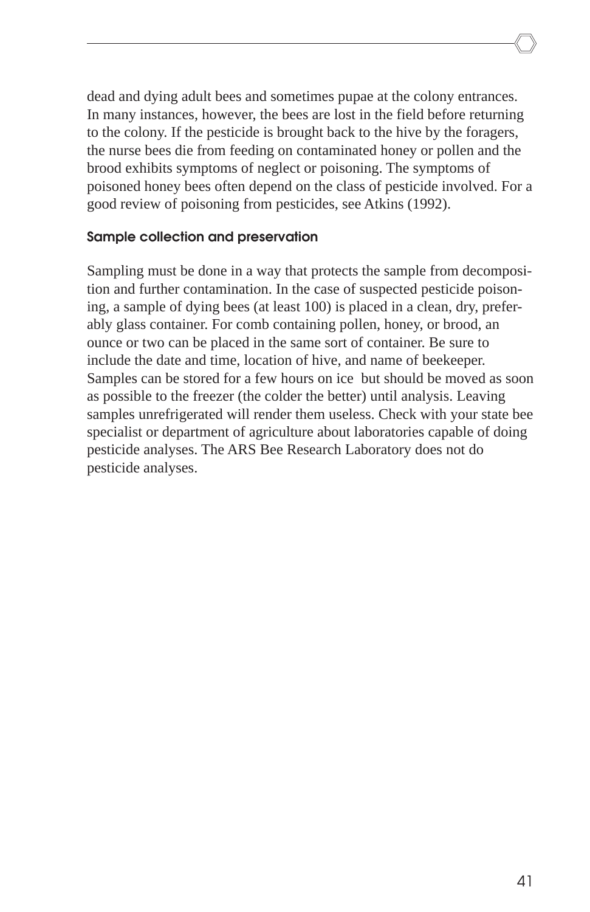dead and dying adult bees and sometimes pupae at the colony entrances. In many instances, however, the bees are lost in the field before returning to the colony. If the pesticide is brought back to the hive by the foragers, the nurse bees die from feeding on contaminated honey or pollen and the brood exhibits symptoms of neglect or poisoning. The symptoms of poisoned honey bees often depend on the class of pesticide involved. For a good review of poisoning from pesticides, see Atkins (1992).

### Sample collection and preservation

Sampling must be done in a way that protects the sample from decomposition and further contamination. In the case of suspected pesticide poisoning, a sample of dying bees (at least 100) is placed in a clean, dry, preferably glass container. For comb containing pollen, honey, or brood, an ounce or two can be placed in the same sort of container. Be sure to include the date and time, location of hive, and name of beekeeper. Samples can be stored for a few hours on ice but should be moved as soon as possible to the freezer (the colder the better) until analysis. Leaving samples unrefrigerated will render them useless. Check with your state bee specialist or department of agriculture about laboratories capable of doing pesticide analyses. The ARS Bee Research Laboratory does not do pesticide analyses.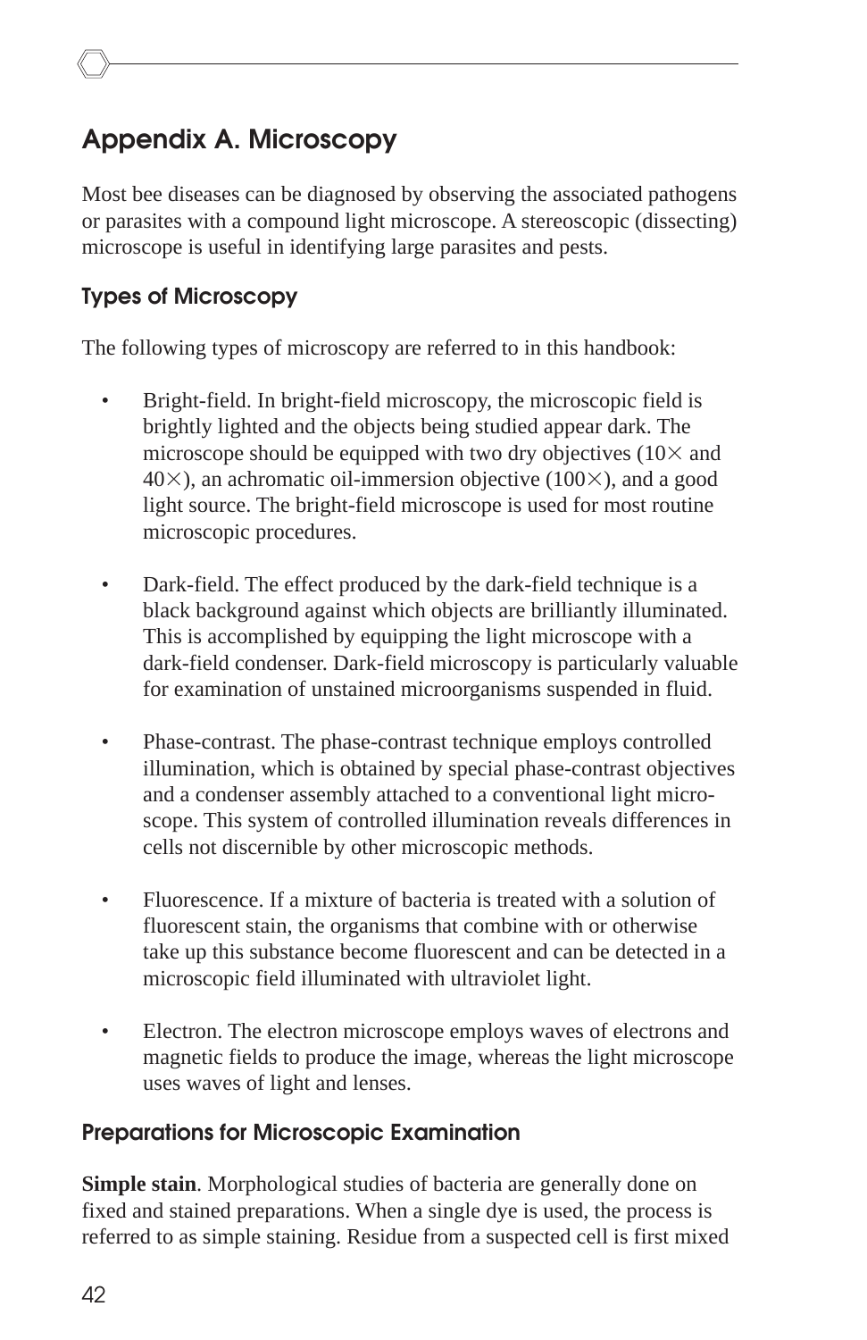# Appendix A. Microscopy

Most bee diseases can be diagnosed by observing the associated pathogens or parasites with a compound light microscope. A stereoscopic (dissecting) microscope is useful in identifying large parasites and pests.

## Types of Microscopy

The following types of microscopy are referred to in this handbook:

- Bright-field. In bright-field microscopy, the microscopic field is brightly lighted and the objects being studied appear dark. The microscope should be equipped with two dry objectives (10× and 40×), an achromatic oil-immersion objective (100×), and a good light source. The bright-field microscope is used for most routine microscopic procedures.

- Dark-field. The effect produced by the dark-field technique is a black background against which objects are brilliantly illuminated. This is accomplished by equipping the light microscope with a dark-field condenser. Dark-field microscopy is particularly valuable for examination of unstained microorganisms suspended in fluid.

- Phase-contrast. The phase-contrast technique employs controlled illumination, which is obtained by special phase-contrast objectives and a condenser assembly attached to a conventional light microscope. This system of controlled illumination reveals differences in cells not discernible by other microscopic methods.

- Fluorescence. If a mixture of bacteria is treated with a solution of fluorescent stain, the organisms that combine with or otherwise take up this substance become fluorescent and can be detected in a microscopic field illuminated with ultraviolet light.

- Electron. The electron microscope employs waves of electrons and magnetic fields to produce the image, whereas the light microscope uses waves of light and lenses.

## Preparations for Microscopic Examination

**Simple stain**. Morphological studies of bacteria are generally done on fixed and stained preparations. When a single dye is used, the process is referred to as simple staining. Residue from a suspected cell is first mixed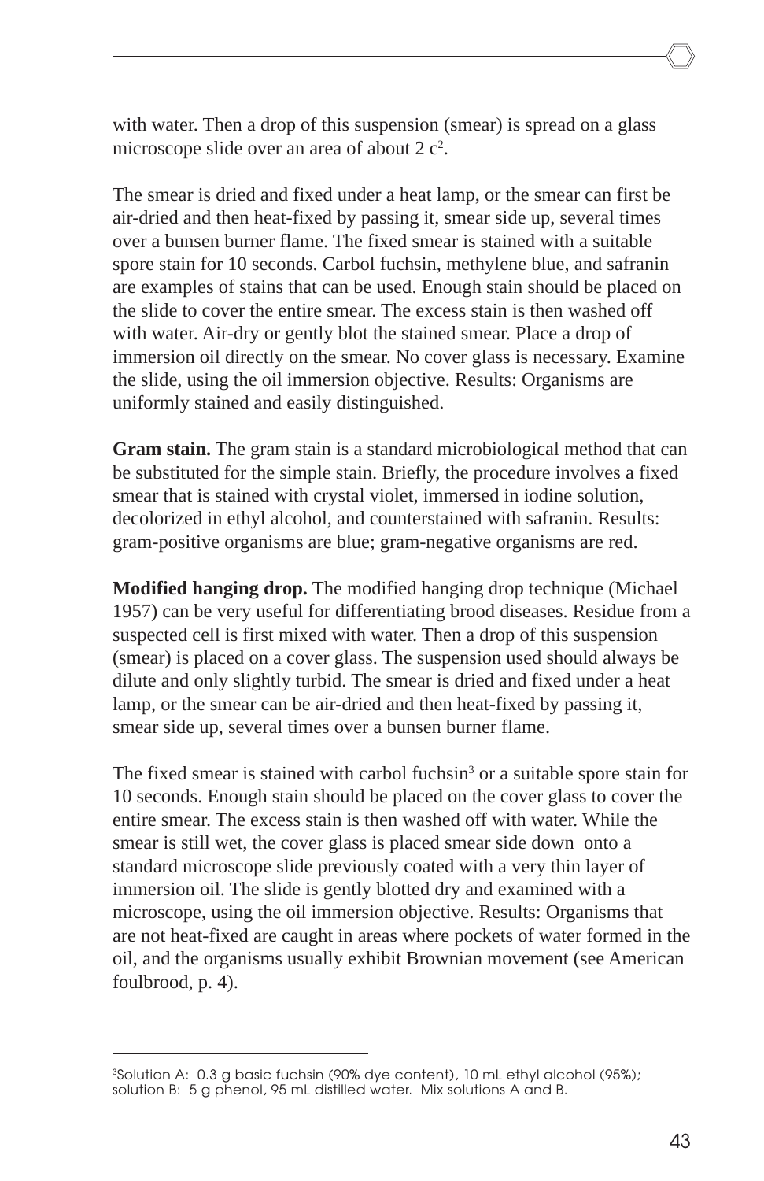with water. Then a drop of this suspension (smear) is spread on a glass microscope slide over an area of about 2 $c^2$.

The smear is dried and fixed under a heat lamp, or the smear can first be air-dried and then heat-fixed by passing it, smear side up, several times over a bunsen burner flame. The fixed smear is stained with a suitable spore stain for 10 seconds. Carbol fuchsin, methylene blue, and safranin are examples of stains that can be used. Enough stain should be placed on the slide to cover the entire smear. The excess stain is then washed off with water. Air-dry or gently blot the stained smear. Place a drop of immersion oil directly on the smear. No cover glass is necessary. Examine the slide, using the oil immersion objective. Results: Organisms are uniformly stained and easily distinguished.

**Gram stain.** The gram stain is a standard microbiological method that can be substituted for the simple stain. Briefly, the procedure involves a fixed smear that is stained with crystal violet, immersed in iodine solution, decolorized in ethyl alcohol, and counterstained with safranin. Results: gram-positive organisms are blue; gram-negative organisms are red.

**Modified hanging drop.** The modified hanging drop technique (Michael 1957) can be very useful for differentiating brood diseases. Residue from a suspected cell is first mixed with water. Then a drop of this suspension (smear) is placed on a cover glass. The suspension used should always be dilute and only slightly turbid. The smear is dried and fixed under a heat lamp, or the smear can be air-dried and then heat-fixed by passing it, smear side up, several times over a bunsen burner flame.

The fixed smear is stained with carbol fuchsin[3] or a suitable spore stain for 10 seconds. Enough stain should be placed on the cover glass to cover the entire smear. The excess stain is then washed off with water. While the smear is still wet, the cover glass is placed smear side down onto a standard microscope slide previously coated with a very thin layer of immersion oil. The slide is gently blotted dry and examined with a microscope, using the oil immersion objective. Results: Organisms that are not heat-fixed are caught in areas where pockets of water formed in the oil, and the organisms usually exhibit Brownian movement (see American foulbrood, p. 4).

---

[3]Solution A: 0.3 g basic fuchsin (90% dye content), 10 mL ethyl alcohol (95%); solution B: 5 g phenol, 95 mL distilled water. Mix solutions A and B.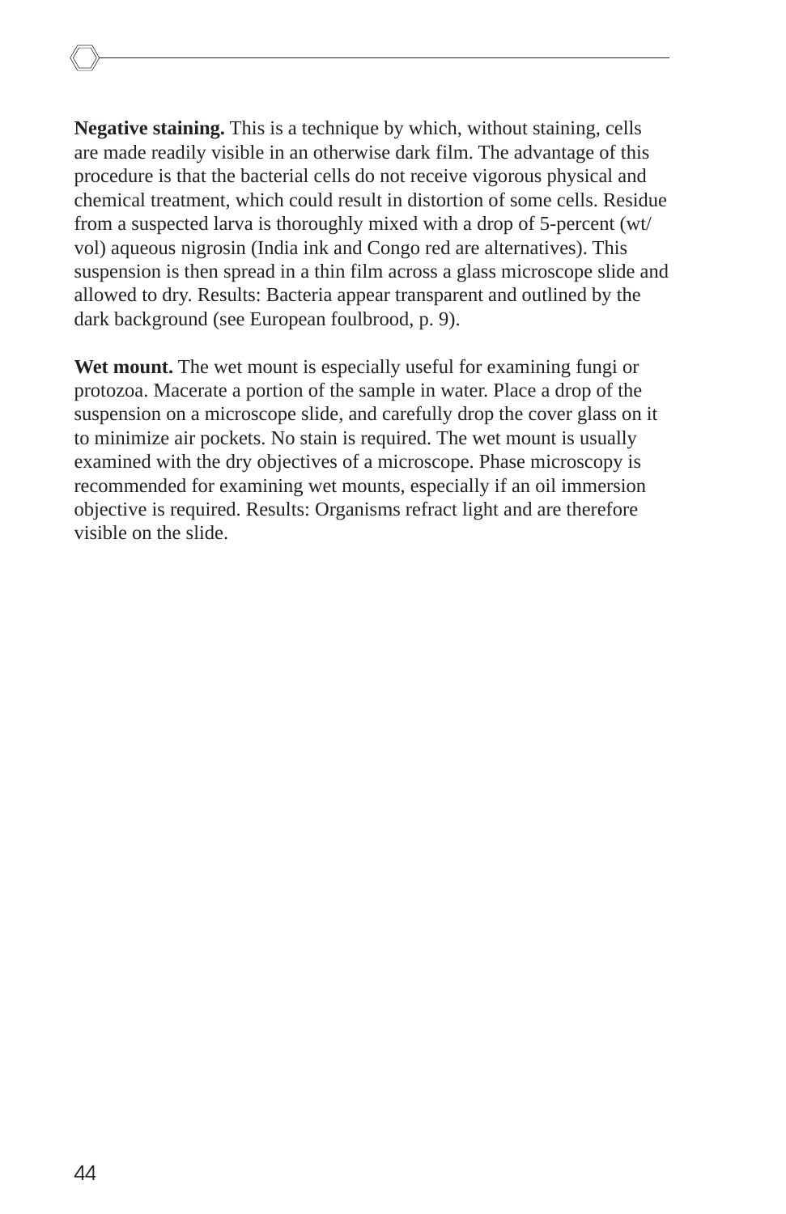**Negative staining.** This is a technique by which, without staining, cells are made readily visible in an otherwise dark film. The advantage of this procedure is that the bacterial cells do not receive vigorous physical and chemical treatment, which could result in distortion of some cells. Residue from a suspected larva is thoroughly mixed with a drop of 5-percent (wt/vol) aqueous nigrosin (India ink and Congo red are alternatives). This suspension is then spread in a thin film across a glass microscope slide and allowed to dry. Results: Bacteria appear transparent and outlined by the dark background (see European foulbrood, p. 9).

**Wet mount.** The wet mount is especially useful for examining fungi or protozoa. Macerate a portion of the sample in water. Place a drop of the suspension on a microscope slide, and carefully drop the cover glass on it to minimize air pockets. No stain is required. The wet mount is usually examined with the dry objectives of a microscope. Phase microscopy is recommended for examining wet mounts, especially if an oil immersion objective is required. Results: Organisms refract light and are therefore visible on the slide.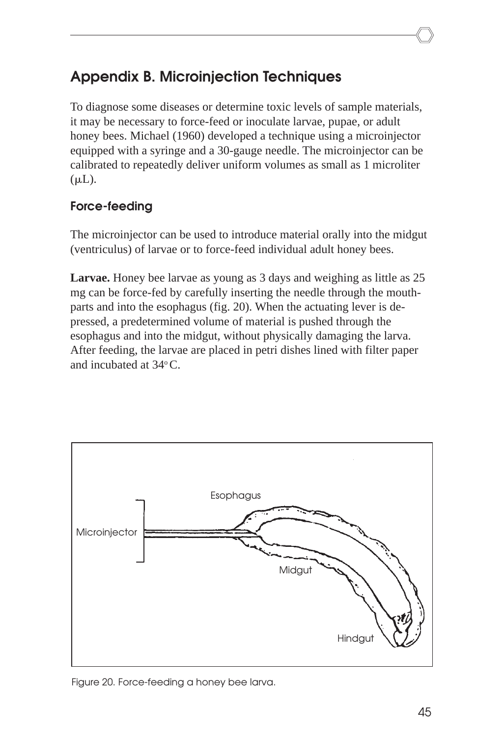## Appendix B. Microinjection Techniques

To diagnose some diseases or determine toxic levels of sample materials, it may be necessary to force-feed or inoculate larvae, pupae, or adult honey bees. Michael (1960) developed a technique using a microinjector equipped with a syringe and a 30-gauge needle. The microinjector can be calibrated to repeatedly deliver uniform volumes as small as 1 microliter (μL).

### Force-feeding

The microinjector can be used to introduce material orally into the midgut (ventriculus) of larvae or to force-feed individual adult honey bees.

**Larvae.** Honey bee larvae as young as 3 days and weighing as little as 25 mg can be force-fed by carefully inserting the needle through the mouth-parts and into the esophagus (fig. 20). When the actuating lever is depressed, a predetermined volume of material is pushed through the esophagus and into the midgut, without physically damaging the larva. After feeding, the larvae are placed in petri dishes lined with filter paper and incubated at 34$^{o}$ C.

Figure 20. Force-feeding a honey bee larva.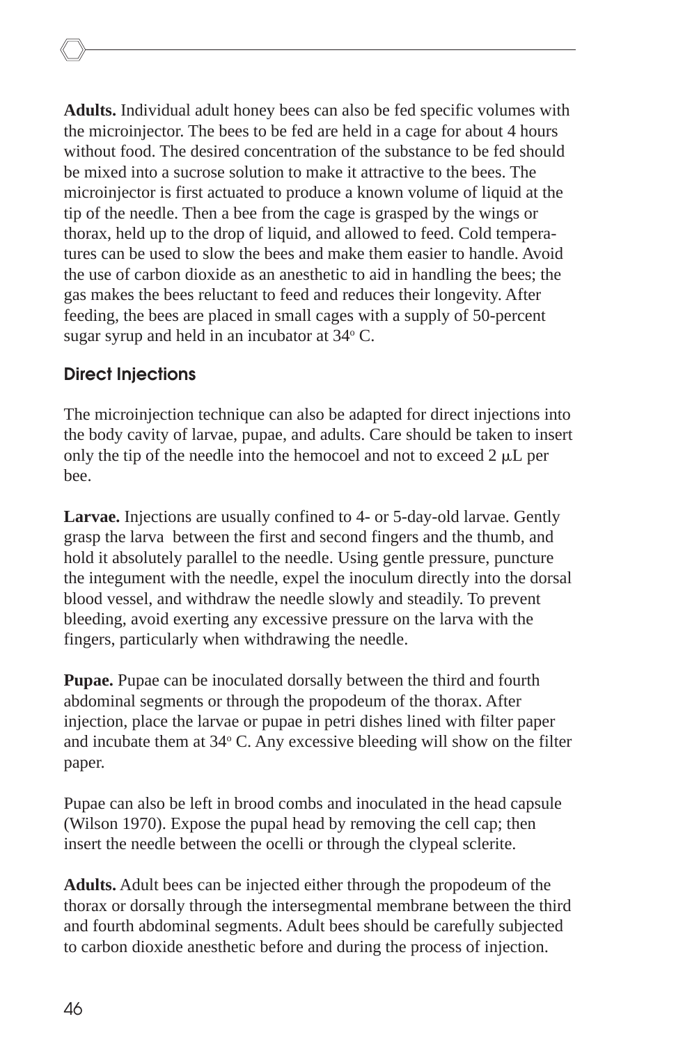**Adults.** Individual adult honey bees can also be fed specific volumes with the microinjector. The bees to be fed are held in a cage for about 4 hours without food. The desired concentration of the substance to be fed should be mixed into a sucrose solution to make it attractive to the bees. The microinjector is first actuated to produce a known volume of liquid at the tip of the needle. Then a bee from the cage is grasped by the wings or thorax, held up to the drop of liquid, and allowed to feed. Cold temperatures can be used to slow the bees and make them easier to handle. Avoid the use of carbon dioxide as an anesthetic to aid in handling the bees; the gas makes the bees reluctant to feed and reduces their longevity. After feeding, the bees are placed in small cages with a supply of 50-percent sugar syrup and held in an incubator at 34$^{o}$ C.

### Direct Injections

The microinjection technique can also be adapted for direct injections into the body cavity of larvae, pupae, and adults. Care should be taken to insert only the tip of the needle into the hemocoel and not to exceed 2 $\mu$L per bee.

**Larvae.** Injections are usually confined to 4- or 5-day-old larvae. Gently grasp the larva between the first and second fingers and the thumb, and hold it absolutely parallel to the needle. Using gentle pressure, puncture the integument with the needle, expel the inoculum directly into the dorsal blood vessel, and withdraw the needle slowly and steadily. To prevent bleeding, avoid exerting any excessive pressure on the larva with the fingers, particularly when withdrawing the needle.

**Pupae.** Pupae can be inoculated dorsally between the third and fourth abdominal segments or through the propodeum of the thorax. After injection, place the larvae or pupae in petri dishes lined with filter paper and incubate them at 34$^{o}$ C. Any excessive bleeding will show on the filter paper.

Pupae can also be left in brood combs and inoculated in the head capsule (Wilson 1970). Expose the pupal head by removing the cell cap; then insert the needle between the ocelli or through the clypeal sclerite.

**Adults.** Adult bees can be injected either through the propodeum of the thorax or dorsally through the intersegmental membrane between the third and fourth abdominal segments. Adult bees should be carefully subjected to carbon dioxide anesthetic before and during the process of injection.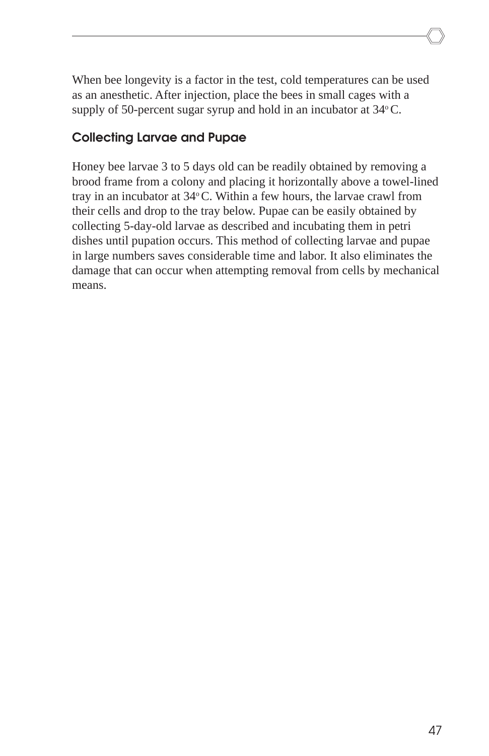When bee longevity is a factor in the test, cold temperatures can be used as an anesthetic. After injection, place the bees in small cages with a supply of 50-percent sugar syrup and hold in an incubator at 34$^{o}$ C.

### Collecting Larvae and Pupae

Honey bee larvae 3 to 5 days old can be readily obtained by removing a brood frame from a colony and placing it horizontally above a towel-lined tray in an incubator at 34$^{o}$ C. Within a few hours, the larvae crawl from their cells and drop to the tray below. Pupae can be easily obtained by collecting 5-day-old larvae as described and incubating them in petri dishes until pupation occurs. This method of collecting larvae and pupae in large numbers saves considerable time and labor. It also eliminates the damage that can occur when attempting removal from cells by mechanical means.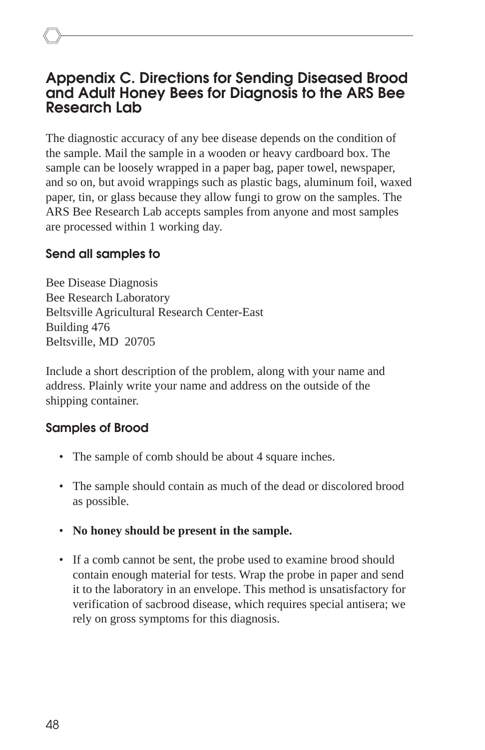## Appendix C. Directions for Sending Diseased Brood and Adult Honey Bees for Diagnosis to the ARS Bee Research Lab

The diagnostic accuracy of any bee disease depends on the condition of the sample. Mail the sample in a wooden or heavy cardboard box. The sample can be loosely wrapped in a paper bag, paper towel, newspaper, and so on, but avoid wrappings such as plastic bags, aluminum foil, waxed paper, tin, or glass because they allow fungi to grow on the samples. The ARS Bee Research Lab accepts samples from anyone and most samples are processed within 1 working day.

### Send all samples to

Bee Disease Diagnosis
Bee Research Laboratory
Beltsville Agricultural Research Center-East
Building 476
Beltsville, MD 20705

Include a short description of the problem, along with your name and address. Plainly write your name and address on the outside of the shipping container.

### Samples of Brood

- The sample of comb should be about 4 square inches.
- The sample should contain as much of the dead or discolored brood as possible.
- **No honey should be present in the sample.**
- If a comb cannot be sent, the probe used to examine brood should contain enough material for tests. Wrap the probe in paper and send it to the laboratory in an envelope. This method is unsatisfactory for verification of sacbrood disease, which requires special antisera; we rely on gross symptoms for this diagnosis.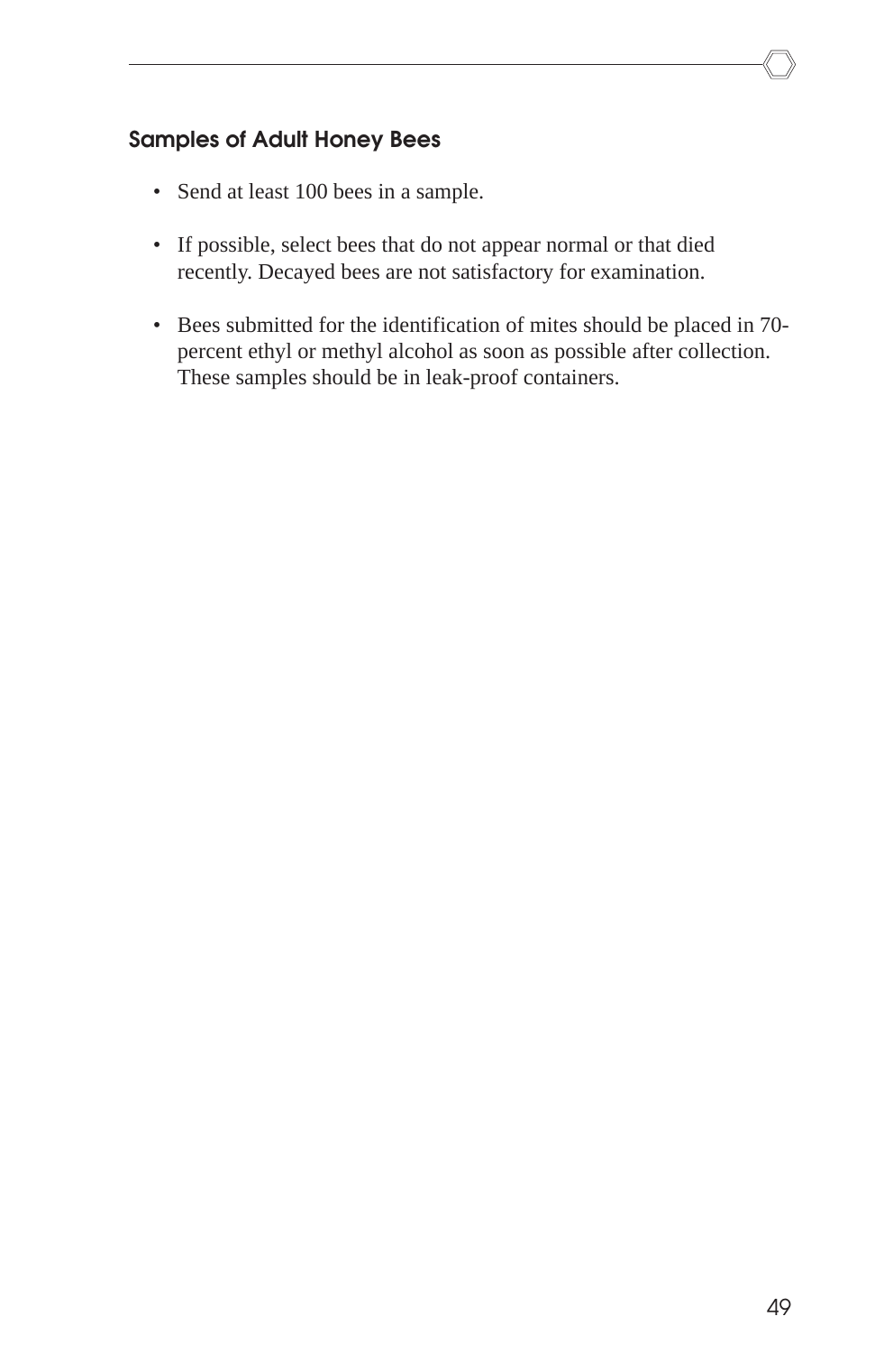### Samples of Adult Honey Bees

- Send at least 100 bees in a sample.
- If possible, select bees that do not appear normal or that died recently. Decayed bees are not satisfactory for examination.
- Bees submitted for the identification of mites should be placed in 70-percent ethyl or methyl alcohol as soon as possible after collection. These samples should be in leak-proof containers.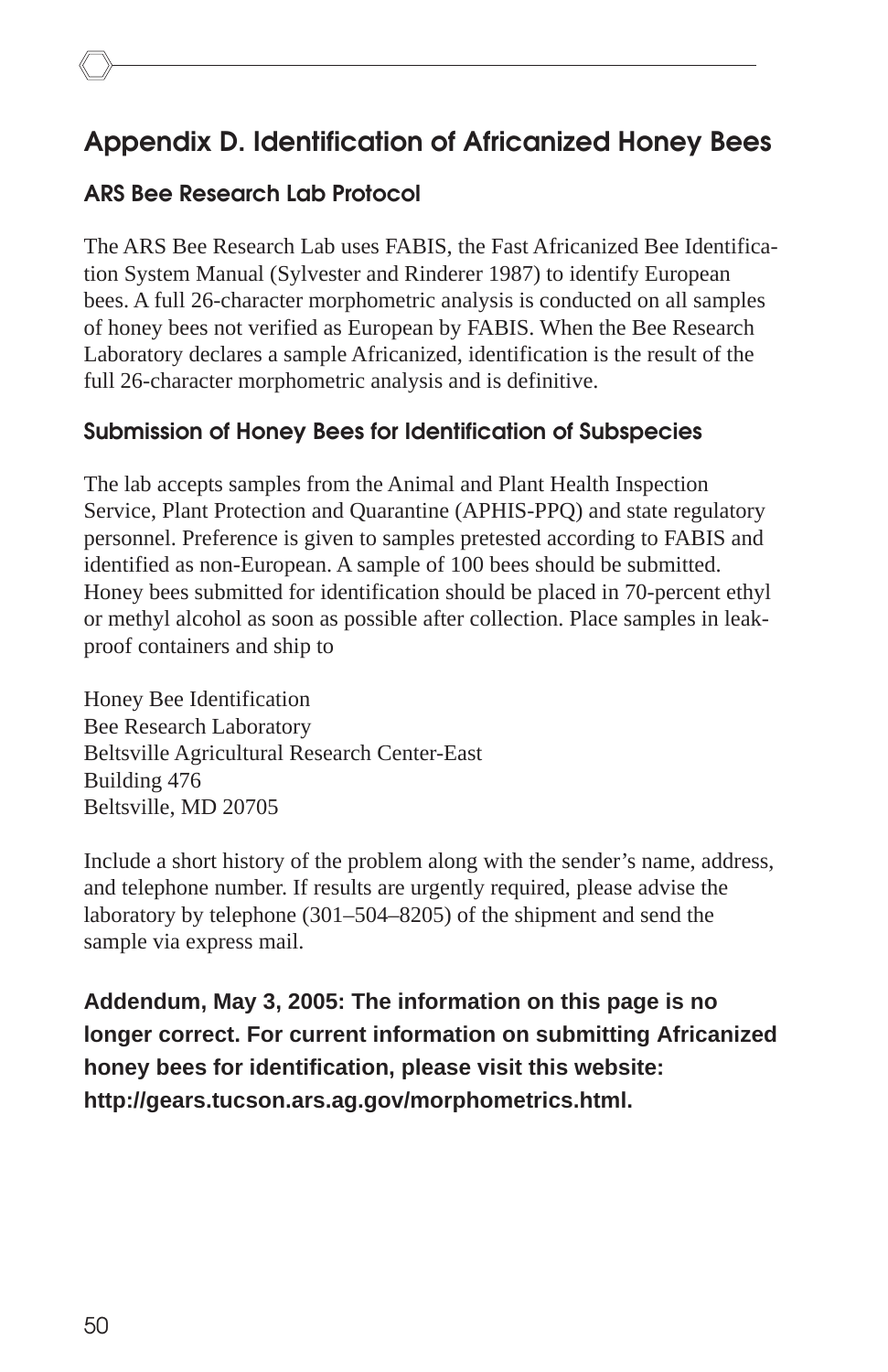# Appendix D. Identification of Africanized Honey Bees

## ARS Bee Research Lab Protocol

The ARS Bee Research Lab uses FABIS, the Fast Africanized Bee Identification System Manual (Sylvester and Rinderer 1987) to identify European bees. A full 26-character morphometric analysis is conducted on all samples of honey bees not verified as European by FABIS. When the Bee Research Laboratory declares a sample Africanized, identification is the result of the full 26-character morphometric analysis and is definitive.

## Submission of Honey Bees for Identification of Subspecies

The lab accepts samples from the Animal and Plant Health Inspection Service, Plant Protection and Quarantine (APHIS-PPQ) and state regulatory personnel. Preference is given to samples pretested according to FABIS and identified as non-European. A sample of 100 bees should be submitted. Honey bees submitted for identification should be placed in 70-percent ethyl or methyl alcohol as soon as possible after collection. Place samples in leak-proof containers and ship to

Honey Bee Identification
Bee Research Laboratory
Beltsville Agricultural Research Center-East
Building 476
Beltsville, MD 20705

Include a short history of the problem along with the sender's name, address, and telephone number. If results are urgently required, please advise the laboratory by telephone (301–504–8205) of the shipment and send the sample via express mail.

**Addendum, May 3, 2005: The information on this page is no longer correct. For current information on submitting Africanized honey bees for identification, please visit this website: http://gears.tucson.ars.ag.gov/morphometrics.html.**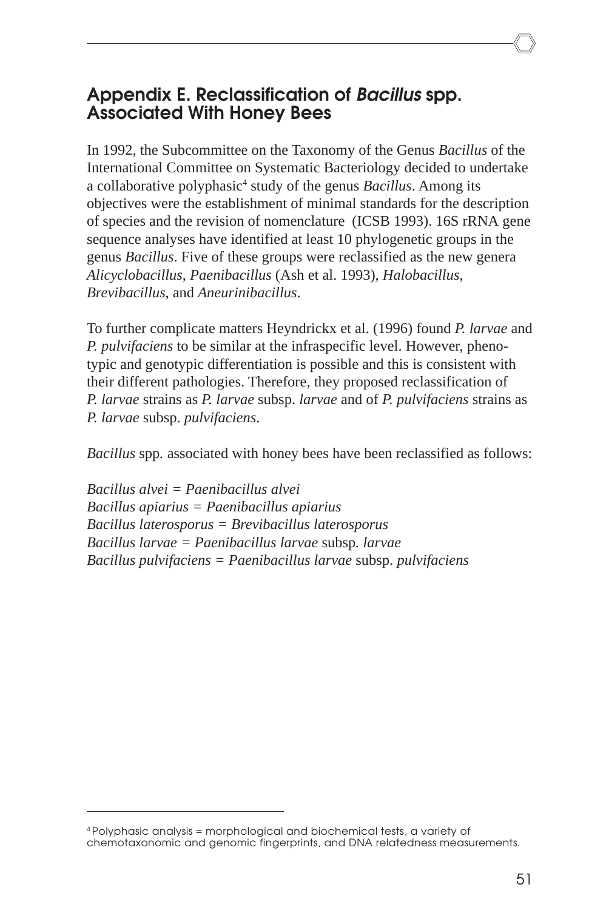## Appendix E. Reclassification of *Bacillus* spp. Associated With Honey Bees

In 1992, the Subcommittee on the Taxonomy of the Genus *Bacillus* of the International Committee on Systematic Bacteriology decided to undertake a collaborative polyphasic[4] study of the genus *Bacillus*. Among its objectives were the establishment of minimal standards for the description of species and the revision of nomenclature (ICSB 1993). 16S rRNA gene sequence analyses have identified at least 10 phylogenetic groups in the genus *Bacillus*. Five of these groups were reclassified as the new genera *Alicyclobacillus*, *Paenibacillus* (Ash et al. 1993), *Halobacillus*, *Brevibacillus,* and *Aneurinibacillus*.

To further complicate matters Heyndrickx et al. (1996) found *P. larvae* and *P. pulvifaciens* to be similar at the infraspecific level. However, phenotypic and genotypic differentiation is possible and this is consistent with their different pathologies. Therefore, they proposed reclassification of *P. larvae* strains as *P. larvae* subsp. *larvae* and of *P. pulvifaciens* strains as *P. larvae* subsp. *pulvifaciens*.

*Bacillus* spp*.* associated with honey bees have been reclassified as follows:

*Bacillus alvei = Paenibacillus alvei*
*Bacillus apiarius = Paenibacillus apiarius*
*Bacillus laterosporus = Brevibacillus laterosporus*
*Bacillus larvae = Paenibacillus larvae* subsp*. larvae*
*Bacillus pulvifaciens = Paenibacillus larvae* subsp. *pulvifaciens*

---

[4] Polyphasic analysis = morphological and biochemical tests, a variety of chemotaxonomic and genomic fingerprints, and DNA relatedness measurements.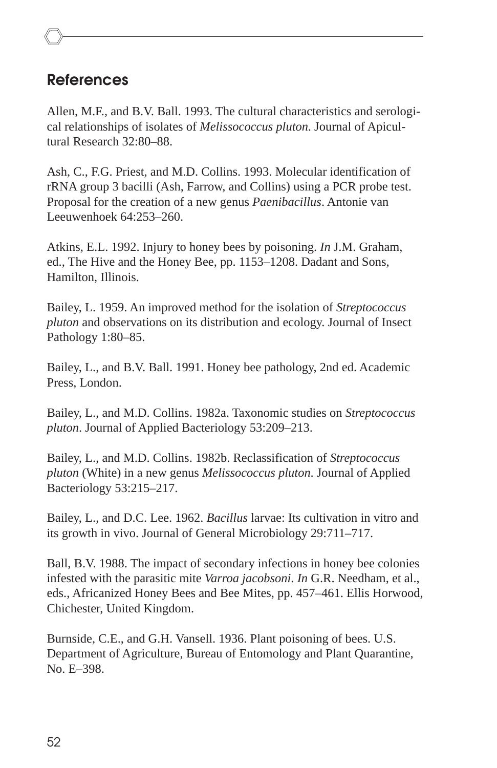## References

Allen, M.F., and B.V. Ball. 1993. The cultural characteristics and serological relationships of isolates of *Melissococcus pluton*. Journal of Apicultural Research 32:80–88.

Ash, C., F.G. Priest, and M.D. Collins. 1993. Molecular identification of rRNA group 3 bacilli (Ash, Farrow, and Collins) using a PCR probe test. Proposal for the creation of a new genus *Paenibacillus*. Antonie van Leeuwenhoek 64:253–260.

Atkins, E.L. 1992. Injury to honey bees by poisoning. *In* J.M. Graham, ed., The Hive and the Honey Bee, pp. 1153–1208. Dadant and Sons, Hamilton, Illinois.

Bailey, L. 1959. An improved method for the isolation of *Streptococcus pluton* and observations on its distribution and ecology. Journal of Insect Pathology 1:80–85.

Bailey, L., and B.V. Ball. 1991. Honey bee pathology, 2nd ed. Academic Press, London.

Bailey, L., and M.D. Collins. 1982a. Taxonomic studies on *Streptococcus pluton*. Journal of Applied Bacteriology 53:209–213.

Bailey, L., and M.D. Collins. 1982b. Reclassification of *Streptococcus pluton* (White) in a new genus *Melissococcus pluton*. Journal of Applied Bacteriology 53:215–217.

Bailey, L., and D.C. Lee. 1962. *Bacillus* larvae: Its cultivation in vitro and its growth in vivo. Journal of General Microbiology 29:711–717.

Ball, B.V. 1988. The impact of secondary infections in honey bee colonies infested with the parasitic mite *Varroa jacobsoni*. *In* G.R. Needham, et al., eds., Africanized Honey Bees and Bee Mites, pp. 457–461. Ellis Horwood, Chichester, United Kingdom.

Burnside, C.E., and G.H. Vansell. 1936. Plant poisoning of bees. U.S. Department of Agriculture, Bureau of Entomology and Plant Quarantine, No. E–398.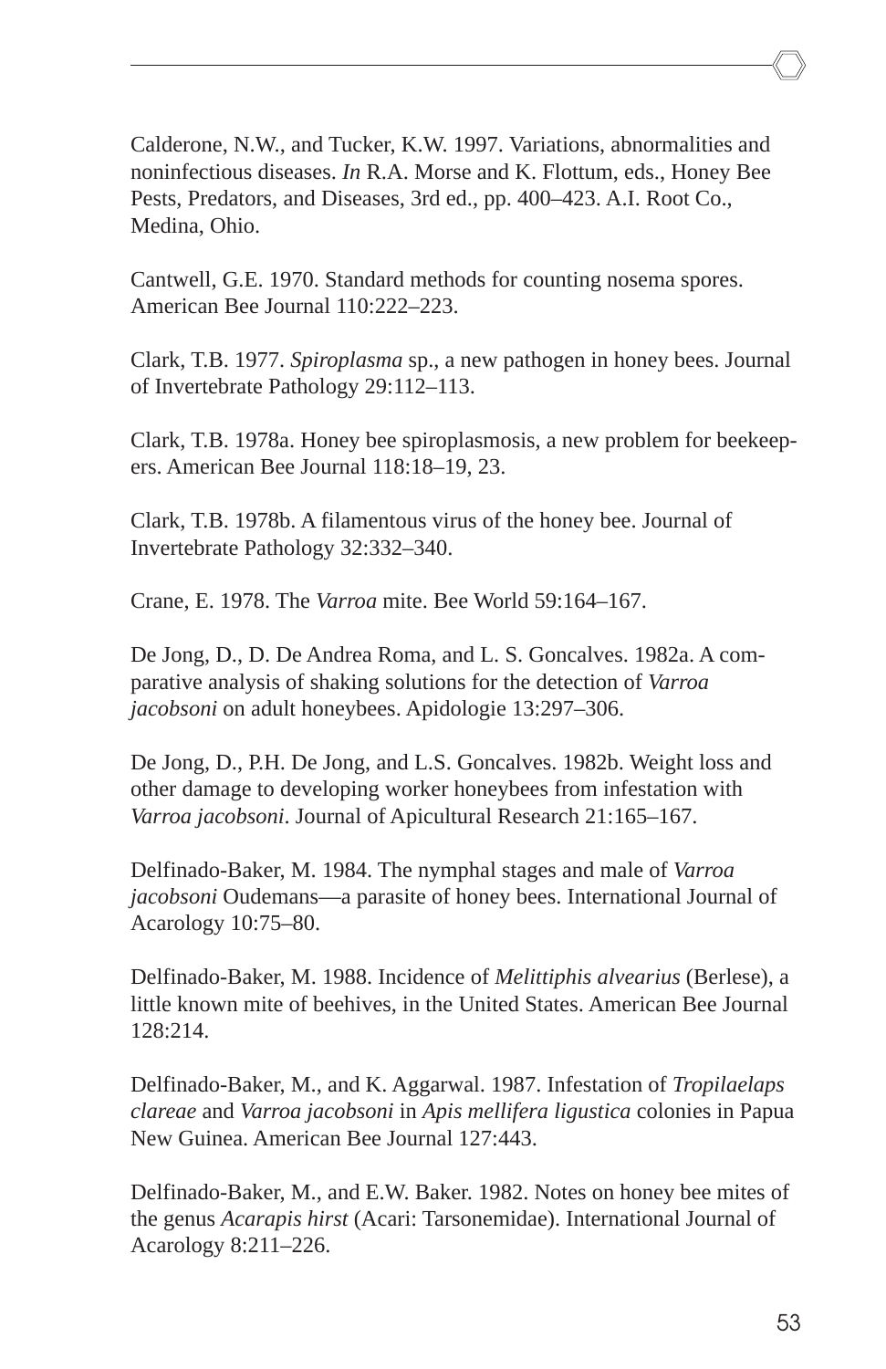Calderone, N.W., and Tucker, K.W. 1997. Variations, abnormalities and noninfectious diseases. *In* R.A. Morse and K. Flottum, eds., Honey Bee Pests, Predators, and Diseases, 3rd ed., pp. 400–423. A.I. Root Co., Medina, Ohio.

Cantwell, G.E. 1970. Standard methods for counting nosema spores. American Bee Journal 110:222–223.

Clark, T.B. 1977. *Spiroplasma* sp., a new pathogen in honey bees. Journal of Invertebrate Pathology 29:112–113.

Clark, T.B. 1978a. Honey bee spiroplasmosis, a new problem for beekeepers. American Bee Journal 118:18–19, 23.

Clark, T.B. 1978b. A filamentous virus of the honey bee. Journal of Invertebrate Pathology 32:332–340.

Crane, E. 1978. The *Varroa* mite. Bee World 59:164–167.

De Jong, D., D. De Andrea Roma, and L. S. Goncalves. 1982a. A comparative analysis of shaking solutions for the detection of *Varroa jacobsoni* on adult honeybees. Apidologie 13:297–306.

De Jong, D., P.H. De Jong, and L.S. Goncalves. 1982b. Weight loss and other damage to developing worker honeybees from infestation with *Varroa jacobsoni*. Journal of Apicultural Research 21:165–167.

Delfinado-Baker, M. 1984. The nymphal stages and male of *Varroa jacobsoni* Oudemans—a parasite of honey bees. International Journal of Acarology 10:75–80.

Delfinado-Baker, M. 1988. Incidence of *Melittiphis alvearius* (Berlese), a little known mite of beehives, in the United States. American Bee Journal 128:214.

Delfinado-Baker, M., and K. Aggarwal. 1987. Infestation of *Tropilaelaps clareae* and *Varroa jacobsoni* in *Apis mellifera ligustica* colonies in Papua New Guinea. American Bee Journal 127:443.

Delfinado-Baker, M., and E.W. Baker. 1982. Notes on honey bee mites of the genus *Acarapis hirst* (Acari: Tarsonemidae). International Journal of Acarology 8:211–226.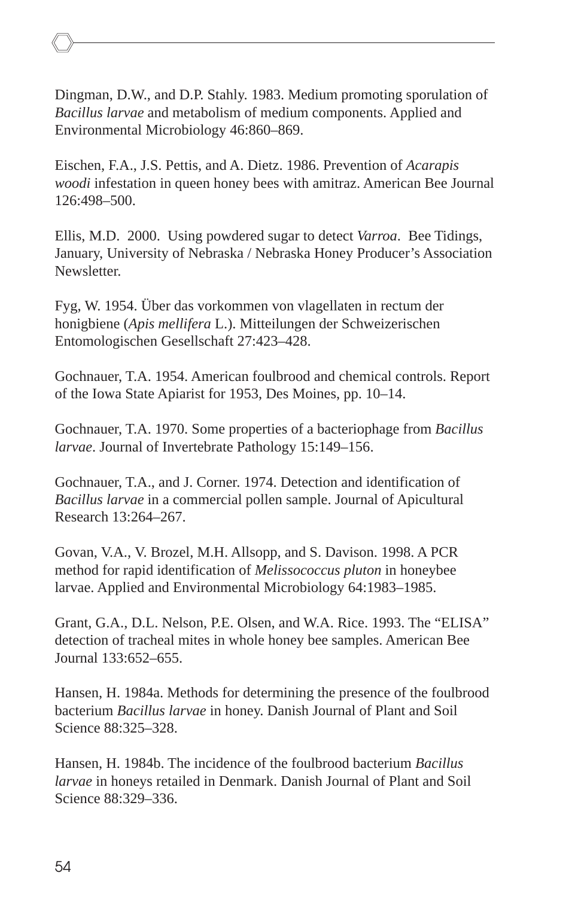Dingman, D.W., and D.P. Stahly. 1983. Medium promoting sporulation of *Bacillus larvae* and metabolism of medium components. Applied and Environmental Microbiology 46:860–869.

Eischen, F.A., J.S. Pettis, and A. Dietz. 1986. Prevention of *Acarapis woodi* infestation in queen honey bees with amitraz. American Bee Journal 126:498–500.

Ellis, M.D.  2000.  Using powdered sugar to detect *Varroa*.  Bee Tidings, January, University of Nebraska / Nebraska Honey Producer's Association Newsletter.

Fyg, W. 1954. Über das vorkommen von vlagellaten in rectum der honigbiene (*Apis mellifera* L.). Mitteilungen der Schweizerischen Entomologischen Gesellschaft 27:423–428.

Gochnauer, T.A. 1954. American foulbrood and chemical controls. Report of the Iowa State Apiarist for 1953, Des Moines, pp. 10–14.

Gochnauer, T.A. 1970. Some properties of a bacteriophage from *Bacillus larvae*. Journal of Invertebrate Pathology 15:149–156.

Gochnauer, T.A., and J. Corner. 1974. Detection and identification of *Bacillus larvae* in a commercial pollen sample. Journal of Apicultural Research 13:264–267.

Govan, V.A., V. Brozel, M.H. Allsopp, and S. Davison. 1998. A PCR method for rapid identification of *Melissococcus pluton* in honeybee larvae. Applied and Environmental Microbiology 64:1983–1985.

Grant, G.A., D.L. Nelson, P.E. Olsen, and W.A. Rice. 1993. The "ELISA" detection of tracheal mites in whole honey bee samples. American Bee Journal 133:652–655.

Hansen, H. 1984a. Methods for determining the presence of the foulbrood bacterium *Bacillus larvae* in honey. Danish Journal of Plant and Soil Science 88:325–328.

Hansen, H. 1984b. The incidence of the foulbrood bacterium *Bacillus larvae* in honeys retailed in Denmark. Danish Journal of Plant and Soil Science 88:329–336.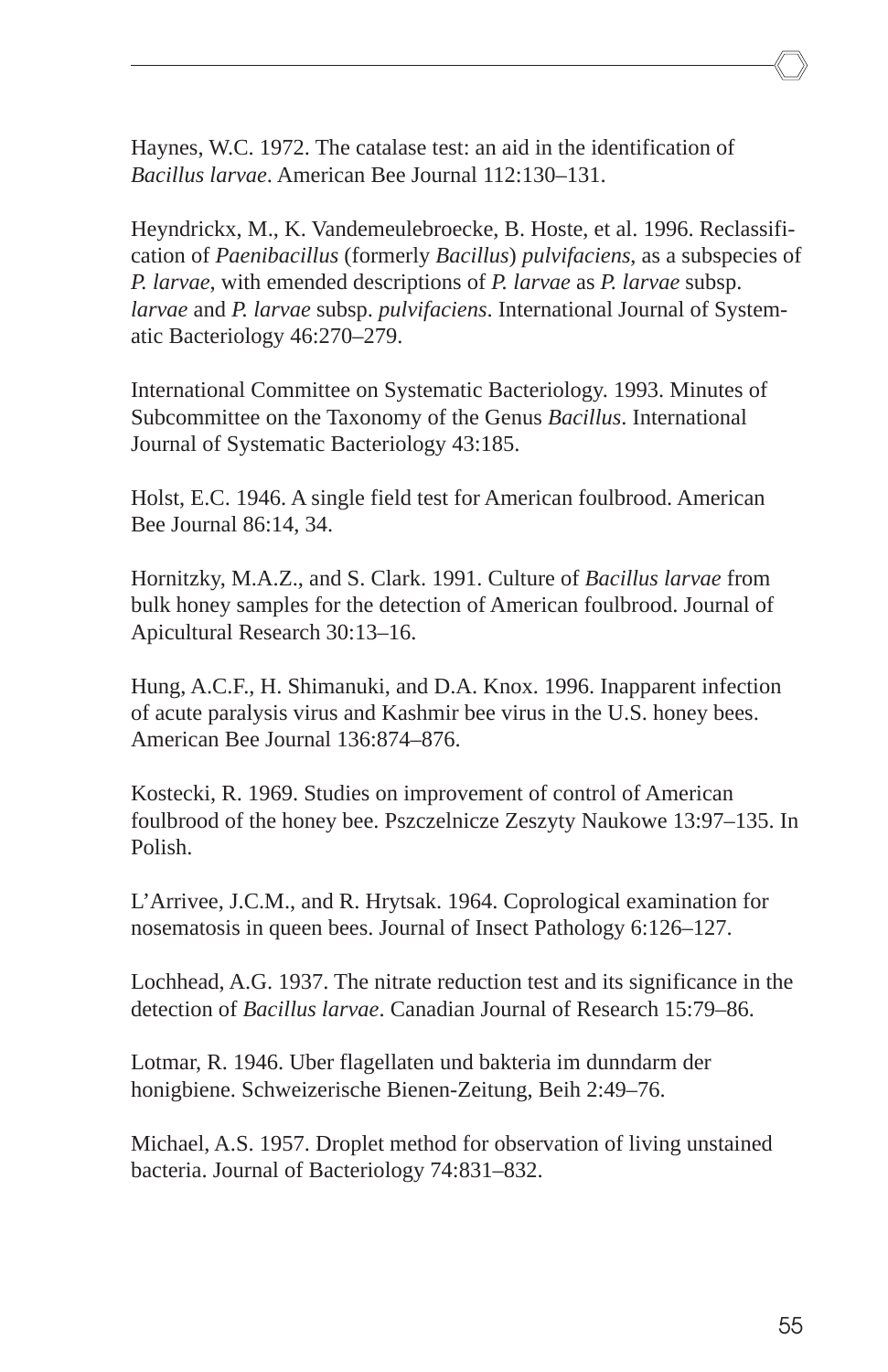Haynes, W.C. 1972. The catalase test: an aid in the identification of *Bacillus larvae*. American Bee Journal 112:130–131.

Heyndrickx, M., K. Vandemeulebroecke, B. Hoste, et al. 1996. Reclassification of *Paenibacillus* (formerly *Bacillus*) *pulvifaciens*, as a subspecies of *P. larvae*, with emended descriptions of *P. larvae* as *P. larvae* subsp. *larvae* and *P. larvae* subsp. *pulvifaciens*. International Journal of Systematic Bacteriology 46:270–279.

International Committee on Systematic Bacteriology. 1993. Minutes of Subcommittee on the Taxonomy of the Genus *Bacillus*. International Journal of Systematic Bacteriology 43:185.

Holst, E.C. 1946. A single field test for American foulbrood. American Bee Journal 86:14, 34.

Hornitzky, M.A.Z., and S. Clark. 1991. Culture of *Bacillus larvae* from bulk honey samples for the detection of American foulbrood. Journal of Apicultural Research 30:13–16.

Hung, A.C.F., H. Shimanuki, and D.A. Knox. 1996. Inapparent infection of acute paralysis virus and Kashmir bee virus in the U.S. honey bees. American Bee Journal 136:874–876.

Kostecki, R. 1969. Studies on improvement of control of American foulbrood of the honey bee. Pszczelnicze Zeszyty Naukowe 13:97–135. In Polish.

L'Arrivee, J.C.M., and R. Hrytsak. 1964. Coprological examination for nosematosis in queen bees. Journal of Insect Pathology 6:126–127.

Lochhead, A.G. 1937. The nitrate reduction test and its significance in the detection of *Bacillus larvae*. Canadian Journal of Research 15:79–86.

Lotmar, R. 1946. Uber flagellaten und bakteria im dunndarm der honigbiene. Schweizerische Bienen-Zeitung, Beih 2:49–76.

Michael, A.S. 1957. Droplet method for observation of living unstained bacteria. Journal of Bacteriology 74:831–832.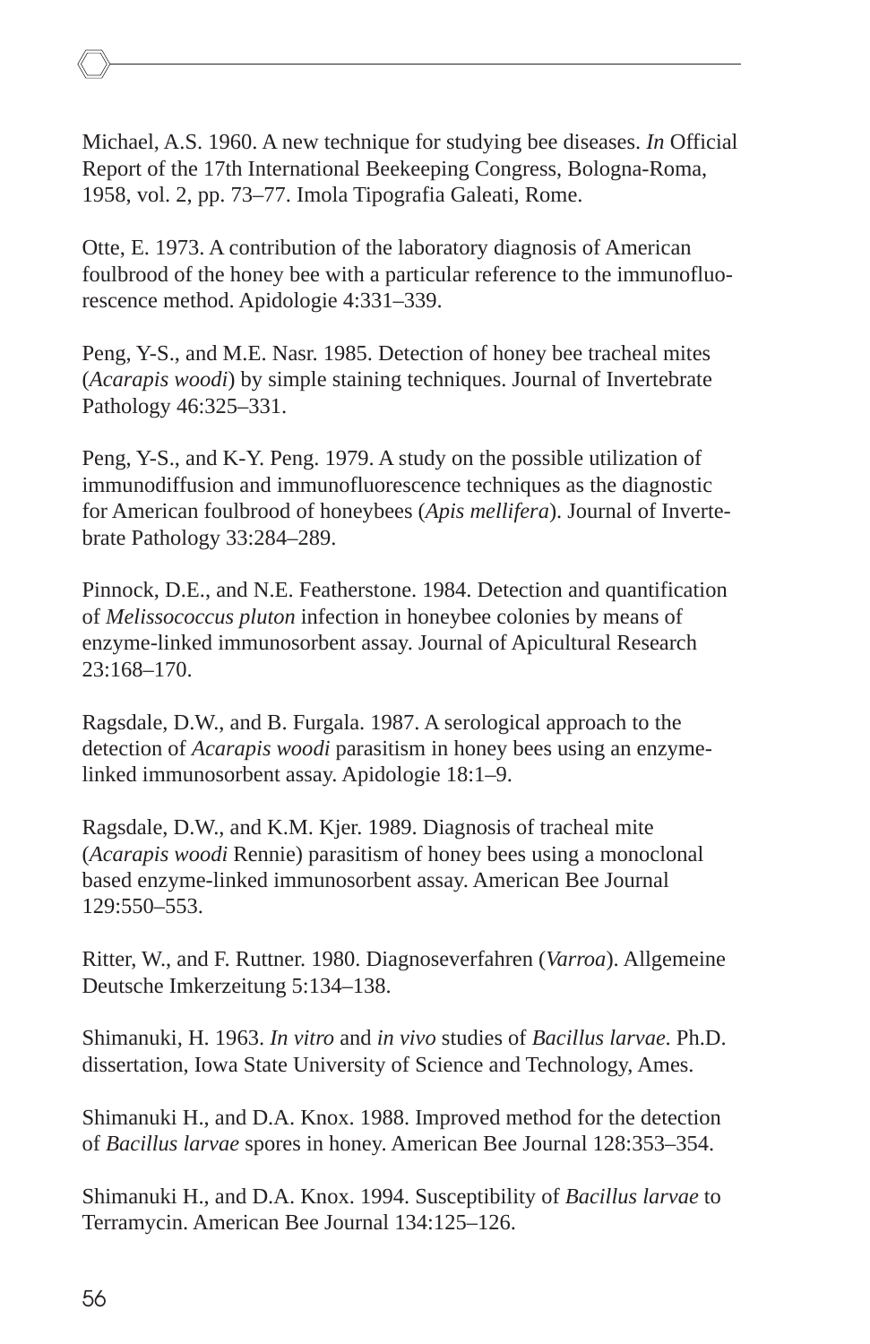Michael, A.S. 1960. A new technique for studying bee diseases. *In* Official Report of the 17th International Beekeeping Congress, Bologna-Roma, 1958, vol. 2, pp. 73–77. Imola Tipografia Galeati, Rome.

Otte, E. 1973. A contribution of the laboratory diagnosis of American foulbrood of the honey bee with a particular reference to the immunofluorescence method. Apidologie 4:331–339.

Peng, Y-S., and M.E. Nasr. 1985. Detection of honey bee tracheal mites (*Acarapis woodi*) by simple staining techniques. Journal of Invertebrate Pathology 46:325–331.

Peng, Y-S., and K-Y. Peng. 1979. A study on the possible utilization of immunodiffusion and immunofluorescence techniques as the diagnostic for American foulbrood of honeybees (*Apis mellifera*). Journal of Invertebrate Pathology 33:284–289.

Pinnock, D.E., and N.E. Featherstone. 1984. Detection and quantification of *Melissococcus pluton* infection in honeybee colonies by means of enzyme-linked immunosorbent assay. Journal of Apicultural Research 23:168–170.

Ragsdale, D.W., and B. Furgala. 1987. A serological approach to the detection of *Acarapis woodi* parasitism in honey bees using an enzyme-linked immunosorbent assay. Apidologie 18:1–9.

Ragsdale, D.W., and K.M. Kjer. 1989. Diagnosis of tracheal mite (*Acarapis woodi* Rennie) parasitism of honey bees using a monoclonal based enzyme-linked immunosorbent assay. American Bee Journal 129:550–553.

Ritter, W., and F. Ruttner. 1980. Diagnoseverfahren (*Varroa*). Allgemeine Deutsche Imkerzeitung 5:134–138.

Shimanuki, H. 1963. *In vitro* and *in vivo* studies of *Bacillus larvae*. Ph.D. dissertation, Iowa State University of Science and Technology, Ames.

Shimanuki H., and D.A. Knox. 1988. Improved method for the detection of *Bacillus larvae* spores in honey. American Bee Journal 128:353–354.

Shimanuki H., and D.A. Knox. 1994. Susceptibility of *Bacillus larvae* to Terramycin. American Bee Journal 134:125–126.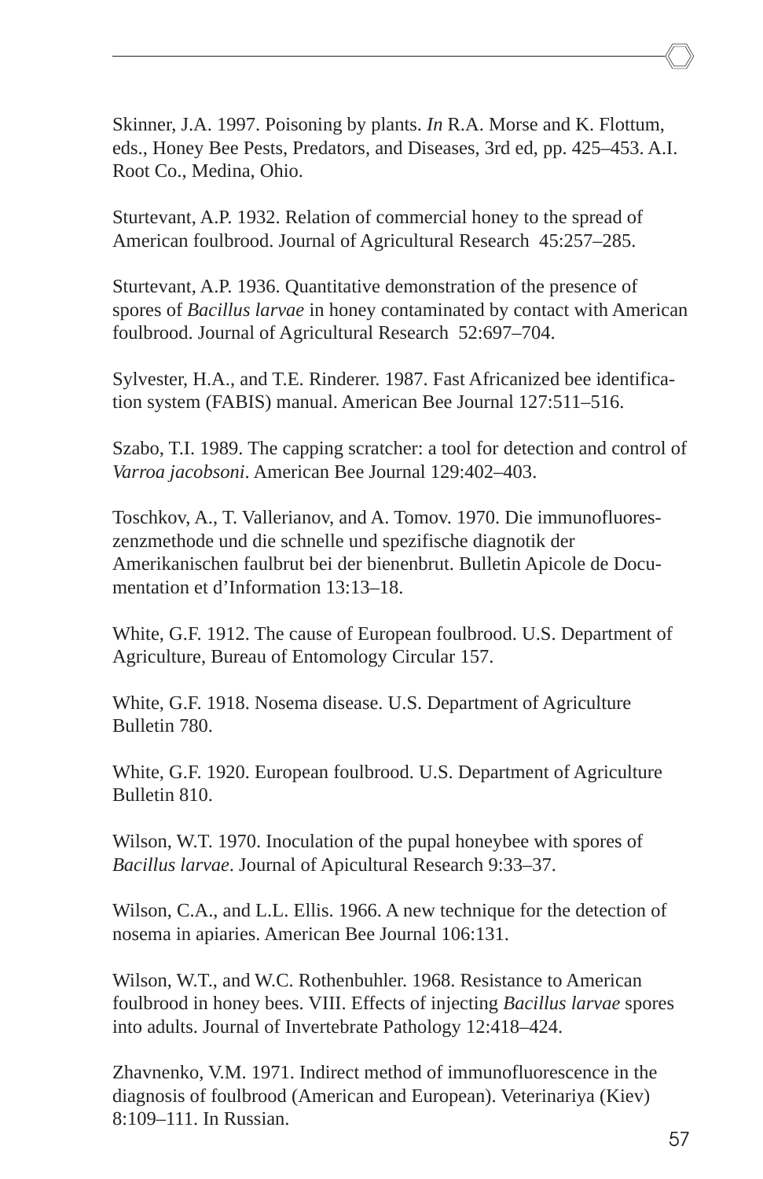Skinner, J.A. 1997. Poisoning by plants. *In* R.A. Morse and K. Flottum, eds., Honey Bee Pests, Predators, and Diseases, 3rd ed, pp. 425–453. A.I. Root Co., Medina, Ohio.

Sturtevant, A.P. 1932. Relation of commercial honey to the spread of American foulbrood. Journal of Agricultural Research 45:257–285.

Sturtevant, A.P. 1936. Quantitative demonstration of the presence of spores of *Bacillus larvae* in honey contaminated by contact with American foulbrood. Journal of Agricultural Research 52:697–704.

Sylvester, H.A., and T.E. Rinderer. 1987. Fast Africanized bee identification system (FABIS) manual. American Bee Journal 127:511–516.

Szabo, T.I. 1989. The capping scratcher: a tool for detection and control of *Varroa jacobsoni*. American Bee Journal 129:402–403.

Toschkov, A., T. Vallerianov, and A. Tomov. 1970. Die immunofluoreszenzmethode und die schnelle und spezifische diagnotik der Amerikanischen faulbrut bei der bienenbrut. Bulletin Apicole de Documentation et d'Information 13:13–18.

White, G.F. 1912. The cause of European foulbrood. U.S. Department of Agriculture, Bureau of Entomology Circular 157.

White, G.F. 1918. Nosema disease. U.S. Department of Agriculture Bulletin 780.

White, G.F. 1920. European foulbrood. U.S. Department of Agriculture Bulletin 810.

Wilson, W.T. 1970. Inoculation of the pupal honeybee with spores of *Bacillus larvae*. Journal of Apicultural Research 9:33–37.

Wilson, C.A., and L.L. Ellis. 1966. A new technique for the detection of nosema in apiaries. American Bee Journal 106:131.

Wilson, W.T., and W.C. Rothenbuhler. 1968. Resistance to American foulbrood in honey bees. VIII. Effects of injecting *Bacillus larvae* spores into adults. Journal of Invertebrate Pathology 12:418–424.

Zhavnenko, V.M. 1971. Indirect method of immunofluorescence in the diagnosis of foulbrood (American and European). Veterinariya (Kiev) 8:109–111. In Russian.